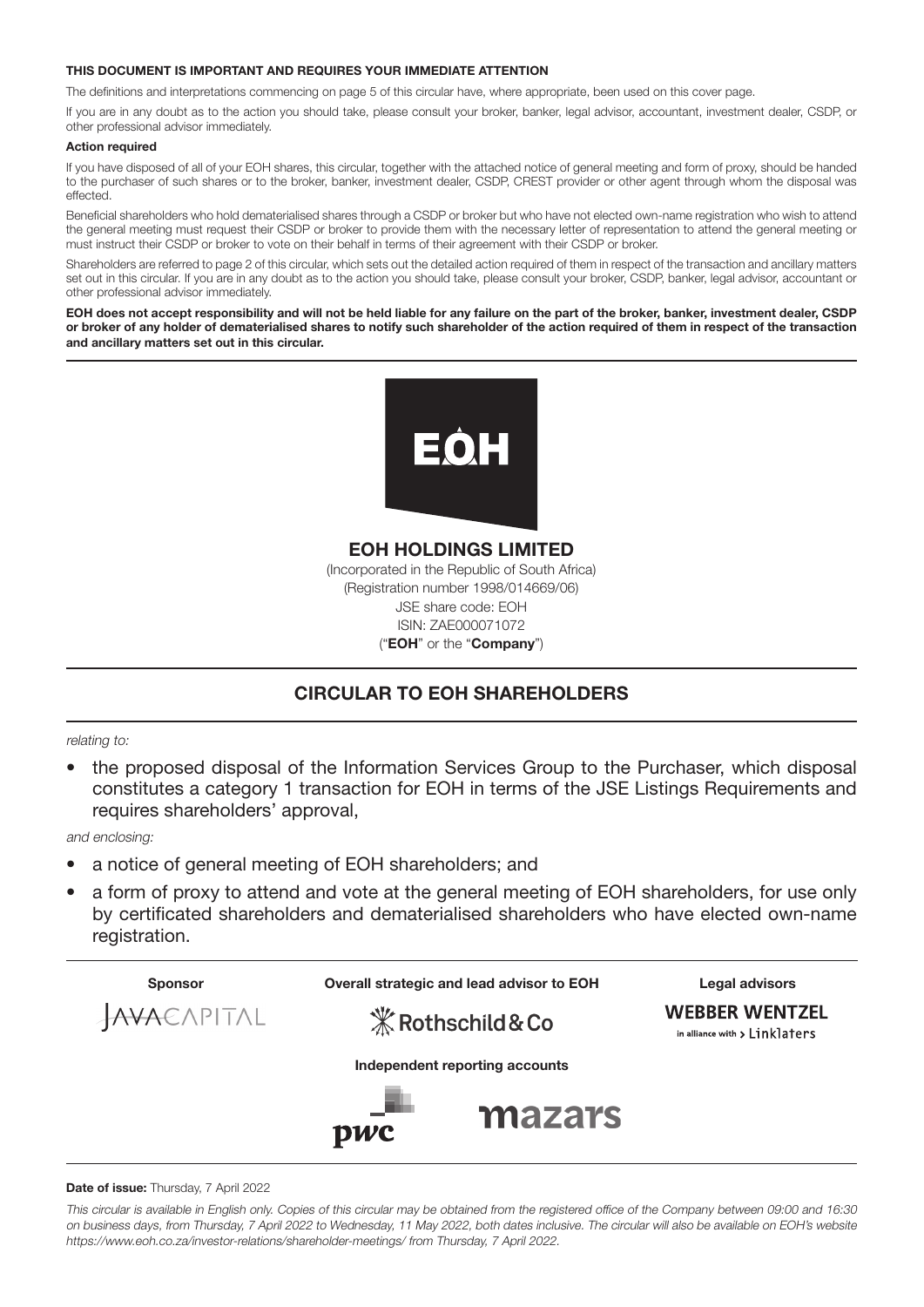**THIS DOCUMENT IS IMPORTANT AND REQUIRES YOUR IMMEDIATE ATTENTION**

The definitions and interpretations commencing on page 5 of this circular have, where appropriate, been used on this cover page.

If you are in any doubt as to the action you should take, please consult your broker, banker, legal advisor, accountant, investment dealer, CSDP, or other professional advisor immediately.

**Action required**

If you have disposed of all of your EOH shares, this circular, together with the attached notice of general meeting and form of proxy, should be handed to the purchaser of such shares or to the broker, banker, investment dealer, CSDP, CREST provider or other agent through whom the disposal was effected.

Beneficial shareholders who hold dematerialised shares through a CSDP or broker but who have not elected own-name registration who wish to attend the general meeting must request their CSDP or broker to provide them with the necessary letter of representation to attend the general meeting or must instruct their CSDP or broker to vote on their behalf in terms of their agreement with their CSDP or broker.

Shareholders are referred to page 2 of this circular, which sets out the detailed action required of them in respect of the transaction and ancillary matters set out in this circular. If you are in any doubt as to the action you should take, please consult your broker, CSDP, banker, legal advisor, accountant or other professional advisor immediately.

**EOH does not accept responsibility and will not be held liable for any failure on the part of the broker, banker, investment dealer, CSDP or broker of any holder of dematerialised shares to notify such shareholder of the action required of them in respect of the transaction and ancillary matters set out in this circular.**

EOH

**EOH HOLDINGS LIMITED**

(Incorporated in the Republic of South Africa)
(Registration number 1998/014669/06)
JSE share code: EOH
ISIN: ZAE000071072
("**EOH**" or the "**Company**")

## CIRCULAR TO EOH SHAREHOLDERS

*relating to:*

- the proposed disposal of the Information Services Group to the Purchaser, which disposal constitutes a category 1 transaction for EOH in terms of the JSE Listings Requirements and requires shareholders' approval,

*and enclosing:*

- a notice of general meeting of EOH shareholders; and
- a form of proxy to attend and vote at the general meeting of EOH shareholders, for use only by certificated shareholders and dematerialised shareholders who have elected own-name registration.

| Sponsor | Overall strategic and lead advisor to EOH | Legal advisors |
|---|---|---|
| JAVA CAPITAL | Rothschild & Co | WEBBER WENTZEL in alliance with Linklaters |

**Independent reporting accounts**

pwc &nbsp;&nbsp; mazars

**Date of issue:** Thursday, 7 April 2022

*This circular is available in English only. Copies of this circular may be obtained from the registered office of the Company between 09:00 and 16:30 on business days, from Thursday, 7 April 2022 to Wednesday, 11 May 2022, both dates inclusive. The circular will also be available on EOH's website https://www.eoh.co.za/investor-relations/shareholder-meetings/ from Thursday, 7 April 2022.*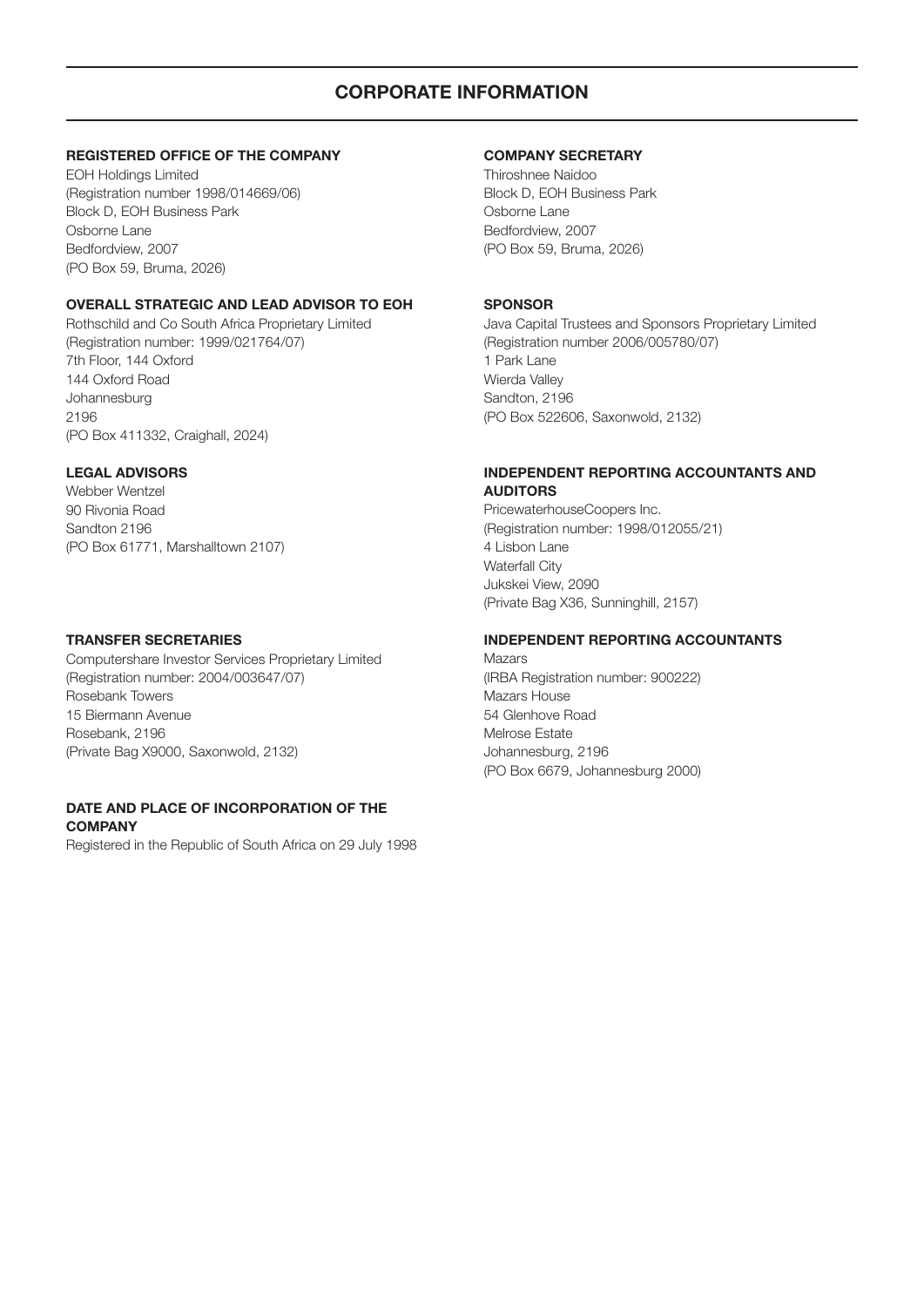# CORPORATE INFORMATION

**REGISTERED OFFICE OF THE COMPANY**

EOH Holdings Limited
(Registration number 1998/014669/06)
Block D, EOH Business Park
Osborne Lane
Bedfordview, 2007
(PO Box 59, Bruma, 2026)

**OVERALL STRATEGIC AND LEAD ADVISOR TO EOH**

Rothschild and Co South Africa Proprietary Limited
(Registration number: 1999/021764/07)
7th Floor, 144 Oxford
144 Oxford Road
Johannesburg
2196
(PO Box 411332, Craighall, 2024)

**LEGAL ADVISORS**

Webber Wentzel
90 Rivonia Road
Sandton 2196
(PO Box 61771, Marshalltown 2107)

**TRANSFER SECRETARIES**

Computershare Investor Services Proprietary Limited
(Registration number: 2004/003647/07)
Rosebank Towers
15 Biermann Avenue
Rosebank, 2196
(Private Bag X9000, Saxonwold, 2132)

**DATE AND PLACE OF INCORPORATION OF THE COMPANY**

Registered in the Republic of South Africa on 29 July 1998

**COMPANY SECRETARY**

Thiroshnee Naidoo
Block D, EOH Business Park
Osborne Lane
Bedfordview, 2007
(PO Box 59, Bruma, 2026)

**SPONSOR**

Java Capital Trustees and Sponsors Proprietary Limited
(Registration number 2006/005780/07)
1 Park Lane
Wierda Valley
Sandton, 2196
(PO Box 522606, Saxonwold, 2132)

**INDEPENDENT REPORTING ACCOUNTANTS AND AUDITORS**

PricewaterhouseCoopers Inc.
(Registration number: 1998/012055/21)
4 Lisbon Lane
Waterfall City
Jukskei View, 2090
(Private Bag X36, Sunninghill, 2157)

**INDEPENDENT REPORTING ACCOUNTANTS**

Mazars
(IRBA Registration number: 900222)
Mazars House
54 Glenhove Road
Melrose Estate
Johannesburg, 2196
(PO Box 6679, Johannesburg 2000)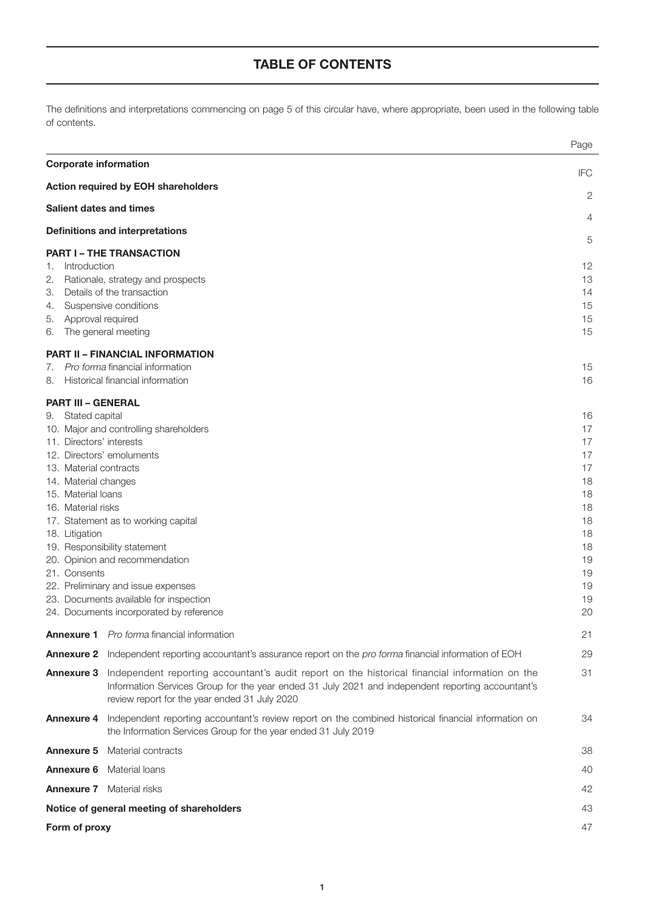# TABLE OF CONTENTS

The definitions and interpretations commencing on page 5 of this circular have, where appropriate, been used in the following table of contents.

| | Page |
|---|---|
| **Corporate information** | IFC |
| **Action required by EOH shareholders** | 2 |
| **Salient dates and times** | 4 |
| **Definitions and interpretations** | 5 |
| **PART I – THE TRANSACTION** | |
| 1. Introduction | 12 |
| 2. Rationale, strategy and prospects | 13 |
| 3. Details of the transaction | 14 |
| 4. Suspensive conditions | 15 |
| 5. Approval required | 15 |
| 6. The general meeting | 15 |
| **PART II – FINANCIAL INFORMATION** | |
| 7. *Pro forma* financial information | 15 |
| 8. Historical financial information | 16 |
| **PART III – GENERAL** | |
| 9. Stated capital | 16 |
| 10. Major and controlling shareholders | 17 |
| 11. Directors' interests | 17 |
| 12. Directors' emoluments | 17 |
| 13. Material contracts | 17 |
| 14. Material changes | 18 |
| 15. Material loans | 18 |
| 16. Material risks | 18 |
| 17. Statement as to working capital | 18 |
| 18. Litigation | 18 |
| 19. Responsibility statement | 18 |
| 20. Opinion and recommendation | 19 |
| 21. Consents | 19 |
| 22. Preliminary and issue expenses | 19 |
| 23. Documents available for inspection | 19 |
| 24. Documents incorporated by reference | 20 |
| **Annexure 1** *Pro forma* financial information | 21 |
| **Annexure 2** Independent reporting accountant's assurance report on the *pro forma* financial information of EOH | 29 |
| **Annexure 3** Independent reporting accountant's audit report on the historical financial information on the Information Services Group for the year ended 31 July 2021 and independent reporting accountant's review report for the year ended 31 July 2020 | 31 |
| **Annexure 4** Independent reporting accountant's review report on the combined historical financial information on the Information Services Group for the year ended 31 July 2019 | 34 |
| **Annexure 5** Material contracts | 38 |
| **Annexure 6** Material loans | 40 |
| **Annexure 7** Material risks | 42 |
| **Notice of general meeting of shareholders** | 43 |
| **Form of proxy** | 47 |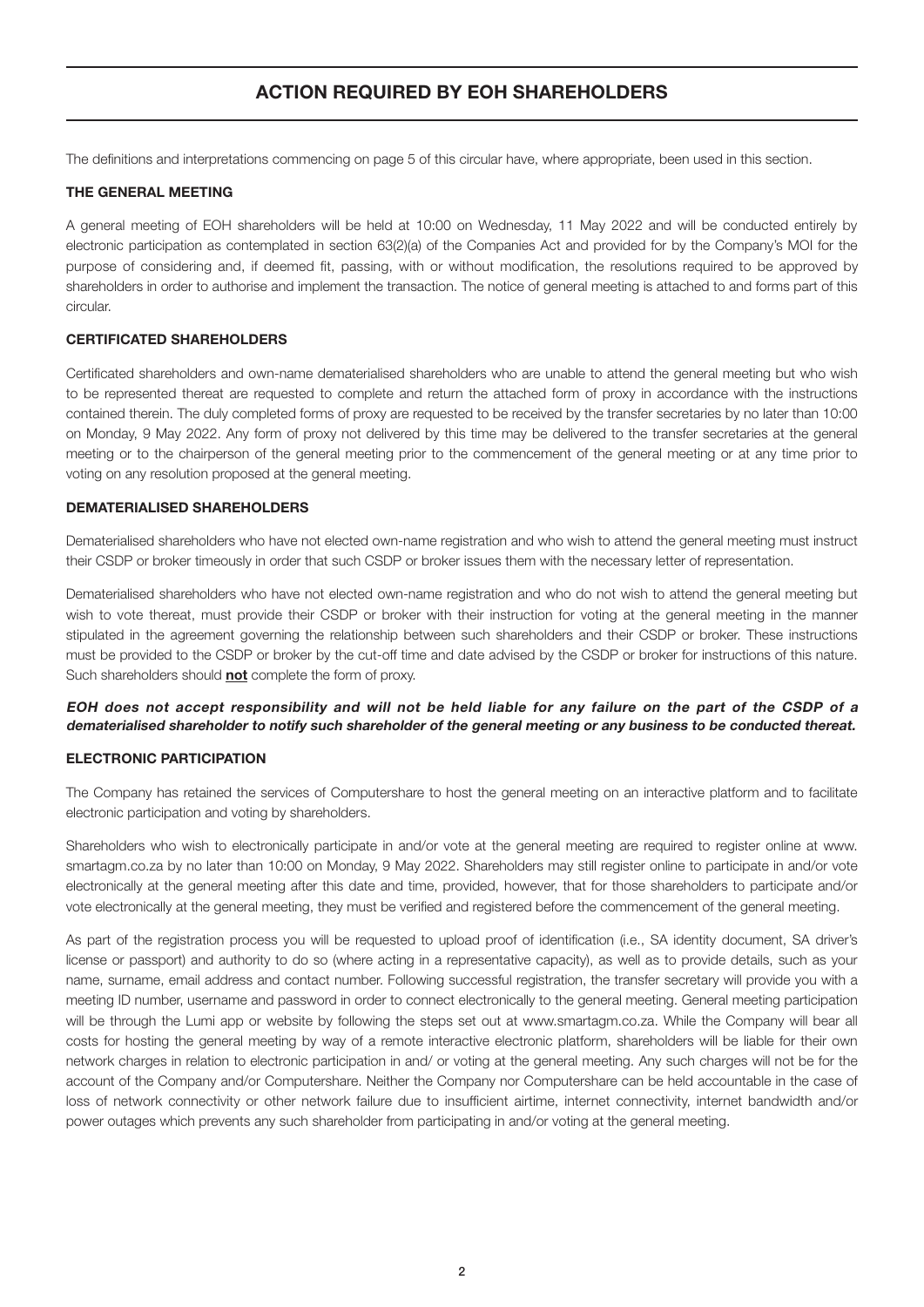# ACTION REQUIRED BY EOH SHAREHOLDERS

The definitions and interpretations commencing on page 5 of this circular have, where appropriate, been used in this section.

### THE GENERAL MEETING

A general meeting of EOH shareholders will be held at 10:00 on Wednesday, 11 May 2022 and will be conducted entirely by electronic participation as contemplated in section 63(2)(a) of the Companies Act and provided for by the Company's MOI for the purpose of considering and, if deemed fit, passing, with or without modification, the resolutions required to be approved by shareholders in order to authorise and implement the transaction. The notice of general meeting is attached to and forms part of this circular.

### CERTIFICATED SHAREHOLDERS

Certificated shareholders and own-name dematerialised shareholders who are unable to attend the general meeting but who wish to be represented thereat are requested to complete and return the attached form of proxy in accordance with the instructions contained therein. The duly completed forms of proxy are requested to be received by the transfer secretaries by no later than 10:00 on Monday, 9 May 2022. Any form of proxy not delivered by this time may be delivered to the transfer secretaries at the general meeting or to the chairperson of the general meeting prior to the commencement of the general meeting or at any time prior to voting on any resolution proposed at the general meeting.

### DEMATERIALISED SHAREHOLDERS

Dematerialised shareholders who have not elected own-name registration and who wish to attend the general meeting must instruct their CSDP or broker timeously in order that such CSDP or broker issues them with the necessary letter of representation.

Dematerialised shareholders who have not elected own-name registration and who do not wish to attend the general meeting but wish to vote thereat, must provide their CSDP or broker with their instruction for voting at the general meeting in the manner stipulated in the agreement governing the relationship between such shareholders and their CSDP or broker. These instructions must be provided to the CSDP or broker by the cut-off time and date advised by the CSDP or broker for instructions of this nature. Such shareholders should **not** complete the form of proxy.

***EOH does not accept responsibility and will not be held liable for any failure on the part of the CSDP of a dematerialised shareholder to notify such shareholder of the general meeting or any business to be conducted thereat.***

### ELECTRONIC PARTICIPATION

The Company has retained the services of Computershare to host the general meeting on an interactive platform and to facilitate electronic participation and voting by shareholders.

Shareholders who wish to electronically participate in and/or vote at the general meeting are required to register online at www.smartagm.co.za by no later than 10:00 on Monday, 9 May 2022. Shareholders may still register online to participate in and/or vote electronically at the general meeting after this date and time, provided, however, that for those shareholders to participate and/or vote electronically at the general meeting, they must be verified and registered before the commencement of the general meeting.

As part of the registration process you will be requested to upload proof of identification (i.e., SA identity document, SA driver's license or passport) and authority to do so (where acting in a representative capacity), as well as to provide details, such as your name, surname, email address and contact number. Following successful registration, the transfer secretary will provide you with a meeting ID number, username and password in order to connect electronically to the general meeting. General meeting participation will be through the Lumi app or website by following the steps set out at www.smartagm.co.za. While the Company will bear all costs for hosting the general meeting by way of a remote interactive electronic platform, shareholders will be liable for their own network charges in relation to electronic participation in and/ or voting at the general meeting. Any such charges will not be for the account of the Company and/or Computershare. Neither the Company nor Computershare can be held accountable in the case of loss of network connectivity or other network failure due to insufficient airtime, internet connectivity, internet bandwidth and/or power outages which prevents any such shareholder from participating in and/or voting at the general meeting.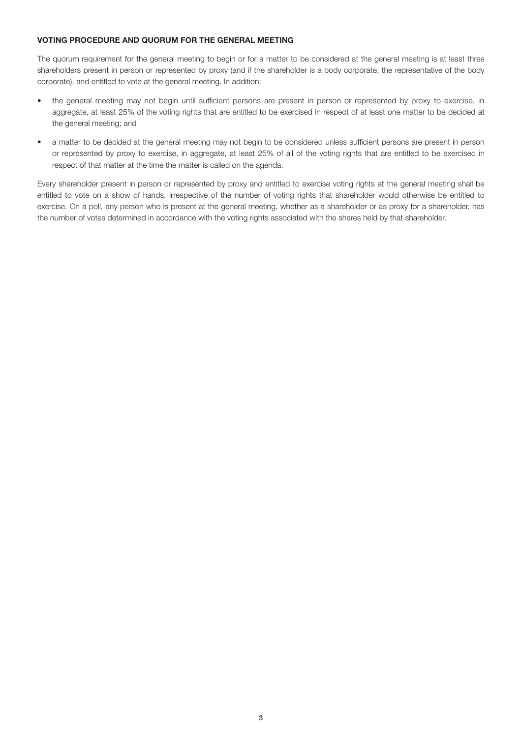## VOTING PROCEDURE AND QUORUM FOR THE GENERAL MEETING

The quorum requirement for the general meeting to begin or for a matter to be considered at the general meeting is at least three shareholders present in person or represented by proxy (and if the shareholder is a body corporate, the representative of the body corporate), and entitled to vote at the general meeting. In addition:

- the general meeting may not begin until sufficient persons are present in person or represented by proxy to exercise, in aggregate, at least 25% of the voting rights that are entitled to be exercised in respect of at least one matter to be decided at the general meeting; and
- a matter to be decided at the general meeting may not begin to be considered unless sufficient persons are present in person or represented by proxy to exercise, in aggregate, at least 25% of all of the voting rights that are entitled to be exercised in respect of that matter at the time the matter is called on the agenda.

Every shareholder present in person or represented by proxy and entitled to exercise voting rights at the general meeting shall be entitled to vote on a show of hands, irrespective of the number of voting rights that shareholder would otherwise be entitled to exercise. On a poll, any person who is present at the general meeting, whether as a shareholder or as proxy for a shareholder, has the number of votes determined in accordance with the voting rights associated with the shares held by that shareholder.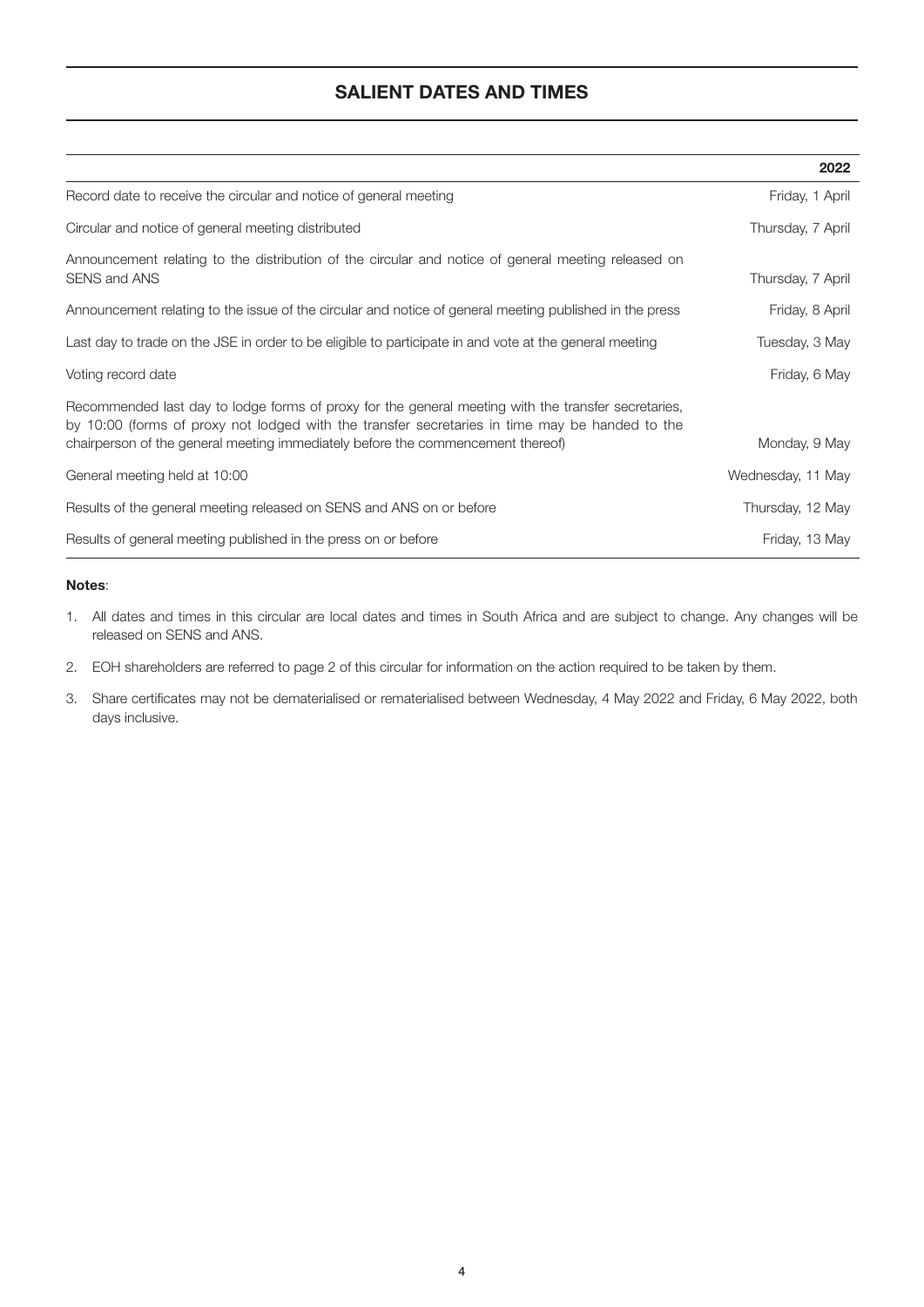# SALIENT DATES AND TIMES

| | 2022 |
|---|---|
| Record date to receive the circular and notice of general meeting | Friday, 1 April |
| Circular and notice of general meeting distributed | Thursday, 7 April |
| Announcement relating to the distribution of the circular and notice of general meeting released on SENS and ANS | Thursday, 7 April |
| Announcement relating to the issue of the circular and notice of general meeting published in the press | Friday, 8 April |
| Last day to trade on the JSE in order to be eligible to participate in and vote at the general meeting | Tuesday, 3 May |
| Voting record date | Friday, 6 May |
| Recommended last day to lodge forms of proxy for the general meeting with the transfer secretaries, by 10:00 (forms of proxy not lodged with the transfer secretaries in time may be handed to the chairperson of the general meeting immediately before the commencement thereof) | Monday, 9 May |
| General meeting held at 10:00 | Wednesday, 11 May |
| Results of the general meeting released on SENS and ANS on or before | Thursday, 12 May |
| Results of general meeting published in the press on or before | Friday, 13 May |

**Notes**:

1. All dates and times in this circular are local dates and times in South Africa and are subject to change. Any changes will be released on SENS and ANS.
2. EOH shareholders are referred to page 2 of this circular for information on the action required to be taken by them.
3. Share certificates may not be dematerialised or rematerialised between Wednesday, 4 May 2022 and Friday, 6 May 2022, both days inclusive.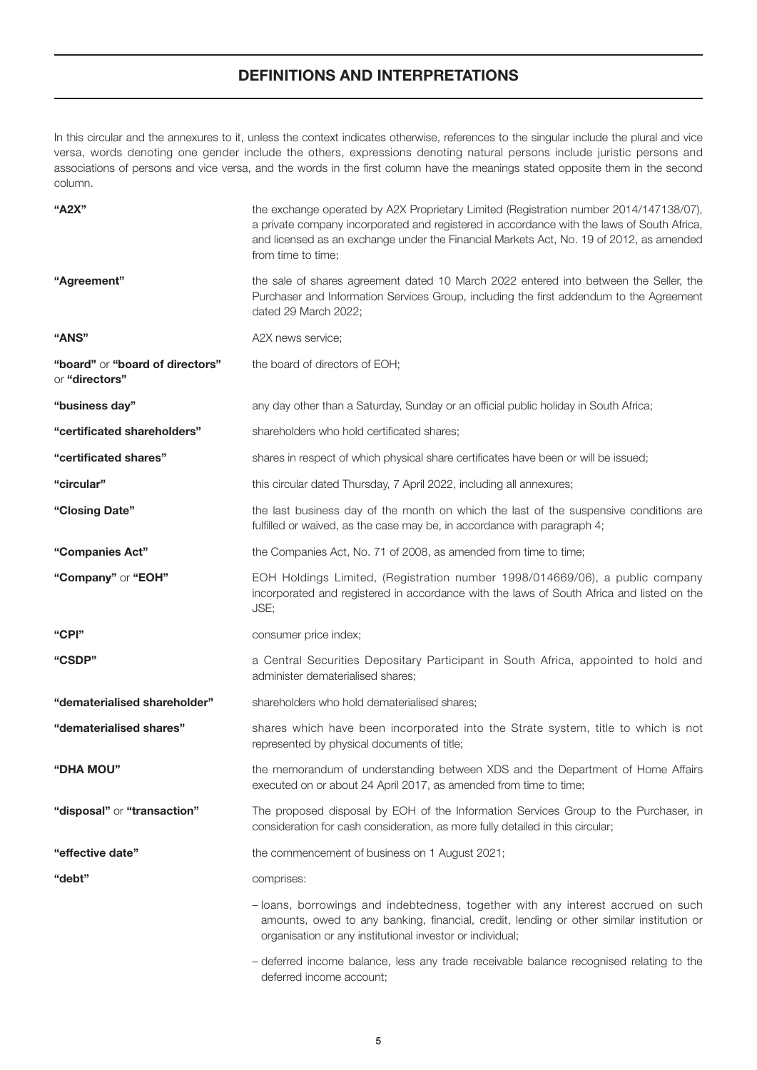# DEFINITIONS AND INTERPRETATIONS

In this circular and the annexures to it, unless the context indicates otherwise, references to the singular include the plural and vice versa, words denoting one gender include the others, expressions denoting natural persons include juristic persons and associations of persons and vice versa, and the words in the first column have the meanings stated opposite them in the second column.

| | |
|---|---|
| **"A2X"** | the exchange operated by A2X Proprietary Limited (Registration number 2014/147138/07), a private company incorporated and registered in accordance with the laws of South Africa, and licensed as an exchange under the Financial Markets Act, No. 19 of 2012, as amended from time to time; |
| **"Agreement"** | the sale of shares agreement dated 10 March 2022 entered into between the Seller, the Purchaser and Information Services Group, including the first addendum to the Agreement dated 29 March 2022; |
| **"ANS"** | A2X news service; |
| **"board"** or **"board of directors"** or **"directors"** | the board of directors of EOH; |
| **"business day"** | any day other than a Saturday, Sunday or an official public holiday in South Africa; |
| **"certificated shareholders"** | shareholders who hold certificated shares; |
| **"certificated shares"** | shares in respect of which physical share certificates have been or will be issued; |
| **"circular"** | this circular dated Thursday, 7 April 2022, including all annexures; |
| **"Closing Date"** | the last business day of the month on which the last of the suspensive conditions are fulfilled or waived, as the case may be, in accordance with paragraph 4; |
| **"Companies Act"** | the Companies Act, No. 71 of 2008, as amended from time to time; |
| **"Company"** or **"EOH"** | EOH Holdings Limited, (Registration number 1998/014669/06), a public company incorporated and registered in accordance with the laws of South Africa and listed on the JSE; |
| **"CPI"** | consumer price index; |
| **"CSDP"** | a Central Securities Depositary Participant in South Africa, appointed to hold and administer dematerialised shares; |
| **"dematerialised shareholder"** | shareholders who hold dematerialised shares; |
| **"dematerialised shares"** | shares which have been incorporated into the Strate system, title to which is not represented by physical documents of title; |
| **"DHA MOU"** | the memorandum of understanding between XDS and the Department of Home Affairs executed on or about 24 April 2017, as amended from time to time; |
| **"disposal"** or **"transaction"** | The proposed disposal by EOH of the Information Services Group to the Purchaser, in consideration for cash consideration, as more fully detailed in this circular; |
| **"effective date"** | the commencement of business on 1 August 2021; |
| **"debt"** | comprises:<br>– loans, borrowings and indebtedness, together with any interest accrued on such amounts, owed to any banking, financial, credit, lending or other similar institution or organisation or any institutional investor or individual;<br>– deferred income balance, less any trade receivable balance recognised relating to the deferred income account; |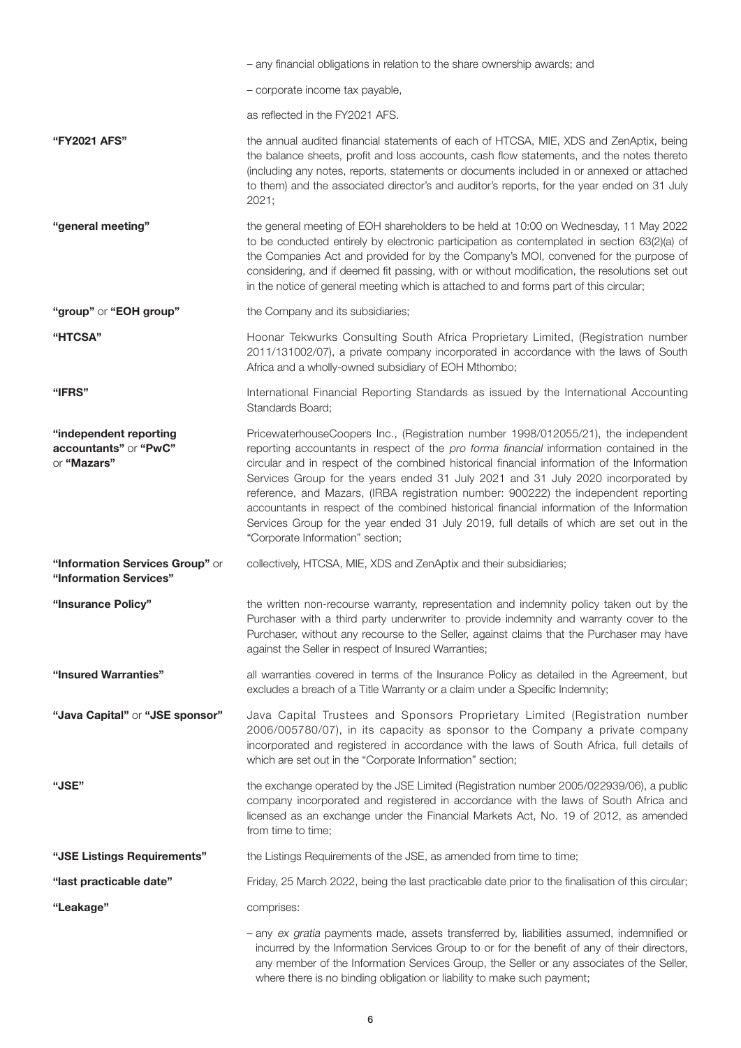– any financial obligations in relation to the share ownership awards; and

– corporate income tax payable,

as reflected in the FY2021 AFS.

| | |
|---|---|
| **"FY2021 AFS"** | the annual audited financial statements of each of HTCSA, MIE, XDS and ZenAptix, being the balance sheets, profit and loss accounts, cash flow statements, and the notes thereto (including any notes, reports, statements or documents included in or annexed or attached to them) and the associated director's and auditor's reports, for the year ended on 31 July 2021; |
| **"general meeting"** | the general meeting of EOH shareholders to be held at 10:00 on Wednesday, 11 May 2022 to be conducted entirely by electronic participation as contemplated in section 63(2)(a) of the Companies Act and provided for by the Company's MOI, convened for the purpose of considering, and if deemed fit passing, with or without modification, the resolutions set out in the notice of general meeting which is attached to and forms part of this circular; |
| **"group"** or **"EOH group"** | the Company and its subsidiaries; |
| **"HTCSA"** | Hoonar Tekwurks Consulting South Africa Proprietary Limited, (Registration number 2011/131002/07), a private company incorporated in accordance with the laws of South Africa and a wholly-owned subsidiary of EOH Mthombo; |
| **"IFRS"** | International Financial Reporting Standards as issued by the International Accounting Standards Board; |
| **"independent reporting accountants"** or **"PwC"** or **"Mazars"** | PricewaterhouseCoopers Inc., (Registration number 1998/012055/21), the independent reporting accountants in respect of the *pro forma financial* information contained in the circular and in respect of the combined historical financial information of the Information Services Group for the years ended 31 July 2021 and 31 July 2020 incorporated by reference, and Mazars, (IRBA registration number: 900222) the independent reporting accountants in respect of the combined historical financial information of the Information Services Group for the year ended 31 July 2019, full details of which are set out in the "Corporate Information" section; |
| **"Information Services Group"** or **"Information Services"** | collectively, HTCSA, MIE, XDS and ZenAptix and their subsidiaries; |
| **"Insurance Policy"** | the written non-recourse warranty, representation and indemnity policy taken out by the Purchaser with a third party underwriter to provide indemnity and warranty cover to the Purchaser, without any recourse to the Seller, against claims that the Purchaser may have against the Seller in respect of Insured Warranties; |
| **"Insured Warranties"** | all warranties covered in terms of the Insurance Policy as detailed in the Agreement, but excludes a breach of a Title Warranty or a claim under a Specific Indemnity; |
| **"Java Capital"** or **"JSE sponsor"** | Java Capital Trustees and Sponsors Proprietary Limited (Registration number 2006/005780/07), in its capacity as sponsor to the Company a private company incorporated and registered in accordance with the laws of South Africa, full details of which are set out in the "Corporate Information" section; |
| **"JSE"** | the exchange operated by the JSE Limited (Registration number 2005/022939/06), a public company incorporated and registered in accordance with the laws of South Africa and licensed as an exchange under the Financial Markets Act, No. 19 of 2012, as amended from time to time; |
| **"JSE Listings Requirements"** | the Listings Requirements of the JSE, as amended from time to time; |
| **"last practicable date"** | Friday, 25 March 2022, being the last practicable date prior to the finalisation of this circular; |
| **"Leakage"** | comprises: |

– any *ex gratia* payments made, assets transferred by, liabilities assumed, indemnified or incurred by the Information Services Group to or for the benefit of any of their directors, any member of the Information Services Group, the Seller or any associates of the Seller, where there is no binding obligation or liability to make such payment;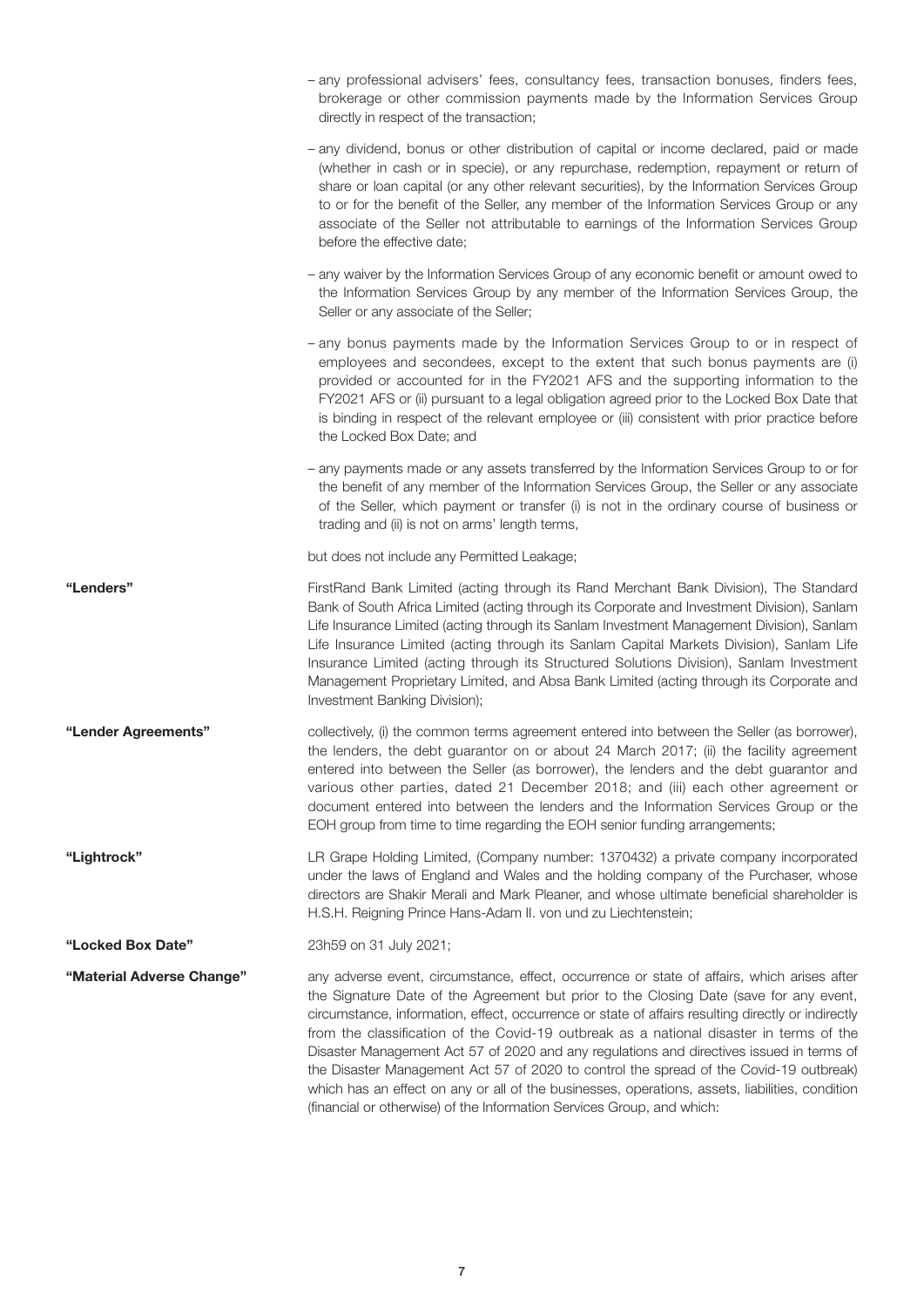– any professional advisers' fees, consultancy fees, transaction bonuses, finders fees, brokerage or other commission payments made by the Information Services Group directly in respect of the transaction;

– any dividend, bonus or other distribution of capital or income declared, paid or made (whether in cash or in specie), or any repurchase, redemption, repayment or return of share or loan capital (or any other relevant securities), by the Information Services Group to or for the benefit of the Seller, any member of the Information Services Group or any associate of the Seller not attributable to earnings of the Information Services Group before the effective date;

– any waiver by the Information Services Group of any economic benefit or amount owed to the Information Services Group by any member of the Information Services Group, the Seller or any associate of the Seller;

– any bonus payments made by the Information Services Group to or in respect of employees and secondees, except to the extent that such bonus payments are (i) provided or accounted for in the FY2021 AFS and the supporting information to the FY2021 AFS or (ii) pursuant to a legal obligation agreed prior to the Locked Box Date that is binding in respect of the relevant employee or (iii) consistent with prior practice before the Locked Box Date; and

– any payments made or any assets transferred by the Information Services Group to or for the benefit of any member of the Information Services Group, the Seller or any associate of the Seller, which payment or transfer (i) is not in the ordinary course of business or trading and (ii) is not on arms' length terms,

but does not include any Permitted Leakage;

**"Lenders"** FirstRand Bank Limited (acting through its Rand Merchant Bank Division), The Standard Bank of South Africa Limited (acting through its Corporate and Investment Division), Sanlam Life Insurance Limited (acting through its Sanlam Investment Management Division), Sanlam Life Insurance Limited (acting through its Sanlam Capital Markets Division), Sanlam Life Insurance Limited (acting through its Structured Solutions Division), Sanlam Investment Management Proprietary Limited, and Absa Bank Limited (acting through its Corporate and Investment Banking Division);

**"Lender Agreements"** collectively, (i) the common terms agreement entered into between the Seller (as borrower), the lenders, the debt guarantor on or about 24 March 2017; (ii) the facility agreement entered into between the Seller (as borrower), the lenders and the debt guarantor and various other parties, dated 21 December 2018; and (iii) each other agreement or document entered into between the lenders and the Information Services Group or the EOH group from time to time regarding the EOH senior funding arrangements;

**"Lightrock"** LR Grape Holding Limited, (Company number: 1370432) a private company incorporated under the laws of England and Wales and the holding company of the Purchaser, whose directors are Shakir Merali and Mark Pleaner, and whose ultimate beneficial shareholder is H.S.H. Reigning Prince Hans-Adam II. von und zu Liechtenstein;

**"Locked Box Date"** 23h59 on 31 July 2021;

**"Material Adverse Change"** any adverse event, circumstance, effect, occurrence or state of affairs, which arises after the Signature Date of the Agreement but prior to the Closing Date (save for any event, circumstance, information, effect, occurrence or state of affairs resulting directly or indirectly from the classification of the Covid-19 outbreak as a national disaster in terms of the Disaster Management Act 57 of 2020 and any regulations and directives issued in terms of the Disaster Management Act 57 of 2020 to control the spread of the Covid-19 outbreak) which has an effect on any or all of the businesses, operations, assets, liabilities, condition (financial or otherwise) of the Information Services Group, and which: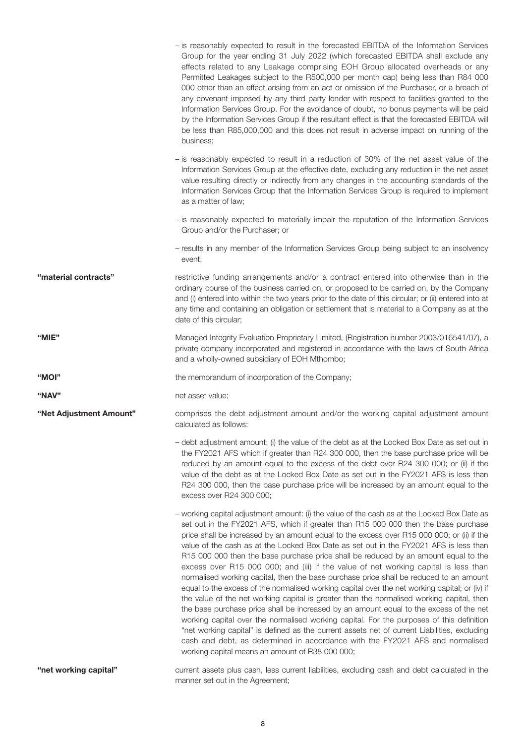– is reasonably expected to result in the forecasted EBITDA of the Information Services Group for the year ending 31 July 2022 (which forecasted EBITDA shall exclude any effects related to any Leakage comprising EOH Group allocated overheads or any Permitted Leakages subject to the R500,000 per month cap) being less than R84 000 000 other than an effect arising from an act or omission of the Purchaser, or a breach of any covenant imposed by any third party lender with respect to facilities granted to the Information Services Group. For the avoidance of doubt, no bonus payments will be paid by the Information Services Group if the resultant effect is that the forecasted EBITDA will be less than R85,000,000 and this does not result in adverse impact on running of the business;

– is reasonably expected to result in a reduction of 30% of the net asset value of the Information Services Group at the effective date, excluding any reduction in the net asset value resulting directly or indirectly from any changes in the accounting standards of the Information Services Group that the Information Services Group is required to implement as a matter of law;

– is reasonably expected to materially impair the reputation of the Information Services Group and/or the Purchaser; or

– results in any member of the Information Services Group being subject to an insolvency event;

**"material contracts"** restrictive funding arrangements and/or a contract entered into otherwise than in the ordinary course of the business carried on, or proposed to be carried on, by the Company and (i) entered into within the two years prior to the date of this circular; or (ii) entered into at any time and containing an obligation or settlement that is material to a Company as at the date of this circular;

**"MIE"** Managed Integrity Evaluation Proprietary Limited, (Registration number 2003/016541/07), a private company incorporated and registered in accordance with the laws of South Africa and a wholly-owned subsidiary of EOH Mthombo;

**"MOI"** the memorandum of incorporation of the Company;

**"NAV"** net asset value;

**"Net Adjustment Amount"** comprises the debt adjustment amount and/or the working capital adjustment amount calculated as follows:

– debt adjustment amount: (i) the value of the debt as at the Locked Box Date as set out in the FY2021 AFS which if greater than R24 300 000, then the base purchase price will be reduced by an amount equal to the excess of the debt over R24 300 000; or (ii) if the value of the debt as at the Locked Box Date as set out in the FY2021 AFS is less than R24 300 000, then the base purchase price will be increased by an amount equal to the excess over R24 300 000;

– working capital adjustment amount: (i) the value of the cash as at the Locked Box Date as set out in the FY2021 AFS, which if greater than R15 000 000 then the base purchase price shall be increased by an amount equal to the excess over R15 000 000; or (ii) if the value of the cash as at the Locked Box Date as set out in the FY2021 AFS is less than R15 000 000 then the base purchase price shall be reduced by an amount equal to the excess over R15 000 000; and (iii) if the value of net working capital is less than normalised working capital, then the base purchase price shall be reduced to an amount equal to the excess of the normalised working capital over the net working capital; or (iv) if the value of the net working capital is greater than the normalised working capital, then the base purchase price shall be increased by an amount equal to the excess of the net working capital over the normalised working capital. For the purposes of this definition "net working capital" is defined as the current assets net of current Liabilities, excluding cash and debt, as determined in accordance with the FY2021 AFS and normalised working capital means an amount of R38 000 000;

**"net working capital"** current assets plus cash, less current liabilities, excluding cash and debt calculated in the manner set out in the Agreement;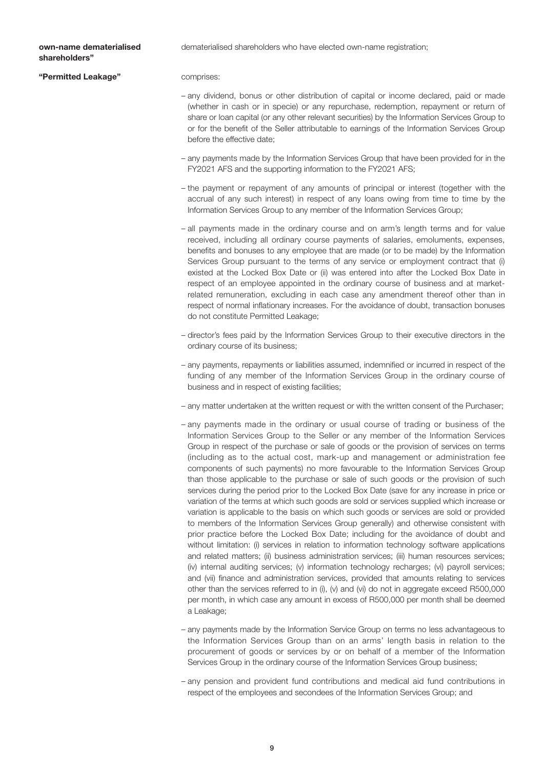**own-name dematerialised shareholders"** dematerialised shareholders who have elected own-name registration;

**"Permitted Leakage"** comprises:

– any dividend, bonus or other distribution of capital or income declared, paid or made (whether in cash or in specie) or any repurchase, redemption, repayment or return of share or loan capital (or any other relevant securities) by the Information Services Group to or for the benefit of the Seller attributable to earnings of the Information Services Group before the effective date;

– any payments made by the Information Services Group that have been provided for in the FY2021 AFS and the supporting information to the FY2021 AFS;

– the payment or repayment of any amounts of principal or interest (together with the accrual of any such interest) in respect of any loans owing from time to time by the Information Services Group to any member of the Information Services Group;

– all payments made in the ordinary course and on arm's length terms and for value received, including all ordinary course payments of salaries, emoluments, expenses, benefits and bonuses to any employee that are made (or to be made) by the Information Services Group pursuant to the terms of any service or employment contract that (i) existed at the Locked Box Date or (ii) was entered into after the Locked Box Date in respect of an employee appointed in the ordinary course of business and at market-related remuneration, excluding in each case any amendment thereof other than in respect of normal inflationary increases. For the avoidance of doubt, transaction bonuses do not constitute Permitted Leakage;

– director's fees paid by the Information Services Group to their executive directors in the ordinary course of its business;

– any payments, repayments or liabilities assumed, indemnified or incurred in respect of the funding of any member of the Information Services Group in the ordinary course of business and in respect of existing facilities;

– any matter undertaken at the written request or with the written consent of the Purchaser;

– any payments made in the ordinary or usual course of trading or business of the Information Services Group to the Seller or any member of the Information Services Group in respect of the purchase or sale of goods or the provision of services on terms (including as to the actual cost, mark-up and management or administration fee components of such payments) no more favourable to the Information Services Group than those applicable to the purchase or sale of such goods or the provision of such services during the period prior to the Locked Box Date (save for any increase in price or variation of the terms at which such goods are sold or services supplied which increase or variation is applicable to the basis on which such goods or services are sold or provided to members of the Information Services Group generally) and otherwise consistent with prior practice before the Locked Box Date; including for the avoidance of doubt and without limitation: (i) services in relation to information technology software applications and related matters; (ii) business administration services; (iii) human resources services; (iv) internal auditing services; (v) information technology recharges; (vi) payroll services; and (vii) finance and administration services, provided that amounts relating to services other than the services referred to in (i), (v) and (vi) do not in aggregate exceed R500,000 per month, in which case any amount in excess of R500,000 per month shall be deemed a Leakage;

– any payments made by the Information Service Group on terms no less advantageous to the Information Services Group than on an arms' length basis in relation to the procurement of goods or services by or on behalf of a member of the Information Services Group in the ordinary course of the Information Services Group business;

– any pension and provident fund contributions and medical aid fund contributions in respect of the employees and secondees of the Information Services Group; and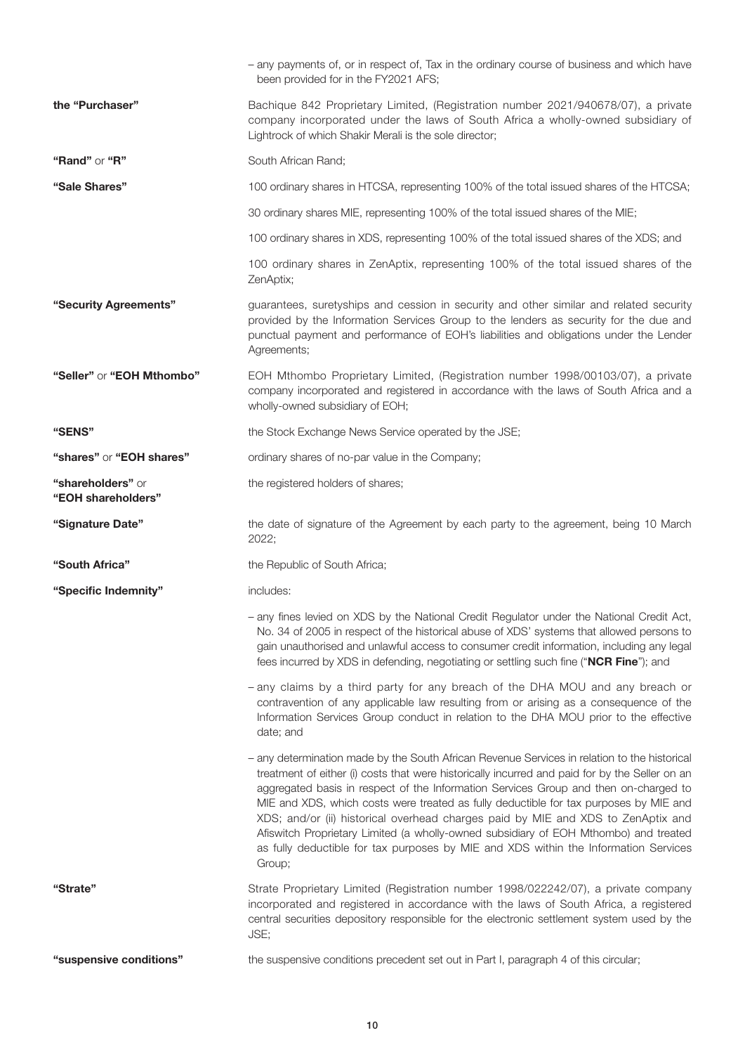- any payments of, or in respect of, Tax in the ordinary course of business and which have been provided for in the FY2021 AFS;

| | |
|---|---|
| **the "Purchaser"** | Bachique 842 Proprietary Limited, (Registration number 2021/940678/07), a private company incorporated under the laws of South Africa a wholly-owned subsidiary of Lightrock of which Shakir Merali is the sole director; |
| **"Rand"** or **"R"** | South African Rand; |
| **"Sale Shares"** | 100 ordinary shares in HTCSA, representing 100% of the total issued shares of the HTCSA;<br>30 ordinary shares MIE, representing 100% of the total issued shares of the MIE;<br>100 ordinary shares in XDS, representing 100% of the total issued shares of the XDS; and<br>100 ordinary shares in ZenAptix, representing 100% of the total issued shares of the ZenAptix; |
| **"Security Agreements"** | guarantees, suretyships and cession in security and other similar and related security provided by the Information Services Group to the lenders as security for the due and punctual payment and performance of EOH's liabilities and obligations under the Lender Agreements; |
| **"Seller"** or **"EOH Mthombo"** | EOH Mthombo Proprietary Limited, (Registration number 1998/00103/07), a private company incorporated and registered in accordance with the laws of South Africa and a wholly-owned subsidiary of EOH; |
| **"SENS"** | the Stock Exchange News Service operated by the JSE; |
| **"shares"** or **"EOH shares"** | ordinary shares of no-par value in the Company; |
| **"shareholders"** or **"EOH shareholders"** | the registered holders of shares; |
| **"Signature Date"** | the date of signature of the Agreement by each party to the agreement, being 10 March 2022; |
| **"South Africa"** | the Republic of South Africa; |
| **"Specific Indemnity"** | includes:<br>- any fines levied on XDS by the National Credit Regulator under the National Credit Act, No. 34 of 2005 in respect of the historical abuse of XDS' systems that allowed persons to gain unauthorised and unlawful access to consumer credit information, including any legal fees incurred by XDS in defending, negotiating or settling such fine ("**NCR Fine**"); and<br>- any claims by a third party for any breach of the DHA MOU and any breach or contravention of any applicable law resulting from or arising as a consequence of the Information Services Group conduct in relation to the DHA MOU prior to the effective date; and<br>- any determination made by the South African Revenue Services in relation to the historical treatment of either (i) costs that were historically incurred and paid for by the Seller on an aggregated basis in respect of the Information Services Group and then on-charged to MIE and XDS, which costs were treated as fully deductible for tax purposes by MIE and XDS; and/or (ii) historical overhead charges paid by MIE and XDS to ZenAptix and Afiswitch Proprietary Limited (a wholly-owned subsidiary of EOH Mthombo) and treated as fully deductible for tax purposes by MIE and XDS within the Information Services Group; |
| **"Strate"** | Strate Proprietary Limited (Registration number 1998/022242/07), a private company incorporated and registered in accordance with the laws of South Africa, a registered central securities depository responsible for the electronic settlement system used by the JSE; |
| **"suspensive conditions"** | the suspensive conditions precedent set out in Part I, paragraph 4 of this circular; |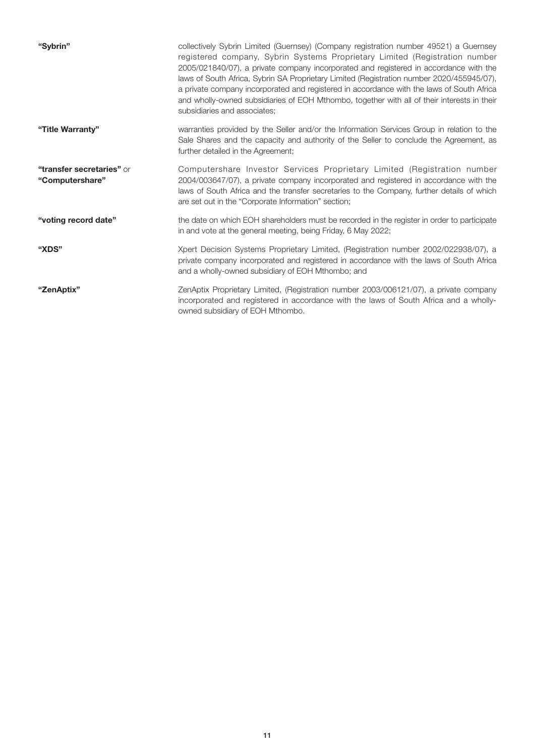| | |
|---|---|
| **"Sybrin"** | collectively Sybrin Limited (Guernsey) (Company registration number 49521) a Guernsey registered company, Sybrin Systems Proprietary Limited (Registration number 2005/021840/07), a private company incorporated and registered in accordance with the laws of South Africa, Sybrin SA Proprietary Limited (Registration number 2020/455945/07), a private company incorporated and registered in accordance with the laws of South Africa and wholly-owned subsidiaries of EOH Mthombo, together with all of their interests in their subsidiaries and associates; |
| **"Title Warranty"** | warranties provided by the Seller and/or the Information Services Group in relation to the Sale Shares and the capacity and authority of the Seller to conclude the Agreement, as further detailed in the Agreement; |
| **"transfer secretaries"** or **"Computershare"** | Computershare Investor Services Proprietary Limited (Registration number 2004/003647/07), a private company incorporated and registered in accordance with the laws of South Africa and the transfer secretaries to the Company, further details of which are set out in the "Corporate Information" section; |
| **"voting record date"** | the date on which EOH shareholders must be recorded in the register in order to participate in and vote at the general meeting, being Friday, 6 May 2022; |
| **"XDS"** | Xpert Decision Systems Proprietary Limited, (Registration number 2002/022938/07), a private company incorporated and registered in accordance with the laws of South Africa and a wholly-owned subsidiary of EOH Mthombo; and |
| **"ZenAptix"** | ZenAptix Proprietary Limited, (Registration number 2003/006121/07), a private company incorporated and registered in accordance with the laws of South Africa and a wholly-owned subsidiary of EOH Mthombo. |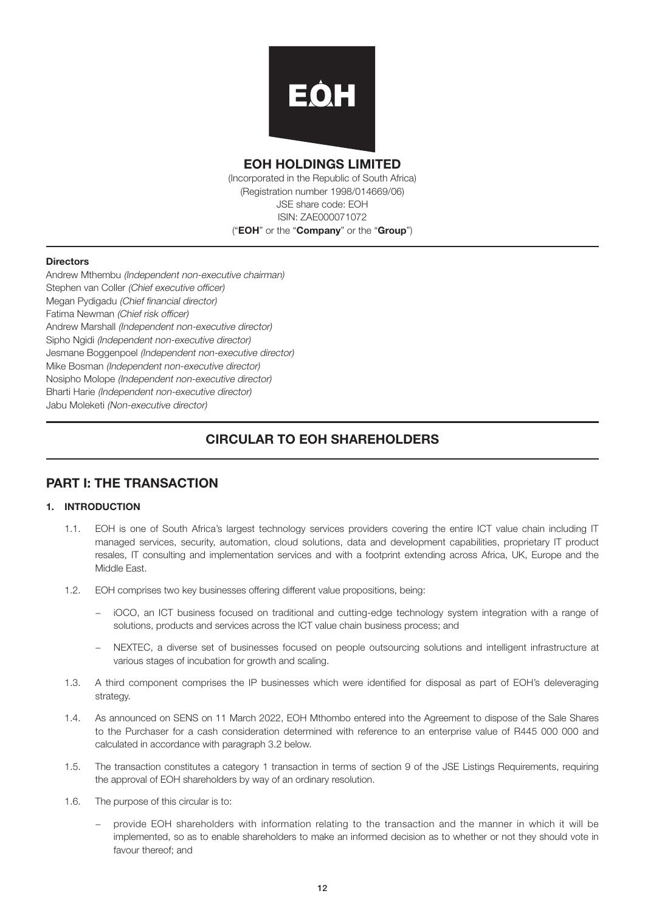# EOH HOLDINGS LIMITED

(Incorporated in the Republic of South Africa)
(Registration number 1998/014669/06)
JSE share code: EOH
ISIN: ZAE000071072
("**EOH**" or the "**Company**" or the "**Group**")

**Directors**

Andrew Mthembu *(Independent non-executive chairman)*
Stephen van Coller *(Chief executive officer)*
Megan Pydigadu *(Chief financial director)*
Fatima Newman *(Chief risk officer)*
Andrew Marshall *(Independent non-executive director)*
Sipho Ngidi *(Independent non-executive director)*
Jesmane Boggenpoel *(Independent non-executive director)*
Mike Bosman *(Independent non-executive director)*
Nosipho Molope *(Independent non-executive director)*
Bharti Harie *(Independent non-executive director)*
Jabu Moleketi *(Non-executive director)*

## CIRCULAR TO EOH SHAREHOLDERS

## PART I: THE TRANSACTION

### 1. INTRODUCTION

1.1. EOH is one of South Africa's largest technology services providers covering the entire ICT value chain including IT managed services, security, automation, cloud solutions, data and development capabilities, proprietary IT product resales, IT consulting and implementation services and with a footprint extending across Africa, UK, Europe and the Middle East.

1.2. EOH comprises two key businesses offering different value propositions, being:

- iOCO, an ICT business focused on traditional and cutting-edge technology system integration with a range of solutions, products and services across the ICT value chain business process; and
- NEXTEC, a diverse set of businesses focused on people outsourcing solutions and intelligent infrastructure at various stages of incubation for growth and scaling.

1.3. A third component comprises the IP businesses which were identified for disposal as part of EOH's deleveraging strategy.

1.4. As announced on SENS on 11 March 2022, EOH Mthombo entered into the Agreement to dispose of the Sale Shares to the Purchaser for a cash consideration determined with reference to an enterprise value of R445 000 000 and calculated in accordance with paragraph 3.2 below.

1.5. The transaction constitutes a category 1 transaction in terms of section 9 of the JSE Listings Requirements, requiring the approval of EOH shareholders by way of an ordinary resolution.

1.6. The purpose of this circular is to:

- provide EOH shareholders with information relating to the transaction and the manner in which it will be implemented, so as to enable shareholders to make an informed decision as to whether or not they should vote in favour thereof; and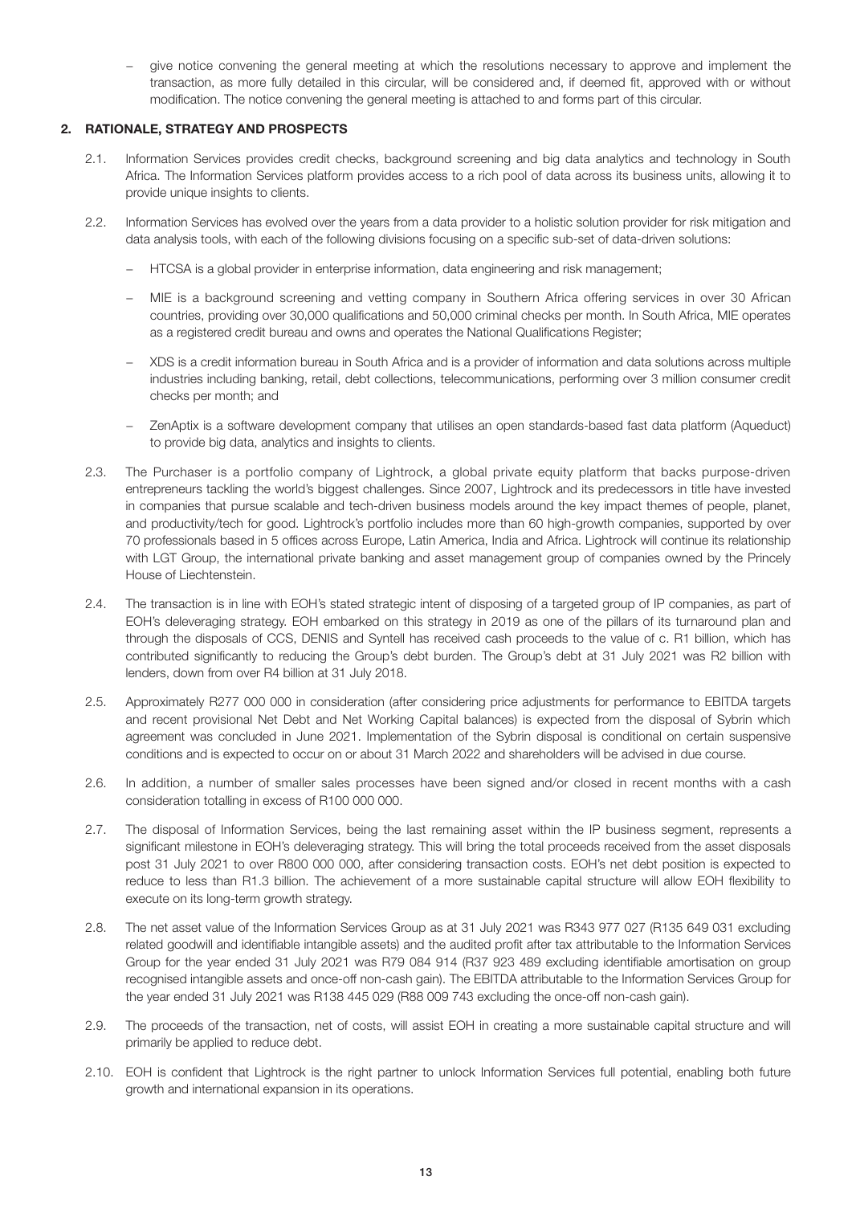– give notice convening the general meeting at which the resolutions necessary to approve and implement the transaction, as more fully detailed in this circular, will be considered and, if deemed fit, approved with or without modification. The notice convening the general meeting is attached to and forms part of this circular.

## 2. RATIONALE, STRATEGY AND PROSPECTS

2.1. Information Services provides credit checks, background screening and big data analytics and technology in South Africa. The Information Services platform provides access to a rich pool of data across its business units, allowing it to provide unique insights to clients.

2.2. Information Services has evolved over the years from a data provider to a holistic solution provider for risk mitigation and data analysis tools, with each of the following divisions focusing on a specific sub-set of data-driven solutions:

– HTCSA is a global provider in enterprise information, data engineering and risk management;

– MIE is a background screening and vetting company in Southern Africa offering services in over 30 African countries, providing over 30,000 qualifications and 50,000 criminal checks per month. In South Africa, MIE operates as a registered credit bureau and owns and operates the National Qualifications Register;

– XDS is a credit information bureau in South Africa and is a provider of information and data solutions across multiple industries including banking, retail, debt collections, telecommunications, performing over 3 million consumer credit checks per month; and

– ZenAptix is a software development company that utilises an open standards-based fast data platform (Aqueduct) to provide big data, analytics and insights to clients.

2.3. The Purchaser is a portfolio company of Lightrock, a global private equity platform that backs purpose-driven entrepreneurs tackling the world's biggest challenges. Since 2007, Lightrock and its predecessors in title have invested in companies that pursue scalable and tech-driven business models around the key impact themes of people, planet, and productivity/tech for good. Lightrock's portfolio includes more than 60 high-growth companies, supported by over 70 professionals based in 5 offices across Europe, Latin America, India and Africa. Lightrock will continue its relationship with LGT Group, the international private banking and asset management group of companies owned by the Princely House of Liechtenstein.

2.4. The transaction is in line with EOH's stated strategic intent of disposing of a targeted group of IP companies, as part of EOH's deleveraging strategy. EOH embarked on this strategy in 2019 as one of the pillars of its turnaround plan and through the disposals of CCS, DENIS and Syntell has received cash proceeds to the value of c. R1 billion, which has contributed significantly to reducing the Group's debt burden. The Group's debt at 31 July 2021 was R2 billion with lenders, down from over R4 billion at 31 July 2018.

2.5. Approximately R277 000 000 in consideration (after considering price adjustments for performance to EBITDA targets and recent provisional Net Debt and Net Working Capital balances) is expected from the disposal of Sybrin which agreement was concluded in June 2021. Implementation of the Sybrin disposal is conditional on certain suspensive conditions and is expected to occur on or about 31 March 2022 and shareholders will be advised in due course.

2.6. In addition, a number of smaller sales processes have been signed and/or closed in recent months with a cash consideration totalling in excess of R100 000 000.

2.7. The disposal of Information Services, being the last remaining asset within the IP business segment, represents a significant milestone in EOH's deleveraging strategy. This will bring the total proceeds received from the asset disposals post 31 July 2021 to over R800 000 000, after considering transaction costs. EOH's net debt position is expected to reduce to less than R1.3 billion. The achievement of a more sustainable capital structure will allow EOH flexibility to execute on its long-term growth strategy.

2.8. The net asset value of the Information Services Group as at 31 July 2021 was R343 977 027 (R135 649 031 excluding related goodwill and identifiable intangible assets) and the audited profit after tax attributable to the Information Services Group for the year ended 31 July 2021 was R79 084 914 (R37 923 489 excluding identifiable amortisation on group recognised intangible assets and once-off non-cash gain). The EBITDA attributable to the Information Services Group for the year ended 31 July 2021 was R138 445 029 (R88 009 743 excluding the once-off non-cash gain).

2.9. The proceeds of the transaction, net of costs, will assist EOH in creating a more sustainable capital structure and will primarily be applied to reduce debt.

2.10. EOH is confident that Lightrock is the right partner to unlock Information Services full potential, enabling both future growth and international expansion in its operations.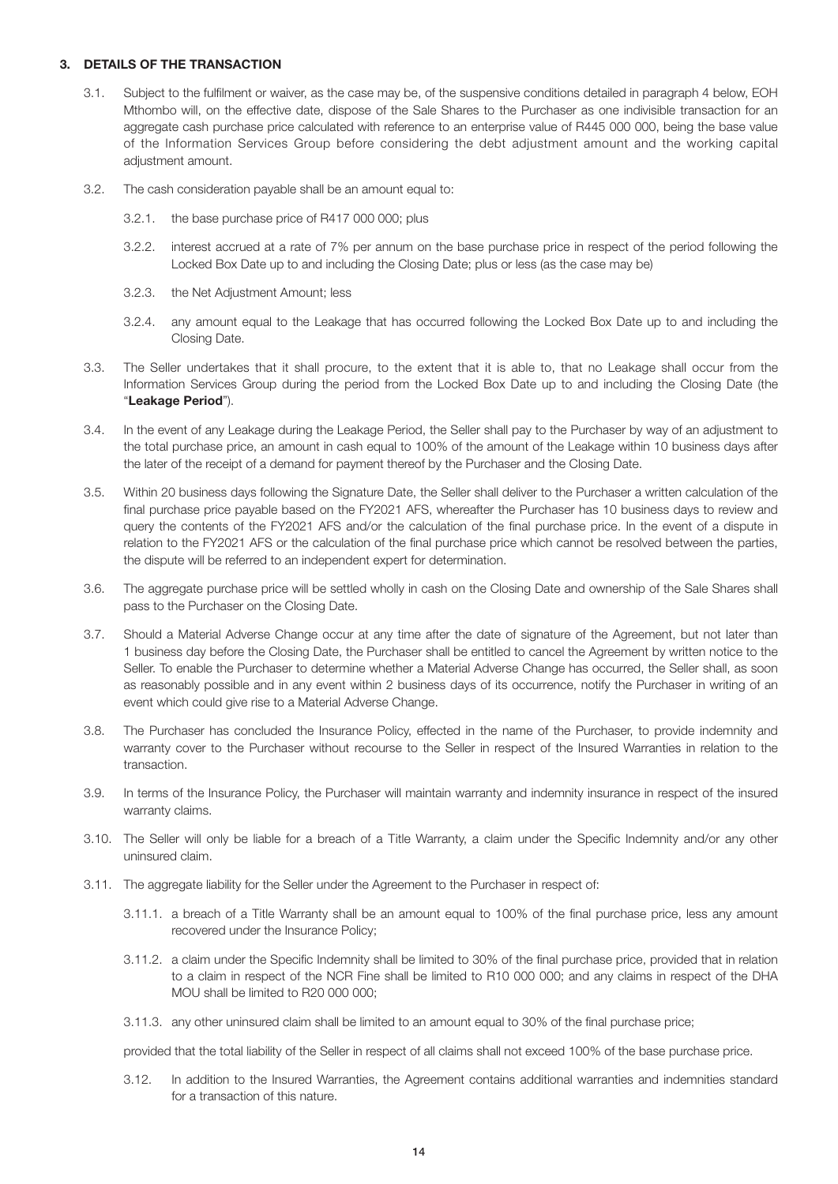### 3. DETAILS OF THE TRANSACTION

3.1. Subject to the fulfilment or waiver, as the case may be, of the suspensive conditions detailed in paragraph 4 below, EOH Mthombo will, on the effective date, dispose of the Sale Shares to the Purchaser as one indivisible transaction for an aggregate cash purchase price calculated with reference to an enterprise value of R445 000 000, being the base value of the Information Services Group before considering the debt adjustment amount and the working capital adjustment amount.

3.2. The cash consideration payable shall be an amount equal to:

3.2.1. the base purchase price of R417 000 000; plus

3.2.2. interest accrued at a rate of 7% per annum on the base purchase price in respect of the period following the Locked Box Date up to and including the Closing Date; plus or less (as the case may be)

3.2.3. the Net Adjustment Amount; less

3.2.4. any amount equal to the Leakage that has occurred following the Locked Box Date up to and including the Closing Date.

3.3. The Seller undertakes that it shall procure, to the extent that it is able to, that no Leakage shall occur from the Information Services Group during the period from the Locked Box Date up to and including the Closing Date (the "**Leakage Period**").

3.4. In the event of any Leakage during the Leakage Period, the Seller shall pay to the Purchaser by way of an adjustment to the total purchase price, an amount in cash equal to 100% of the amount of the Leakage within 10 business days after the later of the receipt of a demand for payment thereof by the Purchaser and the Closing Date.

3.5. Within 20 business days following the Signature Date, the Seller shall deliver to the Purchaser a written calculation of the final purchase price payable based on the FY2021 AFS, whereafter the Purchaser has 10 business days to review and query the contents of the FY2021 AFS and/or the calculation of the final purchase price. In the event of a dispute in relation to the FY2021 AFS or the calculation of the final purchase price which cannot be resolved between the parties, the dispute will be referred to an independent expert for determination.

3.6. The aggregate purchase price will be settled wholly in cash on the Closing Date and ownership of the Sale Shares shall pass to the Purchaser on the Closing Date.

3.7. Should a Material Adverse Change occur at any time after the date of signature of the Agreement, but not later than 1 business day before the Closing Date, the Purchaser shall be entitled to cancel the Agreement by written notice to the Seller. To enable the Purchaser to determine whether a Material Adverse Change has occurred, the Seller shall, as soon as reasonably possible and in any event within 2 business days of its occurrence, notify the Purchaser in writing of an event which could give rise to a Material Adverse Change.

3.8. The Purchaser has concluded the Insurance Policy, effected in the name of the Purchaser, to provide indemnity and warranty cover to the Purchaser without recourse to the Seller in respect of the Insured Warranties in relation to the transaction.

3.9. In terms of the Insurance Policy, the Purchaser will maintain warranty and indemnity insurance in respect of the insured warranty claims.

3.10. The Seller will only be liable for a breach of a Title Warranty, a claim under the Specific Indemnity and/or any other uninsured claim.

3.11. The aggregate liability for the Seller under the Agreement to the Purchaser in respect of:

3.11.1. a breach of a Title Warranty shall be an amount equal to 100% of the final purchase price, less any amount recovered under the Insurance Policy;

3.11.2. a claim under the Specific Indemnity shall be limited to 30% of the final purchase price, provided that in relation to a claim in respect of the NCR Fine shall be limited to R10 000 000; and any claims in respect of the DHA MOU shall be limited to R20 000 000;

3.11.3. any other uninsured claim shall be limited to an amount equal to 30% of the final purchase price;

provided that the total liability of the Seller in respect of all claims shall not exceed 100% of the base purchase price.

3.12. In addition to the Insured Warranties, the Agreement contains additional warranties and indemnities standard for a transaction of this nature.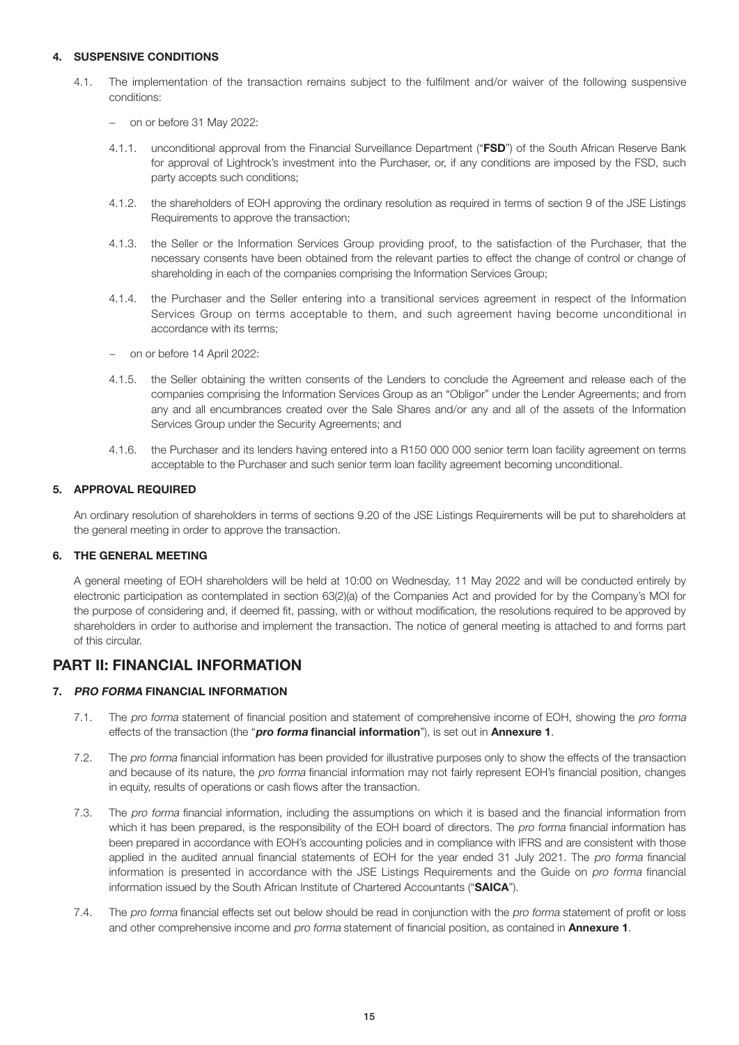#### 4. SUSPENSIVE CONDITIONS

4.1. The implementation of the transaction remains subject to the fulfilment and/or waiver of the following suspensive conditions:

- on or before 31 May 2022:

4.1.1. unconditional approval from the Financial Surveillance Department ("**FSD**") of the South African Reserve Bank for approval of Lightrock's investment into the Purchaser, or, if any conditions are imposed by the FSD, such party accepts such conditions;

4.1.2. the shareholders of EOH approving the ordinary resolution as required in terms of section 9 of the JSE Listings Requirements to approve the transaction;

4.1.3. the Seller or the Information Services Group providing proof, to the satisfaction of the Purchaser, that the necessary consents have been obtained from the relevant parties to effect the change of control or change of shareholding in each of the companies comprising the Information Services Group;

4.1.4. the Purchaser and the Seller entering into a transitional services agreement in respect of the Information Services Group on terms acceptable to them, and such agreement having become unconditional in accordance with its terms;

- on or before 14 April 2022:

4.1.5. the Seller obtaining the written consents of the Lenders to conclude the Agreement and release each of the companies comprising the Information Services Group as an "Obligor" under the Lender Agreements; and from any and all encumbrances created over the Sale Shares and/or any and all of the assets of the Information Services Group under the Security Agreements; and

4.1.6. the Purchaser and its lenders having entered into a R150 000 000 senior term loan facility agreement on terms acceptable to the Purchaser and such senior term loan facility agreement becoming unconditional.

#### 5. APPROVAL REQUIRED

An ordinary resolution of shareholders in terms of sections 9.20 of the JSE Listings Requirements will be put to shareholders at the general meeting in order to approve the transaction.

#### 6. THE GENERAL MEETING

A general meeting of EOH shareholders will be held at 10:00 on Wednesday, 11 May 2022 and will be conducted entirely by electronic participation as contemplated in section 63(2)(a) of the Companies Act and provided for by the Company's MOI for the purpose of considering and, if deemed fit, passing, with or without modification, the resolutions required to be approved by shareholders in order to authorise and implement the transaction. The notice of general meeting is attached to and forms part of this circular.

## PART II: FINANCIAL INFORMATION

#### 7. *PRO FORMA* FINANCIAL INFORMATION

7.1. The *pro forma* statement of financial position and statement of comprehensive income of EOH, showing the *pro forma* effects of the transaction (the "***pro forma* financial information**"), is set out in **Annexure 1**.

7.2. The *pro forma* financial information has been provided for illustrative purposes only to show the effects of the transaction and because of its nature, the *pro forma* financial information may not fairly represent EOH's financial position, changes in equity, results of operations or cash flows after the transaction.

7.3. The *pro forma* financial information, including the assumptions on which it is based and the financial information from which it has been prepared, is the responsibility of the EOH board of directors. The *pro forma* financial information has been prepared in accordance with EOH's accounting policies and in compliance with IFRS and are consistent with those applied in the audited annual financial statements of EOH for the year ended 31 July 2021. The *pro forma* financial information is presented in accordance with the JSE Listings Requirements and the Guide on *pro forma* financial information issued by the South African Institute of Chartered Accountants ("**SAICA**").

7.4. The *pro forma* financial effects set out below should be read in conjunction with the *pro forma* statement of profit or loss and other comprehensive income and *pro forma* statement of financial position, as contained in **Annexure 1**.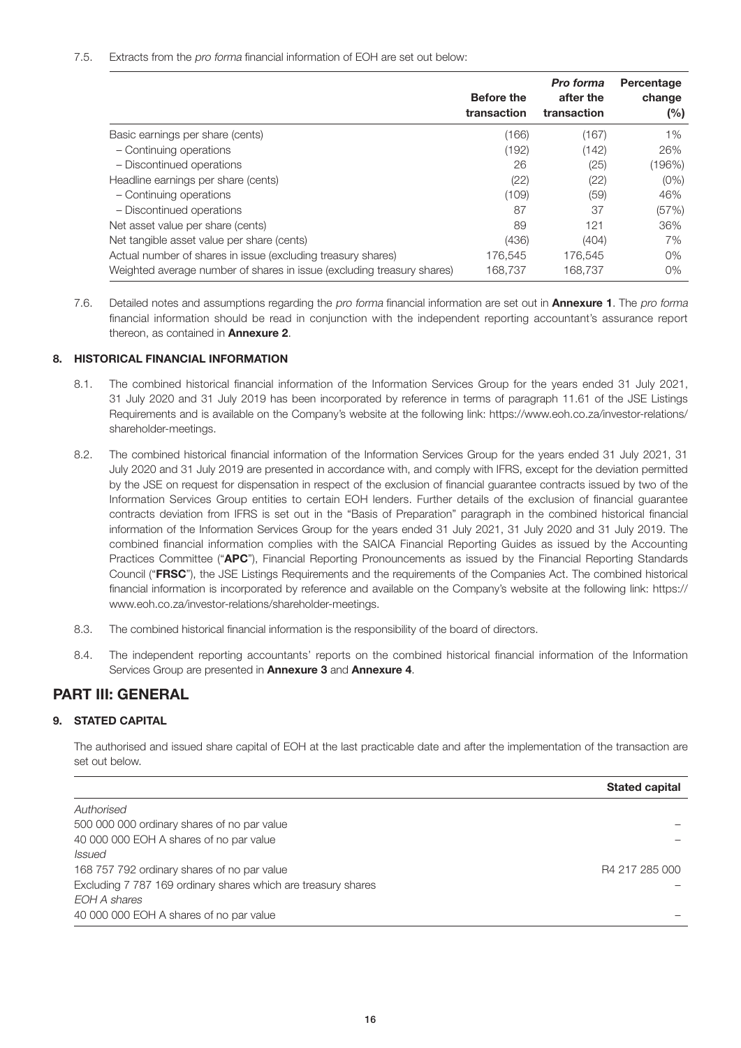7.5. Extracts from the *pro forma* financial information of EOH are set out below:

| | Before the transaction | *Pro forma* after the transaction | Percentage change (%) |
|---|---|---|---|
| Basic earnings per share (cents) | (166) | (167) | 1% |
| – Continuing operations | (192) | (142) | 26% |
| – Discontinued operations | 26 | (25) | (196%) |
| Headline earnings per share (cents) | (22) | (22) | (0%) |
| – Continuing operations | (109) | (59) | 46% |
| – Discontinued operations | 87 | 37 | (57%) |
| Net asset value per share (cents) | 89 | 121 | 36% |
| Net tangible asset value per share (cents) | (436) | (404) | 7% |
| Actual number of shares in issue (excluding treasury shares) | 176,545 | 176,545 | 0% |
| Weighted average number of shares in issue (excluding treasury shares) | 168,737 | 168,737 | 0% |

7.6. Detailed notes and assumptions regarding the *pro forma* financial information are set out in **Annexure 1**. The *pro forma* financial information should be read in conjunction with the independent reporting accountant's assurance report thereon, as contained in **Annexure 2**.

## 8. HISTORICAL FINANCIAL INFORMATION

8.1. The combined historical financial information of the Information Services Group for the years ended 31 July 2021, 31 July 2020 and 31 July 2019 has been incorporated by reference in terms of paragraph 11.61 of the JSE Listings Requirements and is available on the Company's website at the following link: https://www.eoh.co.za/investor-relations/shareholder-meetings.

8.2. The combined historical financial information of the Information Services Group for the years ended 31 July 2021, 31 July 2020 and 31 July 2019 are presented in accordance with, and comply with IFRS, except for the deviation permitted by the JSE on request for dispensation in respect of the exclusion of financial guarantee contracts issued by two of the Information Services Group entities to certain EOH lenders. Further details of the exclusion of financial guarantee contracts deviation from IFRS is set out in the "Basis of Preparation" paragraph in the combined historical financial information of the Information Services Group for the years ended 31 July 2021, 31 July 2020 and 31 July 2019. The combined financial information complies with the SAICA Financial Reporting Guides as issued by the Accounting Practices Committee ("**APC**"), Financial Reporting Pronouncements as issued by the Financial Reporting Standards Council ("**FRSC**"), the JSE Listings Requirements and the requirements of the Companies Act. The combined historical financial information is incorporated by reference and available on the Company's website at the following link: https://www.eoh.co.za/investor-relations/shareholder-meetings.

8.3. The combined historical financial information is the responsibility of the board of directors.

8.4. The independent reporting accountants' reports on the combined historical financial information of the Information Services Group are presented in **Annexure 3** and **Annexure 4**.

# PART III: GENERAL

## 9. STATED CAPITAL

The authorised and issued share capital of EOH at the last practicable date and after the implementation of the transaction are set out below.

| | Stated capital |
|---|---|
| *Authorised* | |
| 500 000 000 ordinary shares of no par value | – |
| 40 000 000 EOH A shares of no par value | – |
| *Issued* | |
| 168 757 792 ordinary shares of no par value | R4 217 285 000 |
| Excluding 7 787 169 ordinary shares which are treasury shares | – |
| *EOH A shares* | |
| 40 000 000 EOH A shares of no par value | – |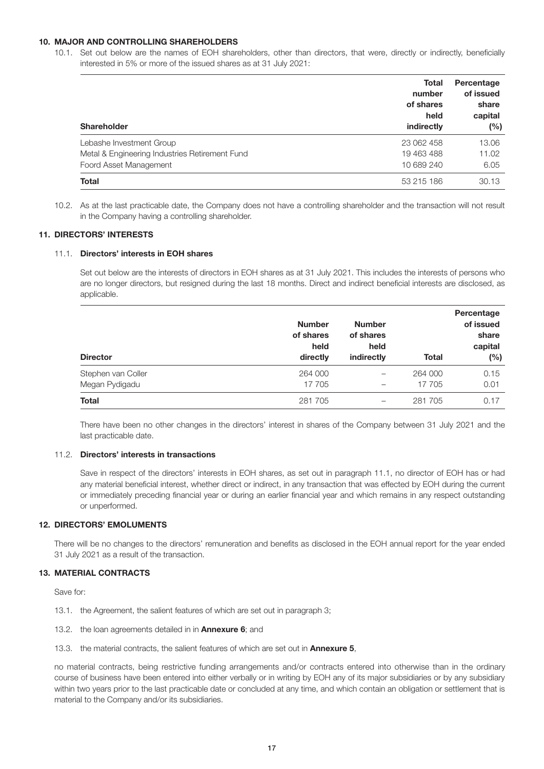## 10. MAJOR AND CONTROLLING SHAREHOLDERS

10.1. Set out below are the names of EOH shareholders, other than directors, that were, directly or indirectly, beneficially interested in 5% or more of the issued shares as at 31 July 2021:

| Shareholder | Total number of shares held indirectly | Percentage of issued share capital (%) |
|---|---|---|
| Lebashe Investment Group | 23 062 458 | 13.06 |
| Metal & Engineering Industries Retirement Fund | 19 463 488 | 11.02 |
| Foord Asset Management | 10 689 240 | 6.05 |
| **Total** | 53 215 186 | 30.13 |

10.2. As at the last practicable date, the Company does not have a controlling shareholder and the transaction will not result in the Company having a controlling shareholder.

## 11. DIRECTORS' INTERESTS

### 11.1. Directors' interests in EOH shares

Set out below are the interests of directors in EOH shares as at 31 July 2021. This includes the interests of persons who are no longer directors, but resigned during the last 18 months. Direct and indirect beneficial interests are disclosed, as applicable.

| Director | Number of shares held directly | Number of shares held indirectly | Total | Percentage of issued share capital (%) |
|---|---|---|---|---|
| Stephen van Coller | 264 000 | – | 264 000 | 0.15 |
| Megan Pydigadu | 17 705 | – | 17 705 | 0.01 |
| **Total** | 281 705 | – | 281 705 | 0.17 |

There have been no other changes in the directors' interest in shares of the Company between 31 July 2021 and the last practicable date.

### 11.2. Directors' interests in transactions

Save in respect of the directors' interests in EOH shares, as set out in paragraph 11.1, no director of EOH has or had any material beneficial interest, whether direct or indirect, in any transaction that was effected by EOH during the current or immediately preceding financial year or during an earlier financial year and which remains in any respect outstanding or unperformed.

## 12. DIRECTORS' EMOLUMENTS

There will be no changes to the directors' remuneration and benefits as disclosed in the EOH annual report for the year ended 31 July 2021 as a result of the transaction.

## 13. MATERIAL CONTRACTS

Save for:

13.1. the Agreement, the salient features of which are set out in paragraph 3;

13.2. the loan agreements detailed in in **Annexure 6**; and

13.3. the material contracts, the salient features of which are set out in **Annexure 5**,

no material contracts, being restrictive funding arrangements and/or contracts entered into otherwise than in the ordinary course of business have been entered into either verbally or in writing by EOH any of its major subsidiaries or by any subsidiary within two years prior to the last practicable date or concluded at any time, and which contain an obligation or settlement that is material to the Company and/or its subsidiaries.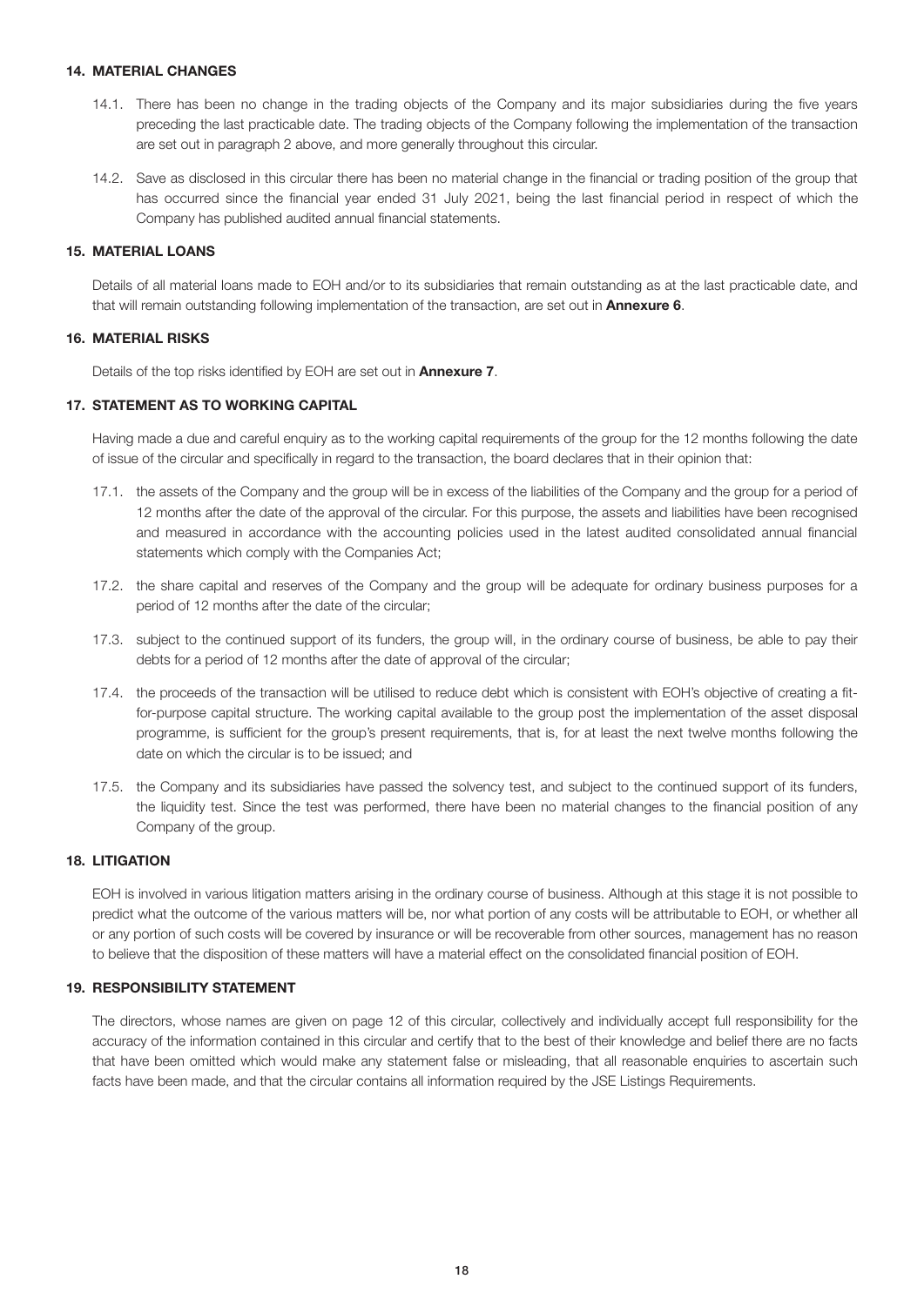## 14. MATERIAL CHANGES

14.1. There has been no change in the trading objects of the Company and its major subsidiaries during the five years preceding the last practicable date. The trading objects of the Company following the implementation of the transaction are set out in paragraph 2 above, and more generally throughout this circular.

14.2. Save as disclosed in this circular there has been no material change in the financial or trading position of the group that has occurred since the financial year ended 31 July 2021, being the last financial period in respect of which the Company has published audited annual financial statements.

## 15. MATERIAL LOANS

Details of all material loans made to EOH and/or to its subsidiaries that remain outstanding as at the last practicable date, and that will remain outstanding following implementation of the transaction, are set out in **Annexure 6**.

## 16. MATERIAL RISKS

Details of the top risks identified by EOH are set out in **Annexure 7**.

## 17. STATEMENT AS TO WORKING CAPITAL

Having made a due and careful enquiry as to the working capital requirements of the group for the 12 months following the date of issue of the circular and specifically in regard to the transaction, the board declares that in their opinion that:

17.1. the assets of the Company and the group will be in excess of the liabilities of the Company and the group for a period of 12 months after the date of the approval of the circular. For this purpose, the assets and liabilities have been recognised and measured in accordance with the accounting policies used in the latest audited consolidated annual financial statements which comply with the Companies Act;

17.2. the share capital and reserves of the Company and the group will be adequate for ordinary business purposes for a period of 12 months after the date of the circular;

17.3. subject to the continued support of its funders, the group will, in the ordinary course of business, be able to pay their debts for a period of 12 months after the date of approval of the circular;

17.4. the proceeds of the transaction will be utilised to reduce debt which is consistent with EOH's objective of creating a fit-for-purpose capital structure. The working capital available to the group post the implementation of the asset disposal programme, is sufficient for the group's present requirements, that is, for at least the next twelve months following the date on which the circular is to be issued; and

17.5. the Company and its subsidiaries have passed the solvency test, and subject to the continued support of its funders, the liquidity test. Since the test was performed, there have been no material changes to the financial position of any Company of the group.

## 18. LITIGATION

EOH is involved in various litigation matters arising in the ordinary course of business. Although at this stage it is not possible to predict what the outcome of the various matters will be, nor what portion of any costs will be attributable to EOH, or whether all or any portion of such costs will be covered by insurance or will be recoverable from other sources, management has no reason to believe that the disposition of these matters will have a material effect on the consolidated financial position of EOH.

## 19. RESPONSIBILITY STATEMENT

The directors, whose names are given on page 12 of this circular, collectively and individually accept full responsibility for the accuracy of the information contained in this circular and certify that to the best of their knowledge and belief there are no facts that have been omitted which would make any statement false or misleading, that all reasonable enquiries to ascertain such facts have been made, and that the circular contains all information required by the JSE Listings Requirements.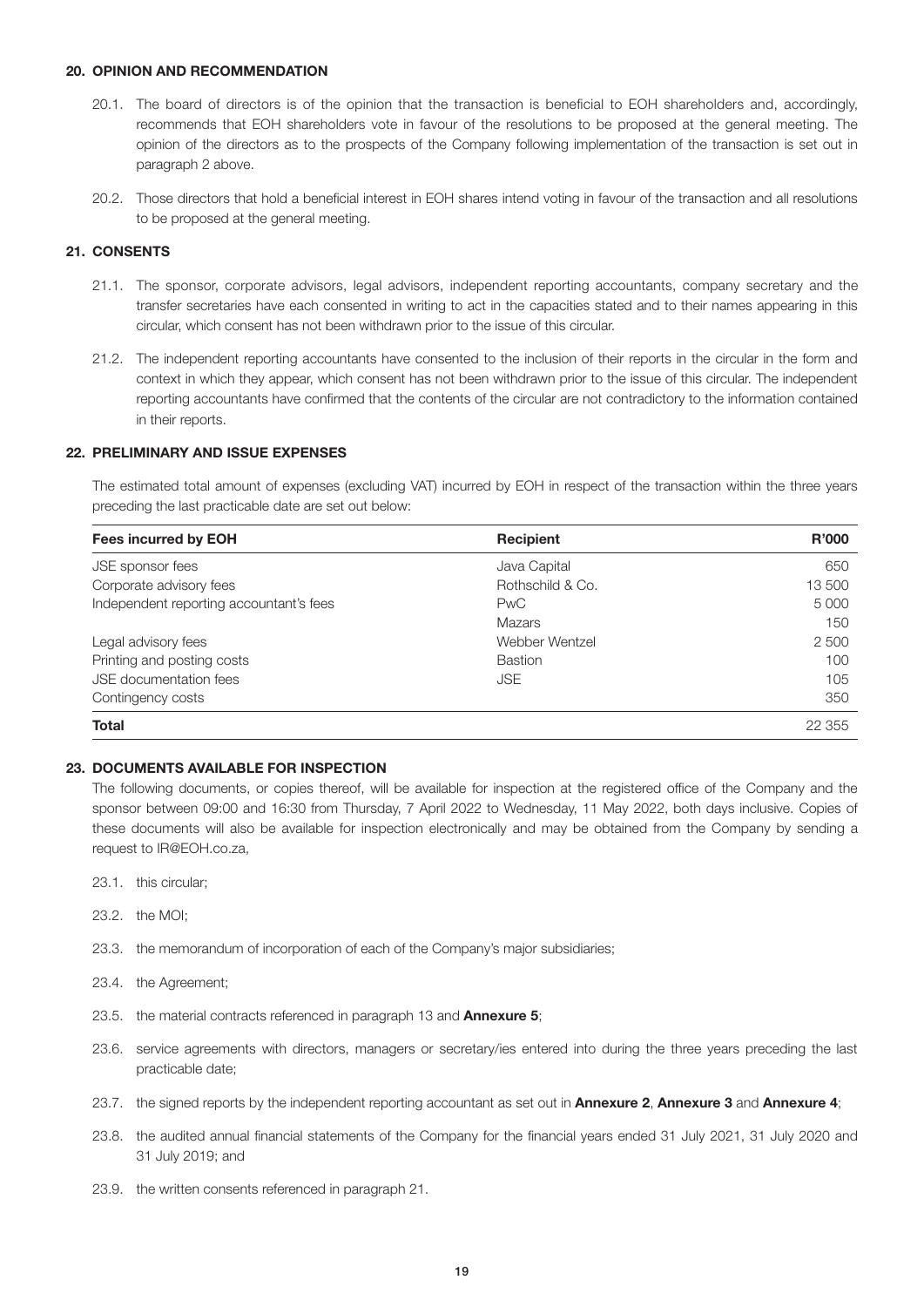## 20. OPINION AND RECOMMENDATION

20.1. The board of directors is of the opinion that the transaction is beneficial to EOH shareholders and, accordingly, recommends that EOH shareholders vote in favour of the resolutions to be proposed at the general meeting. The opinion of the directors as to the prospects of the Company following implementation of the transaction is set out in paragraph 2 above.

20.2. Those directors that hold a beneficial interest in EOH shares intend voting in favour of the transaction and all resolutions to be proposed at the general meeting.

## 21. CONSENTS

21.1. The sponsor, corporate advisors, legal advisors, independent reporting accountants, company secretary and the transfer secretaries have each consented in writing to act in the capacities stated and to their names appearing in this circular, which consent has not been withdrawn prior to the issue of this circular.

21.2. The independent reporting accountants have consented to the inclusion of their reports in the circular in the form and context in which they appear, which consent has not been withdrawn prior to the issue of this circular. The independent reporting accountants have confirmed that the contents of the circular are not contradictory to the information contained in their reports.

## 22. PRELIMINARY AND ISSUE EXPENSES

The estimated total amount of expenses (excluding VAT) incurred by EOH in respect of the transaction within the three years preceding the last practicable date are set out below:

| Fees incurred by EOH | Recipient | R'000 |
|---|---|---|
| JSE sponsor fees | Java Capital | 650 |
| Corporate advisory fees | Rothschild & Co. | 13 500 |
| Independent reporting accountant's fees | PwC | 5 000 |
| | Mazars | 150 |
| Legal advisory fees | Webber Wentzel | 2 500 |
| Printing and posting costs | Bastion | 100 |
| JSE documentation fees | JSE | 105 |
| Contingency costs | | 350 |
| **Total** | | 22 355 |

## 23. DOCUMENTS AVAILABLE FOR INSPECTION

The following documents, or copies thereof, will be available for inspection at the registered office of the Company and the sponsor between 09:00 and 16:30 from Thursday, 7 April 2022 to Wednesday, 11 May 2022, both days inclusive. Copies of these documents will also be available for inspection electronically and may be obtained from the Company by sending a request to IR@EOH.co.za,

23.1. this circular;

23.2. the MOI;

23.3. the memorandum of incorporation of each of the Company's major subsidiaries;

23.4. the Agreement;

23.5. the material contracts referenced in paragraph 13 and **Annexure 5**;

23.6. service agreements with directors, managers or secretary/ies entered into during the three years preceding the last practicable date;

23.7. the signed reports by the independent reporting accountant as set out in **Annexure 2**, **Annexure 3** and **Annexure 4**;

23.8. the audited annual financial statements of the Company for the financial years ended 31 July 2021, 31 July 2020 and 31 July 2019; and

23.9. the written consents referenced in paragraph 21.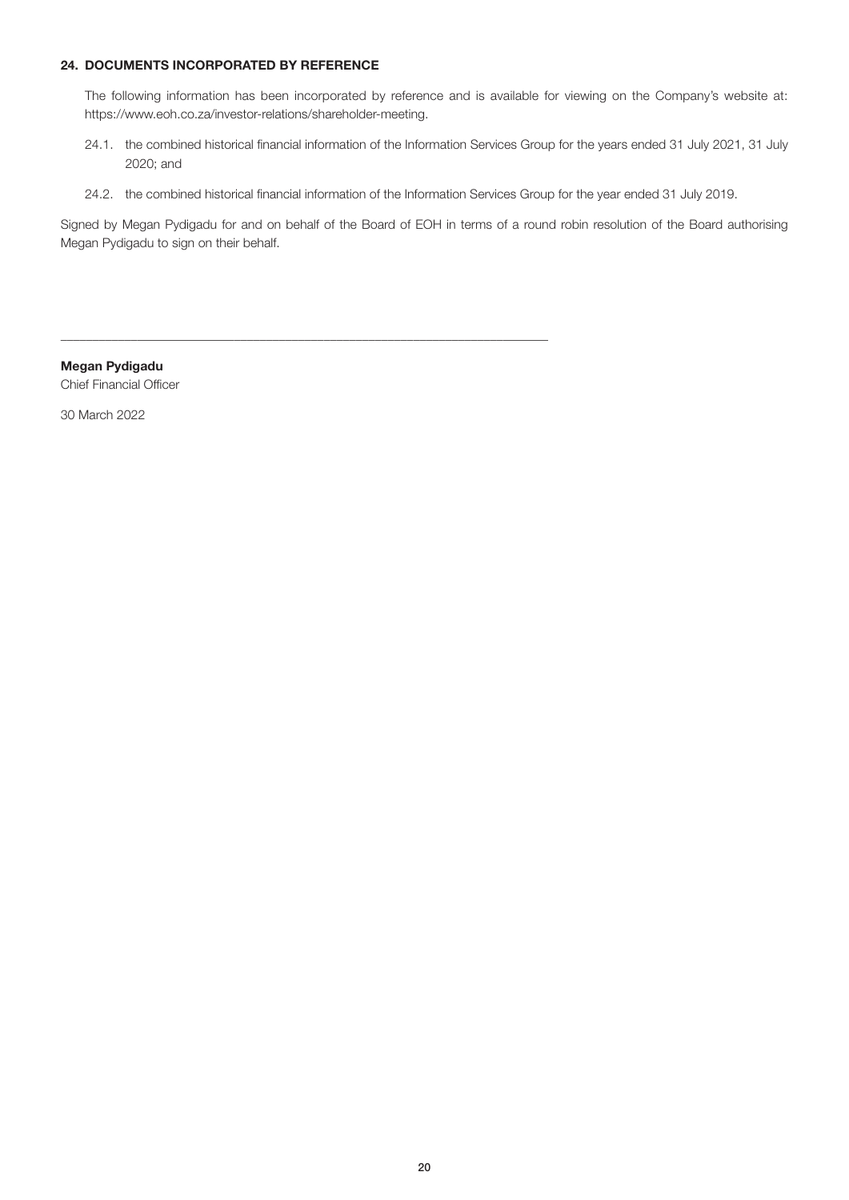## 24. DOCUMENTS INCORPORATED BY REFERENCE

The following information has been incorporated by reference and is available for viewing on the Company's website at: https://www.eoh.co.za/investor-relations/shareholder-meeting.

24.1. the combined historical financial information of the Information Services Group for the years ended 31 July 2021, 31 July 2020; and

24.2. the combined historical financial information of the Information Services Group for the year ended 31 July 2019.

Signed by Megan Pydigadu for and on behalf of the Board of EOH in terms of a round robin resolution of the Board authorising Megan Pydigadu to sign on their behalf.

---

**Megan Pydigadu**
Chief Financial Officer

30 March 2022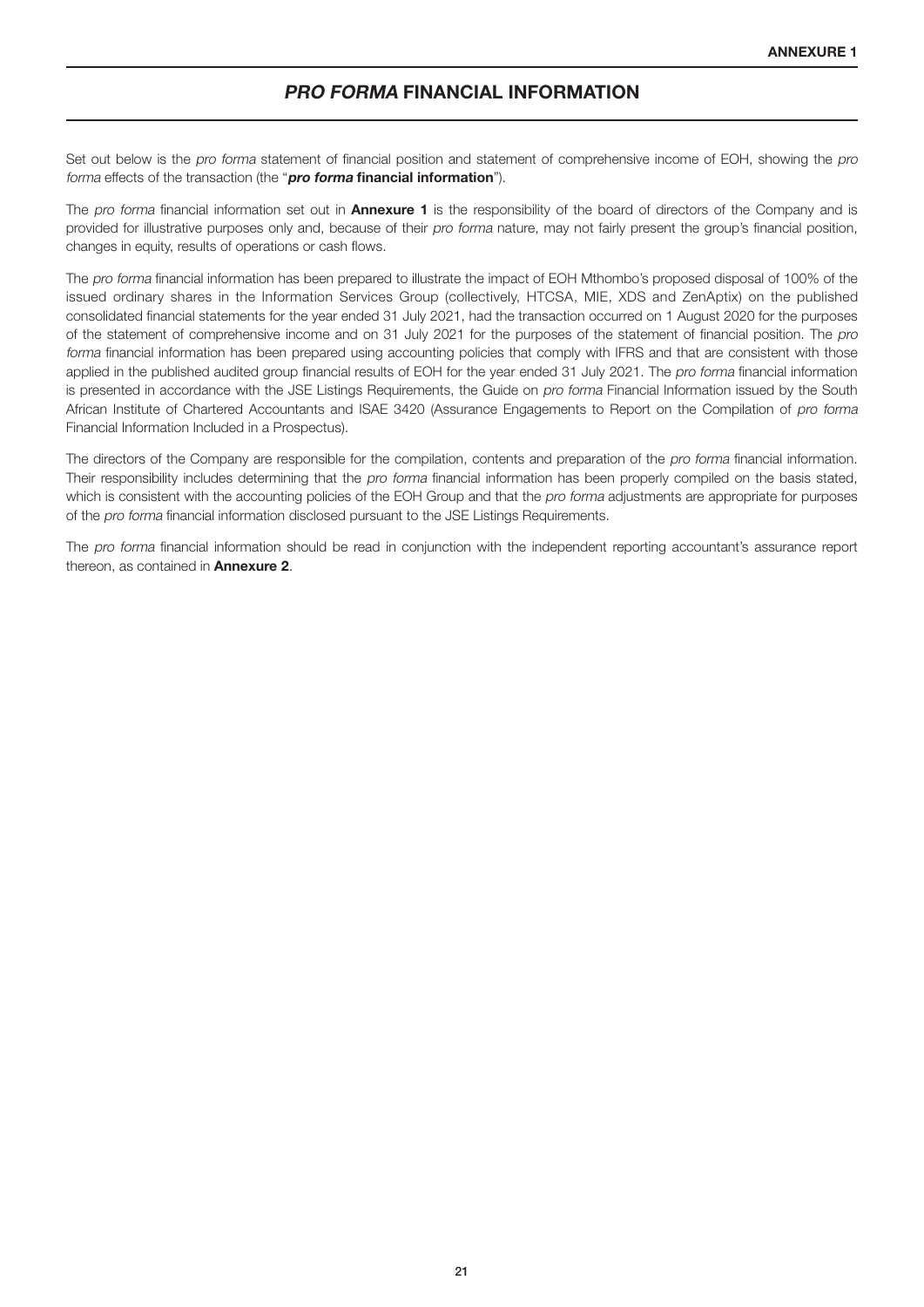**ANNEXURE 1**

# *PRO FORMA* FINANCIAL INFORMATION

Set out below is the *pro forma* statement of financial position and statement of comprehensive income of EOH, showing the *pro forma* effects of the transaction (the "***pro forma* financial information**").

The *pro forma* financial information set out in **Annexure 1** is the responsibility of the board of directors of the Company and is provided for illustrative purposes only and, because of their *pro forma* nature, may not fairly present the group's financial position, changes in equity, results of operations or cash flows.

The *pro forma* financial information has been prepared to illustrate the impact of EOH Mthombo's proposed disposal of 100% of the issued ordinary shares in the Information Services Group (collectively, HTCSA, MIE, XDS and ZenAptix) on the published consolidated financial statements for the year ended 31 July 2021, had the transaction occurred on 1 August 2020 for the purposes of the statement of comprehensive income and on 31 July 2021 for the purposes of the statement of financial position. The *pro forma* financial information has been prepared using accounting policies that comply with IFRS and that are consistent with those applied in the published audited group financial results of EOH for the year ended 31 July 2021. The *pro forma* financial information is presented in accordance with the JSE Listings Requirements, the Guide on *pro forma* Financial Information issued by the South African Institute of Chartered Accountants and ISAE 3420 (Assurance Engagements to Report on the Compilation of *pro forma* Financial Information Included in a Prospectus).

The directors of the Company are responsible for the compilation, contents and preparation of the *pro forma* financial information. Their responsibility includes determining that the *pro forma* financial information has been properly compiled on the basis stated, which is consistent with the accounting policies of the EOH Group and that the *pro forma* adjustments are appropriate for purposes of the *pro forma* financial information disclosed pursuant to the JSE Listings Requirements.

The *pro forma* financial information should be read in conjunction with the independent reporting accountant's assurance report thereon, as contained in **Annexure 2**.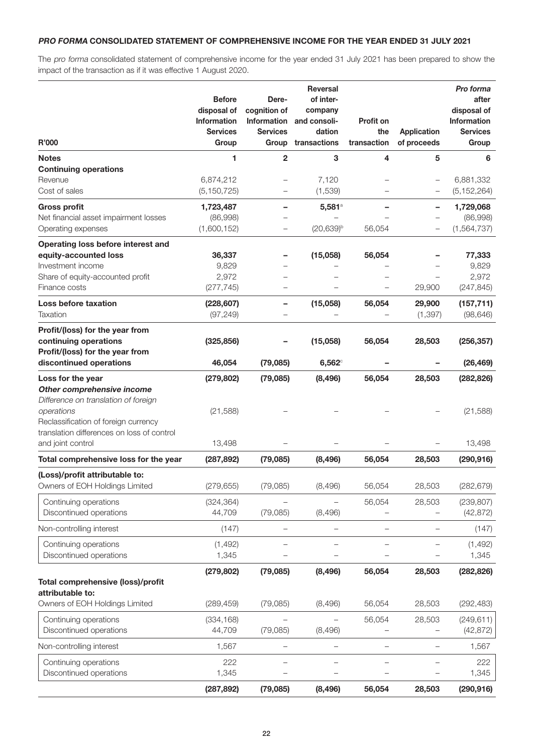## *PRO FORMA* CONSOLIDATED STATEMENT OF COMPREHENSIVE INCOME FOR THE YEAR ENDED 31 JULY 2021

The *pro forma* consolidated statement of comprehensive income for the year ended 31 July 2021 has been prepared to show the impact of the transaction as if it was effective 1 August 2020.

| R'000 | Before disposal of Information Services Group | Derecognition of Information Services Group | Reversal of inter-company and consolidation transactions | Profit on the transaction | Application of proceeds | *Pro forma* after disposal of Information Services Group |
|---|---|---|---|---|---|---|
| **Notes** | **1** | **2** | **3** | **4** | **5** | **6** |
| **Continuing operations** | | | | | | |
| Revenue | 6,874,212 | – | 7,120 | – | – | 6,881,332 |
| Cost of sales | (5,150,725) | – | (1,539) | – | – | (5,152,264) |
| **Gross profit** | **1,723,487** | **–** | **5,581[a]** | **–** | **–** | **1,729,068** |
| Net financial asset impairment losses | (86,998) | – | – | – | – | (86,998) |
| Operating expenses | (1,600,152) | – | (20,639)[b] | 56,054 | – | (1,564,737) |
| **Operating loss before interest and equity-accounted loss** | **36,337** | **–** | **(15,058)** | **56,054** | **–** | **77,333** |
| Investment income | 9,829 | – | – | – | – | 9,829 |
| Share of equity-accounted profit | 2,972 | – | – | – | – | 2,972 |
| Finance costs | (277,745) | – | – | – | 29,900 | (247,845) |
| **Loss before taxation** | **(228,607)** | **–** | **(15,058)** | **56,054** | **29,900** | **(157,711)** |
| Taxation | (97,249) | – | – | – | (1,397) | (98,646) |
| **Profit/(loss) for the year from continuing operations** | **(325,856)** | **–** | **(15,058)** | **56,054** | **28,503** | **(256,357)** |
| **Profit/(loss) for the year from discontinued operations** | **46,054** | **(79,085)** | **6,562[c]** | **–** | **–** | **(26,469)** |
| **Loss for the year** | **(279,802)** | **(79,085)** | **(8,496)** | **56,054** | **28,503** | **(282,826)** |
| ***Other comprehensive income*** | | | | | | |
| *Difference on translation of foreign operations* | (21,588) | – | – | – | – | (21,588) |
| Reclassification of foreign currency translation differences on loss of control and joint control | 13,498 | – | – | – | – | 13,498 |
| **Total comprehensive loss for the year** | **(287,892)** | **(79,085)** | **(8,496)** | **56,054** | **28,503** | **(290,916)** |
| **(Loss)/profit attributable to:** | | | | | | |
| Owners of EOH Holdings Limited | (279,655) | (79,085) | (8,496) | 56,054 | 28,503 | (282,679) |
| Continuing operations | (324,364) | – | – | 56,054 | 28,503 | (239,807) |
| Discontinued operations | 44,709 | (79,085) | (8,496) | – | – | (42,872) |
| Non-controlling interest | (147) | – | – | – | – | (147) |
| Continuing operations | (1,492) | – | – | – | – | (1,492) |
| Discontinued operations | 1,345 | – | – | – | – | 1,345 |
| | **(279,802)** | **(79,085)** | **(8,496)** | **56,054** | **28,503** | **(282,826)** |
| **Total comprehensive (loss)/profit attributable to:** | | | | | | |
| Owners of EOH Holdings Limited | (289,459) | (79,085) | (8,496) | 56,054 | 28,503 | (292,483) |
| Continuing operations | (334,168) | – | – | 56,054 | 28,503 | (249,611) |
| Discontinued operations | 44,709 | (79,085) | (8,496) | – | – | (42,872) |
| Non-controlling interest | 1,567 | – | – | – | – | 1,567 |
| Continuing operations | 222 | – | – | – | – | 222 |
| Discontinued operations | 1,345 | – | – | – | – | 1,345 |
| | **(287,892)** | **(79,085)** | **(8,496)** | **56,054** | **28,503** | **(290,916)** |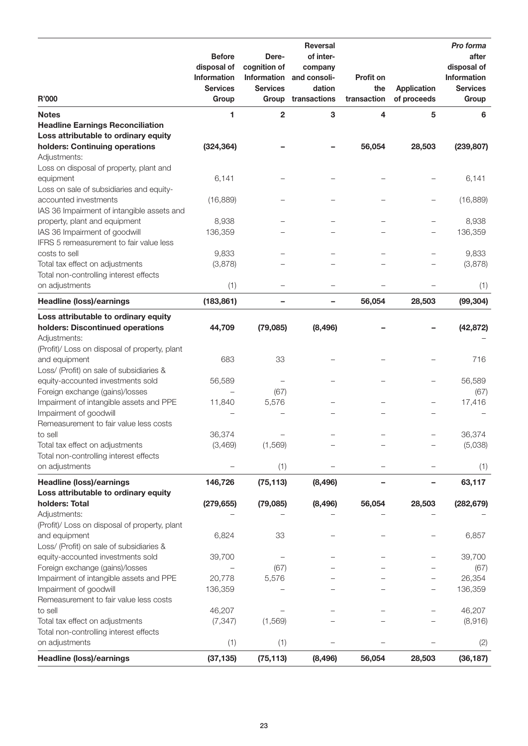| R'000 | Before disposal of Information Services Group | Dere-cognition of Information Services Group | Reversal of inter-company and consoli-dation transactions | Profit on the transaction | Application of proceeds | *Pro forma* after disposal of Information Services Group |
|---|---|---|---|---|---|---|
| **Notes** | **1** | **2** | **3** | **4** | **5** | **6** |
| **Headline Earnings Reconciliation** | | | | | | |
| **Loss attributable to ordinary equity holders: Continuing operations** | **(324,364)** | **–** | **–** | **56,054** | **28,503** | **(239,807)** |
| Adjustments: | | | | | | |
| Loss on disposal of property, plant and equipment | 6,141 | – | – | – | – | 6,141 |
| Loss on sale of subsidiaries and equity-accounted investments | (16,889) | – | – | – | – | (16,889) |
| IAS 36 Impairment of intangible assets and property, plant and equipment | 8,938 | – | – | – | – | 8,938 |
| IAS 36 Impairment of goodwill | 136,359 | – | – | – | – | 136,359 |
| IFRS 5 remeasurement to fair value less costs to sell | 9,833 | – | – | – | – | 9,833 |
| Total tax effect on adjustments | (3,878) | – | – | – | – | (3,878) |
| Total non-controlling interest effects on adjustments | (1) | – | – | – | – | (1) |
| **Headline (loss)/earnings** | **(183,861)** | **–** | **–** | **56,054** | **28,503** | **(99,304)** |
| **Loss attributable to ordinary equity holders: Discontinued operations** | **44,709** | **(79,085)** | **(8,496)** | **–** | **–** | **(42,872)** |
| Adjustments: | | | | | | – |
| (Profit)/ Loss on disposal of property, plant and equipment | 683 | 33 | – | – | – | 716 |
| Loss/ (Profit) on sale of subsidiaries & equity-accounted investments sold | 56,589 | – | – | – | – | 56,589 |
| Foreign exchange (gains)/losses | – | (67) | | | | (67) |
| Impairment of intangible assets and PPE | 11,840 | 5,576 | – | – | – | 17,416 |
| Impairment of goodwill | – | – | – | – | – | – |
| Remeasurement to fair value less costs to sell | 36,374 | – | – | – | – | 36,374 |
| Total tax effect on adjustments | (3,469) | (1,569) | – | – | – | (5,038) |
| Total non-controlling interest effects on adjustments | – | (1) | – | – | – | (1) |
| **Headline (loss)/earnings** | **146,726** | **(75,113)** | **(8,496)** | **–** | **–** | **63,117** |
| **Loss attributable to ordinary equity holders: Total** | **(279,655)** | **(79,085)** | **(8,496)** | **56,054** | **28,503** | **(282,679)** |
| Adjustments: | – | – | – | – | – | – |
| (Profit)/ Loss on disposal of property, plant and equipment | 6,824 | 33 | – | – | – | 6,857 |
| Loss/ (Profit) on sale of subsidiaries & equity-accounted investments sold | 39,700 | – | – | – | – | 39,700 |
| Foreign exchange (gains)/losses | – | (67) | – | – | – | (67) |
| Impairment of intangible assets and PPE | 20,778 | 5,576 | – | – | – | 26,354 |
| Impairment of goodwill | 136,359 | – | – | – | – | 136,359 |
| Remeasurement to fair value less costs to sell | 46,207 | – | – | – | – | 46,207 |
| Total tax effect on adjustments | (7,347) | (1,569) | – | – | – | (8,916) |
| Total non-controlling interest effects on adjustments | (1) | (1) | – | – | – | (2) |
| **Headline (loss)/earnings** | **(37,135)** | **(75,113)** | **(8,496)** | **56,054** | **28,503** | **(36,187)** |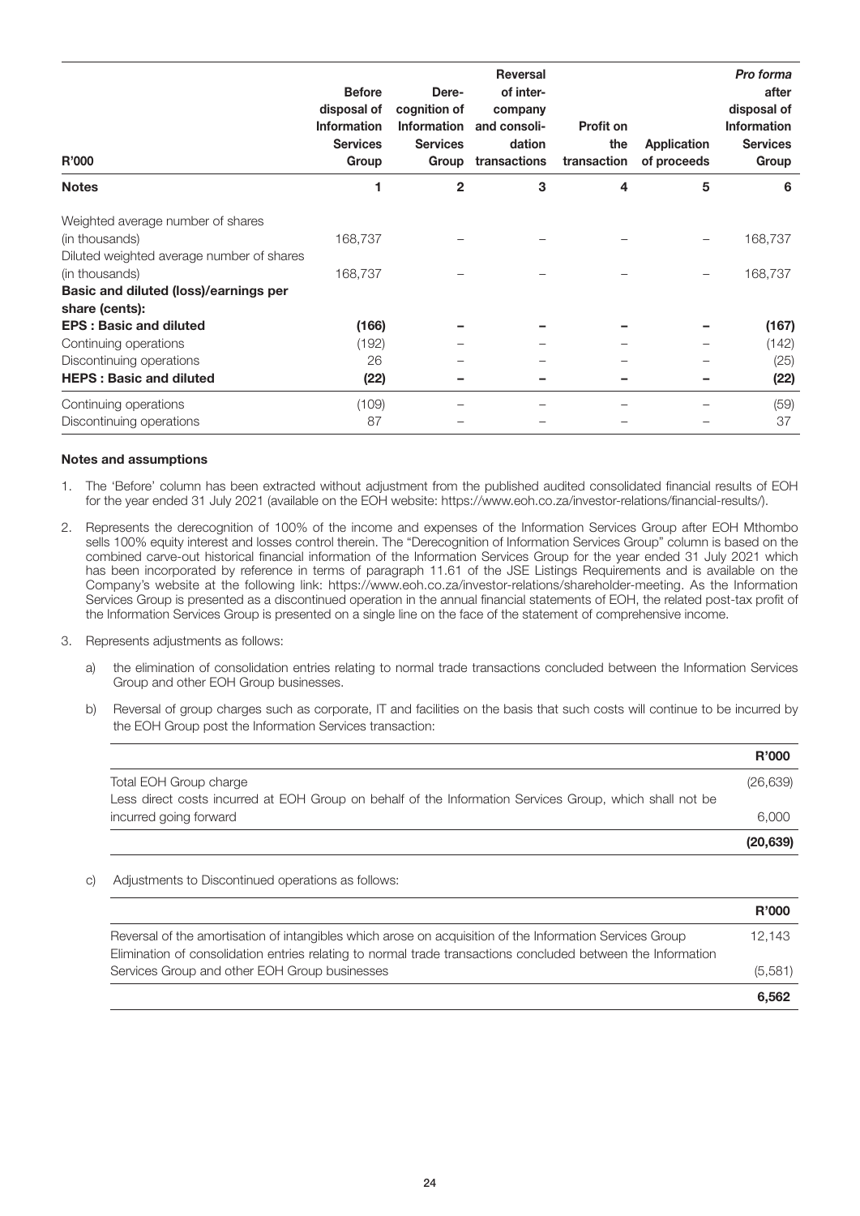| R'000 | Before disposal of Information Services Group | Derecognition of Information Services Group | Reversal of inter-company and consolidation transactions | Profit on the transaction | Application of proceeds | *Pro forma* after disposal of Information Services Group |
|---|---|---|---|---|---|---|
| **Notes** | **1** | **2** | **3** | **4** | **5** | **6** |
| Weighted average number of shares (in thousands) | 168,737 | – | – | – | – | 168,737 |
| Diluted weighted average number of shares (in thousands) | 168,737 | – | – | – | – | 168,737 |
| **Basic and diluted (loss)/earnings per share (cents):** | | | | | | |
| **EPS : Basic and diluted** | **(166)** | **–** | **–** | **–** | **–** | **(167)** |
| Continuing operations | (192) | – | – | – | – | (142) |
| Discontinuing operations | 26 | – | – | – | – | (25) |
| **HEPS : Basic and diluted** | **(22)** | **–** | **–** | **–** | **–** | **(22)** |
| Continuing operations | (109) | – | – | – | – | (59) |
| Discontinuing operations | 87 | – | – | – | – | 37 |

**Notes and assumptions**

1. The 'Before' column has been extracted without adjustment from the published audited consolidated financial results of EOH for the year ended 31 July 2021 (available on the EOH website: https://www.eoh.co.za/investor-relations/financial-results/).
2. Represents the derecognition of 100% of the income and expenses of the Information Services Group after EOH Mthombo sells 100% equity interest and losses control therein. The "Derecognition of Information Services Group" column is based on the combined carve-out historical financial information of the Information Services Group for the year ended 31 July 2021 which has been incorporated by reference in terms of paragraph 11.61 of the JSE Listings Requirements and is available on the Company's website at the following link: https://www.eoh.co.za/investor-relations/shareholder-meeting. As the Information Services Group is presented as a discontinued operation in the annual financial statements of EOH, the related post-tax profit of the Information Services Group is presented on a single line on the face of the statement of comprehensive income.
3. Represents adjustments as follows:
   a) the elimination of consolidation entries relating to normal trade transactions concluded between the Information Services Group and other EOH Group businesses.
   b) Reversal of group charges such as corporate, IT and facilities on the basis that such costs will continue to be incurred by the EOH Group post the Information Services transaction:

| | R'000 |
|---|---|
| Total EOH Group charge | (26,639) |
| Less direct costs incurred at EOH Group on behalf of the Information Services Group, which shall not be incurred going forward | 6,000 |
| | **(20,639)** |

   c) Adjustments to Discontinued operations as follows:

| | R'000 |
|---|---|
| Reversal of the amortisation of intangibles which arose on acquisition of the Information Services Group | 12,143 |
| Elimination of consolidation entries relating to normal trade transactions concluded between the Information Services Group and other EOH Group businesses | (5,581) |
| | **6,562** |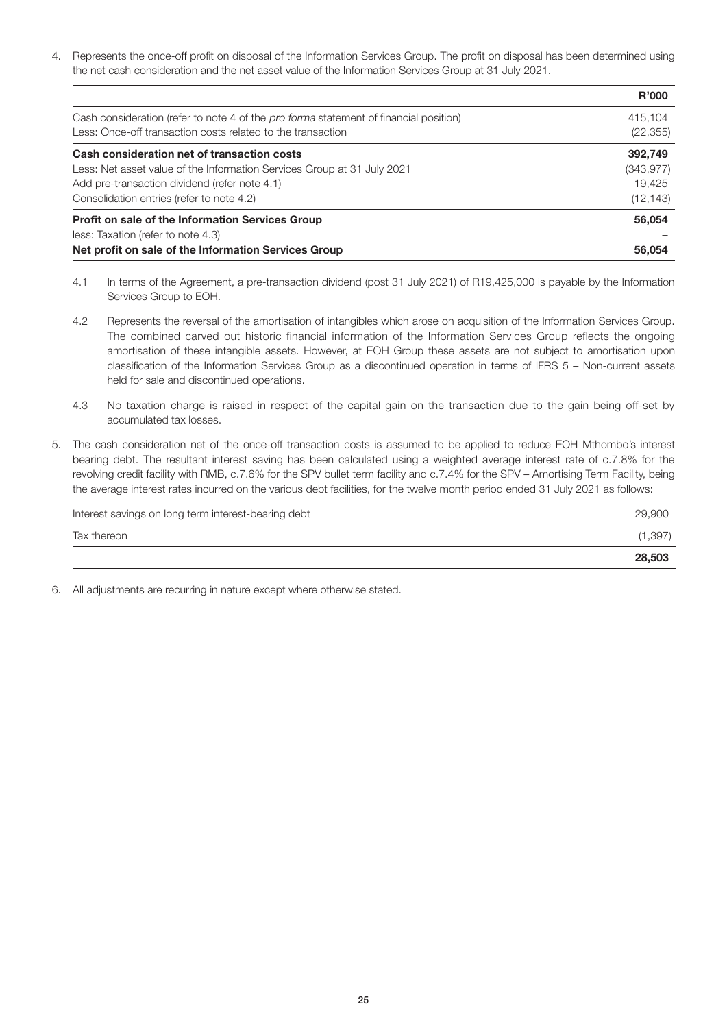4. Represents the once-off profit on disposal of the Information Services Group. The profit on disposal has been determined using the net cash consideration and the net asset value of the Information Services Group at 31 July 2021.

| | R'000 |
|---|---|
| Cash consideration (refer to note 4 of the *pro forma* statement of financial position) | 415,104 |
| Less: Once-off transaction costs related to the transaction | (22,355) |
| **Cash consideration net of transaction costs** | **392,749** |
| Less: Net asset value of the Information Services Group at 31 July 2021 | (343,977) |
| Add pre-transaction dividend (refer note 4.1) | 19,425 |
| Consolidation entries (refer to note 4.2) | (12,143) |
| **Profit on sale of the Information Services Group** | **56,054** |
| less: Taxation (refer to note 4.3) | – |
| **Net profit on sale of the Information Services Group** | **56,054** |

4.1 In terms of the Agreement, a pre-transaction dividend (post 31 July 2021) of R19,425,000 is payable by the Information Services Group to EOH.

4.2 Represents the reversal of the amortisation of intangibles which arose on acquisition of the Information Services Group. The combined carved out historic financial information of the Information Services Group reflects the ongoing amortisation of these intangible assets. However, at EOH Group these assets are not subject to amortisation upon classification of the Information Services Group as a discontinued operation in terms of IFRS 5 – Non-current assets held for sale and discontinued operations.

4.3 No taxation charge is raised in respect of the capital gain on the transaction due to the gain being off-set by accumulated tax losses.

5. The cash consideration net of the once-off transaction costs is assumed to be applied to reduce EOH Mthombo's interest bearing debt. The resultant interest saving has been calculated using a weighted average interest rate of c.7.8% for the revolving credit facility with RMB, c.7.6% for the SPV bullet term facility and c.7.4% for the SPV – Amortising Term Facility, being the average interest rates incurred on the various debt facilities, for the twelve month period ended 31 July 2021 as follows:

| | |
|---|---|
| Interest savings on long term interest-bearing debt | 29,900 |
| Tax thereon | (1,397) |
| | **28,503** |

6. All adjustments are recurring in nature except where otherwise stated.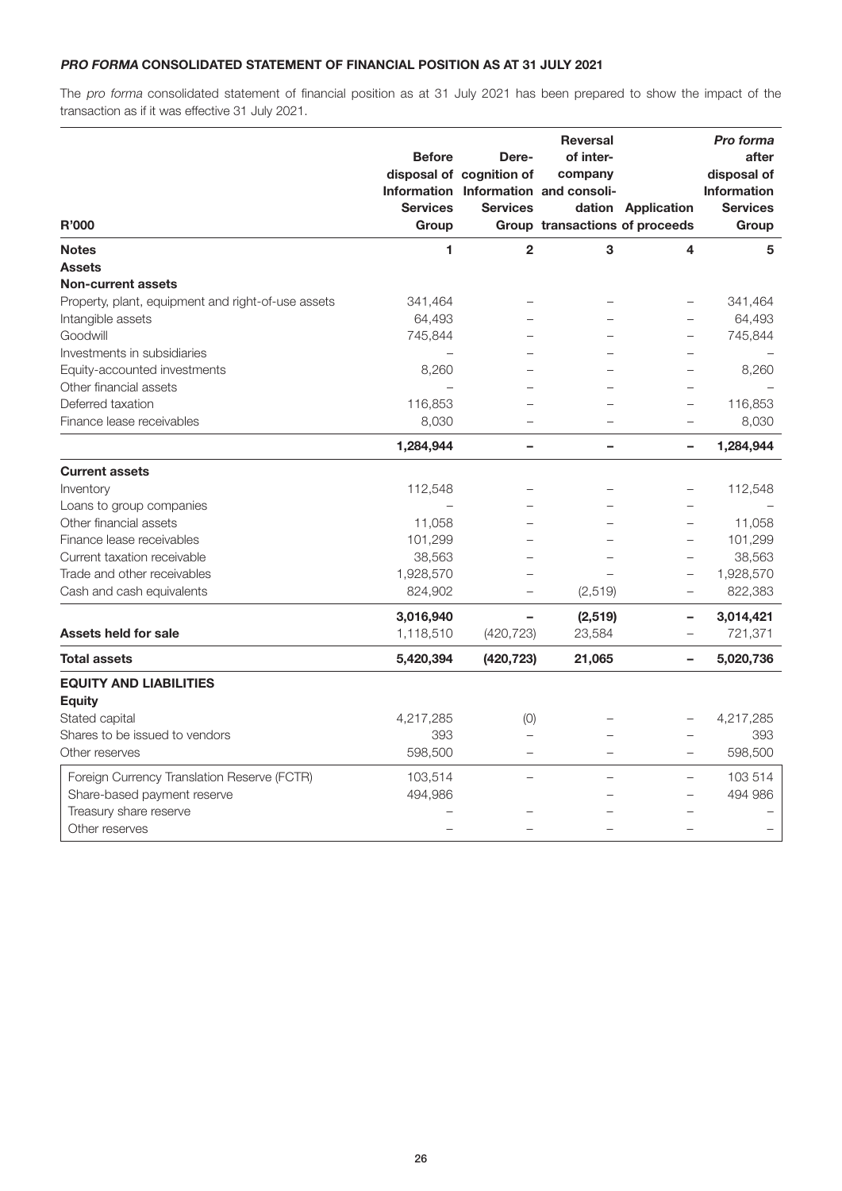### *PRO FORMA* CONSOLIDATED STATEMENT OF FINANCIAL POSITION AS AT 31 JULY 2021

The *pro forma* consolidated statement of financial position as at 31 July 2021 has been prepared to show the impact of the transaction as if it was effective 31 July 2021.

| R'000 | Before disposal of Information Services Group | Dere-cognition of Information Services | Reversal of inter-company and consoli-dation Group transactions | Application of proceeds | *Pro forma* after disposal of Information Services Group |
|---|---|---|---|---|---|
| **Notes** | **1** | **2** | **3** | **4** | **5** |
| **Assets** | | | | | |
| **Non-current assets** | | | | | |
| Property, plant, equipment and right-of-use assets | 341,464 | – | – | – | 341,464 |
| Intangible assets | 64,493 | – | – | – | 64,493 |
| Goodwill | 745,844 | – | – | – | 745,844 |
| Investments in subsidiaries | – | – | – | – | – |
| Equity-accounted investments | 8,260 | – | – | – | 8,260 |
| Other financial assets | – | – | – | – | – |
| Deferred taxation | 116,853 | – | – | – | 116,853 |
| Finance lease receivables | 8,030 | – | – | – | 8,030 |
| | **1,284,944** | **–** | **–** | **–** | **1,284,944** |
| **Current assets** | | | | | |
| Inventory | 112,548 | – | – | – | 112,548 |
| Loans to group companies | – | – | – | – | – |
| Other financial assets | 11,058 | – | – | – | 11,058 |
| Finance lease receivables | 101,299 | – | – | – | 101,299 |
| Current taxation receivable | 38,563 | – | – | – | 38,563 |
| Trade and other receivables | 1,928,570 | – | – | – | 1,928,570 |
| Cash and cash equivalents | 824,902 | – | (2,519) | – | 822,383 |
| | **3,016,940** | **–** | **(2,519)** | **–** | **3,014,421** |
| **Assets held for sale** | 1,118,510 | (420,723) | 23,584 | – | 721,371 |
| **Total assets** | **5,420,394** | **(420,723)** | **21,065** | **–** | **5,020,736** |
| **EQUITY AND LIABILITIES** | | | | | |
| **Equity** | | | | | |
| Stated capital | 4,217,285 | (0) | – | – | 4,217,285 |
| Shares to be issued to vendors | 393 | – | – | – | 393 |
| Other reserves | 598,500 | – | – | – | 598,500 |
| Foreign Currency Translation Reserve (FCTR) | 103,514 | – | – | – | 103 514 |
| Share-based payment reserve | 494,986 | | – | – | 494 986 |
| Treasury share reserve | – | – | – | – | – |
| Other reserves | – | – | – | – | – |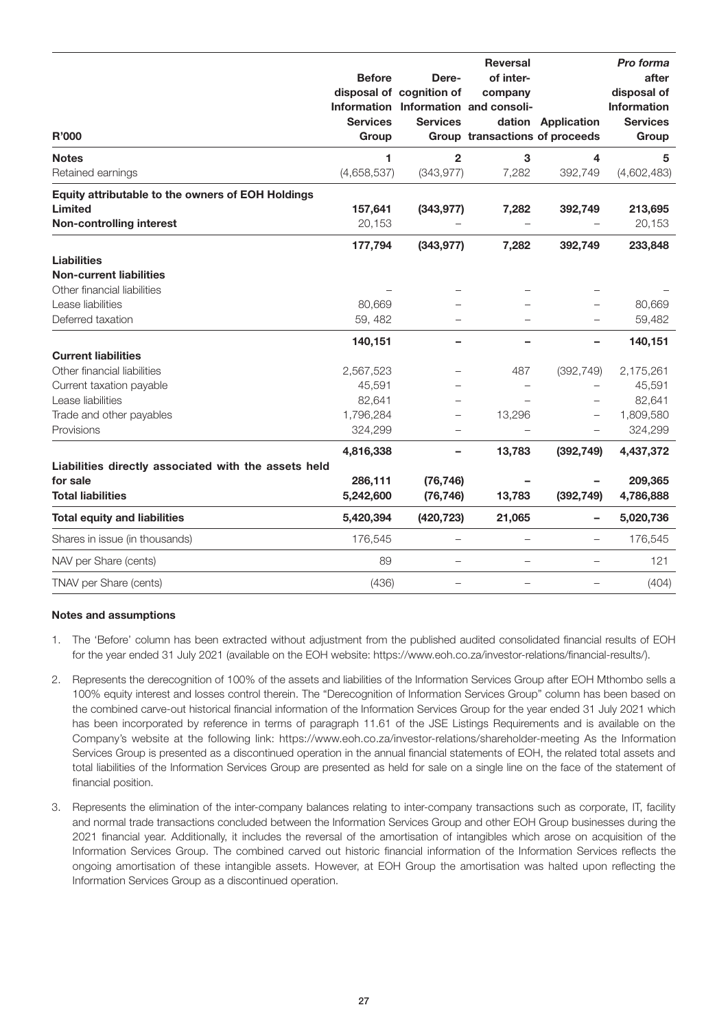| R'000 | Before disposal of Information Services Group | Derecognition of Information Services Group | Reversal of inter-company and consolidation transactions | Application of proceeds | *Pro forma* after disposal of Information Services Group |
|---|---|---|---|---|---|
| **Notes** | **1** | **2** | **3** | **4** | **5** |
| Retained earnings | (4,658,537) | (343,977) | 7,282 | 392,749 | (4,602,483) |
| **Equity attributable to the owners of EOH Holdings Limited** | **157,641** | **(343,977)** | **7,282** | **392,749** | **213,695** |
| **Non-controlling interest** | 20,153 | – | – | – | 20,153 |
| | **177,794** | **(343,977)** | **7,282** | **392,749** | **233,848** |
| **Liabilities** | | | | | |
| **Non-current liabilities** | | | | | |
| Other financial liabilities | – | – | – | – | – |
| Lease liabilities | 80,669 | – | – | – | 80,669 |
| Deferred taxation | 59, 482 | – | – | – | 59,482 |
| | **140,151** | **–** | **–** | **–** | **140,151** |
| **Current liabilities** | | | | | |
| Other financial liabilities | 2,567,523 | – | 487 | (392,749) | 2,175,261 |
| Current taxation payable | 45,591 | – | – | – | 45,591 |
| Lease liabilities | 82,641 | – | – | – | 82,641 |
| Trade and other payables | 1,796,284 | – | 13,296 | – | 1,809,580 |
| Provisions | 324,299 | – | – | – | 324,299 |
| | **4,816,338** | **–** | **13,783** | **(392,749)** | **4,437,372** |
| **Liabilities directly associated with the assets held for sale** | **286,111** | **(76,746)** | **–** | **–** | **209,365** |
| **Total liabilities** | **5,242,600** | **(76,746)** | **13,783** | **(392,749)** | **4,786,888** |
| **Total equity and liabilities** | **5,420,394** | **(420,723)** | **21,065** | **–** | **5,020,736** |
| Shares in issue (in thousands) | 176,545 | – | – | – | 176,545 |
| NAV per Share (cents) | 89 | – | – | – | 121 |
| TNAV per Share (cents) | (436) | – | – | – | (404) |

**Notes and assumptions**

1. The 'Before' column has been extracted without adjustment from the published audited consolidated financial results of EOH for the year ended 31 July 2021 (available on the EOH website: https://www.eoh.co.za/investor-relations/financial-results/).
2. Represents the derecognition of 100% of the assets and liabilities of the Information Services Group after EOH Mthombo sells a 100% equity interest and losses control therein. The "Derecognition of Information Services Group" column has been based on the combined carve-out historical financial information of the Information Services Group for the year ended 31 July 2021 which has been incorporated by reference in terms of paragraph 11.61 of the JSE Listings Requirements and is available on the Company's website at the following link: https://www.eoh.co.za/investor-relations/shareholder-meeting As the Information Services Group is presented as a discontinued operation in the annual financial statements of EOH, the related total assets and total liabilities of the Information Services Group are presented as held for sale on a single line on the face of the statement of financial position.
3. Represents the elimination of the inter-company balances relating to inter-company transactions such as corporate, IT, facility and normal trade transactions concluded between the Information Services Group and other EOH Group businesses during the 2021 financial year. Additionally, it includes the reversal of the amortisation of intangibles which arose on acquisition of the Information Services Group. The combined carved out historic financial information of the Information Services reflects the ongoing amortisation of these intangible assets. However, at EOH Group the amortisation was halted upon reflecting the Information Services Group as a discontinued operation.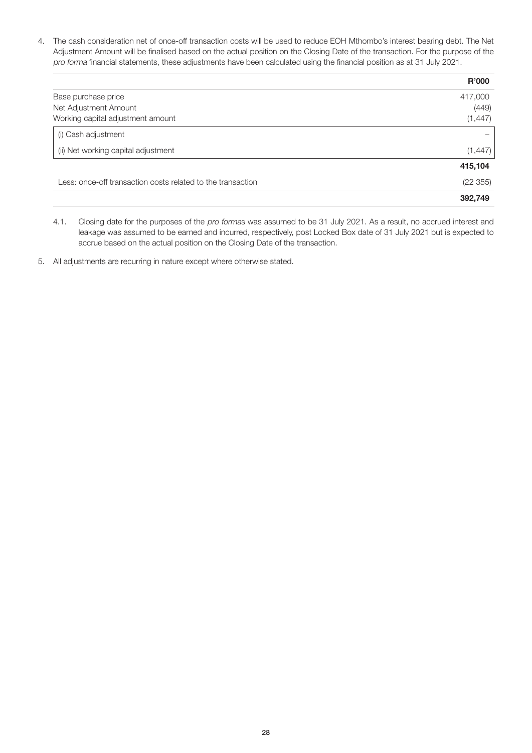4. The cash consideration net of once-off transaction costs will be used to reduce EOH Mthombo's interest bearing debt. The Net Adjustment Amount will be finalised based on the actual position on the Closing Date of the transaction. For the purpose of the *pro forma* financial statements, these adjustments have been calculated using the financial position as at 31 July 2021.

| | R'000 |
|---|---|
| Base purchase price | 417,000 |
| Net Adjustment Amount | (449) |
| Working capital adjustment amount | (1,447) |
| (i) Cash adjustment | – |
| (ii) Net working capital adjustment | (1,447) |
| | **415,104** |
| Less: once-off transaction costs related to the transaction | (22 355) |
| | **392,749** |

4.1. Closing date for the purposes of the *pro forma*s was assumed to be 31 July 2021. As a result, no accrued interest and leakage was assumed to be earned and incurred, respectively, post Locked Box date of 31 July 2021 but is expected to accrue based on the actual position on the Closing Date of the transaction.

5. All adjustments are recurring in nature except where otherwise stated.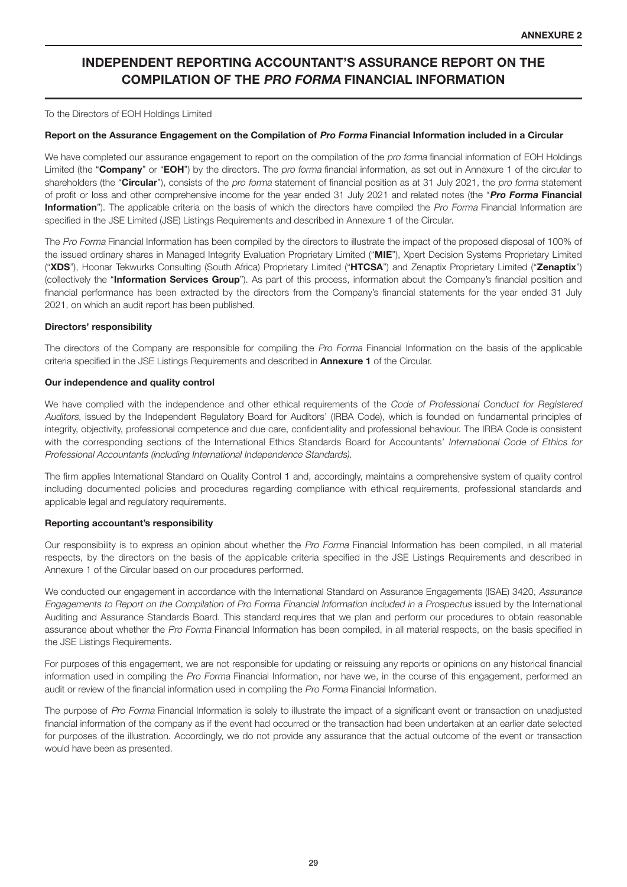**ANNEXURE 2**

# INDEPENDENT REPORTING ACCOUNTANT'S ASSURANCE REPORT ON THE COMPILATION OF THE *PRO FORMA* FINANCIAL INFORMATION

To the Directors of EOH Holdings Limited

**Report on the Assurance Engagement on the Compilation of *Pro Forma* Financial Information included in a Circular**

We have completed our assurance engagement to report on the compilation of the *pro forma* financial information of EOH Holdings Limited (the "**Company**" or "**EOH**") by the directors. The *pro forma* financial information, as set out in Annexure 1 of the circular to shareholders (the "**Circular**"), consists of the *pro forma* statement of financial position as at 31 July 2021, the *pro forma* statement of profit or loss and other comprehensive income for the year ended 31 July 2021 and related notes (the "***Pro Forma* Financial Information**"). The applicable criteria on the basis of which the directors have compiled the *Pro Forma* Financial Information are specified in the JSE Limited (JSE) Listings Requirements and described in Annexure 1 of the Circular.

The *Pro Forma* Financial Information has been compiled by the directors to illustrate the impact of the proposed disposal of 100% of the issued ordinary shares in Managed Integrity Evaluation Proprietary Limited ("**MIE**"), Xpert Decision Systems Proprietary Limited ("**XDS**"), Hoonar Tekwurks Consulting (South Africa) Proprietary Limited ("**HTCSA**") and Zenaptix Proprietary Limited ("**Zenaptix**") (collectively the "**Information Services Group**"). As part of this process, information about the Company's financial position and financial performance has been extracted by the directors from the Company's financial statements for the year ended 31 July 2021, on which an audit report has been published.

**Directors' responsibility**

The directors of the Company are responsible for compiling the *Pro Forma* Financial Information on the basis of the applicable criteria specified in the JSE Listings Requirements and described in **Annexure 1** of the Circular.

**Our independence and quality control**

We have complied with the independence and other ethical requirements of the *Code of Professional Conduct for Registered Auditors*, issued by the Independent Regulatory Board for Auditors' (IRBA Code), which is founded on fundamental principles of integrity, objectivity, professional competence and due care, confidentiality and professional behaviour. The IRBA Code is consistent with the corresponding sections of the International Ethics Standards Board for Accountants' *International Code of Ethics for Professional Accountants (including International Independence Standards).*

The firm applies International Standard on Quality Control 1 and, accordingly, maintains a comprehensive system of quality control including documented policies and procedures regarding compliance with ethical requirements, professional standards and applicable legal and regulatory requirements.

**Reporting accountant's responsibility**

Our responsibility is to express an opinion about whether the *Pro Forma* Financial Information has been compiled, in all material respects, by the directors on the basis of the applicable criteria specified in the JSE Listings Requirements and described in Annexure 1 of the Circular based on our procedures performed.

We conducted our engagement in accordance with the International Standard on Assurance Engagements (ISAE) 3420, *Assurance Engagements to Report on the Compilation of Pro Forma Financial Information Included in a Prospectus* issued by the International Auditing and Assurance Standards Board. This standard requires that we plan and perform our procedures to obtain reasonable assurance about whether the *Pro Forma* Financial Information has been compiled, in all material respects, on the basis specified in the JSE Listings Requirements.

For purposes of this engagement, we are not responsible for updating or reissuing any reports or opinions on any historical financial information used in compiling the *Pro Forma* Financial Information, nor have we, in the course of this engagement, performed an audit or review of the financial information used in compiling the *Pro Forma* Financial Information.

The purpose of *Pro Forma* Financial Information is solely to illustrate the impact of a significant event or transaction on unadjusted financial information of the company as if the event had occurred or the transaction had been undertaken at an earlier date selected for purposes of the illustration. Accordingly, we do not provide any assurance that the actual outcome of the event or transaction would have been as presented.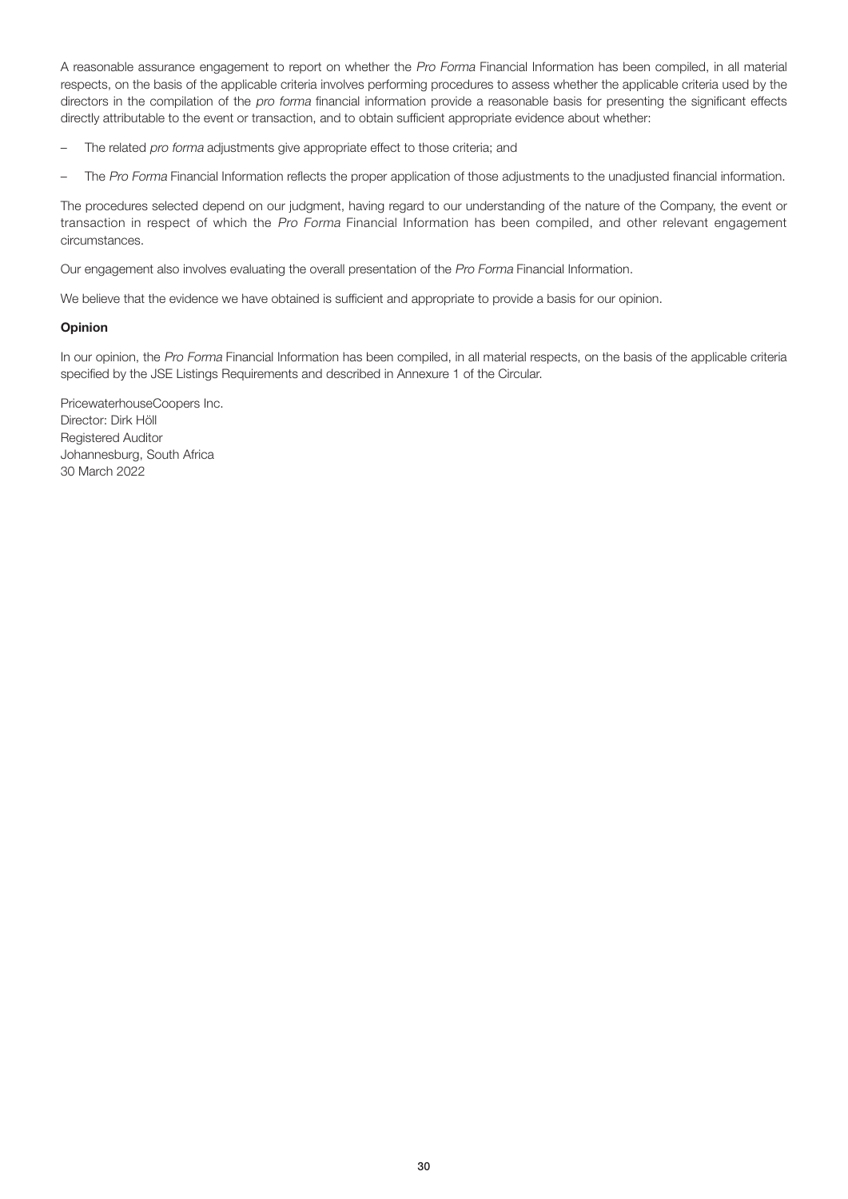A reasonable assurance engagement to report on whether the *Pro Forma* Financial Information has been compiled, in all material respects, on the basis of the applicable criteria involves performing procedures to assess whether the applicable criteria used by the directors in the compilation of the *pro forma* financial information provide a reasonable basis for presenting the significant effects directly attributable to the event or transaction, and to obtain sufficient appropriate evidence about whether:

- The related *pro forma* adjustments give appropriate effect to those criteria; and
- The *Pro Forma* Financial Information reflects the proper application of those adjustments to the unadjusted financial information.

The procedures selected depend on our judgment, having regard to our understanding of the nature of the Company, the event or transaction in respect of which the *Pro Forma* Financial Information has been compiled, and other relevant engagement circumstances.

Our engagement also involves evaluating the overall presentation of the *Pro Forma* Financial Information.

We believe that the evidence we have obtained is sufficient and appropriate to provide a basis for our opinion.

**Opinion**

In our opinion, the *Pro Forma* Financial Information has been compiled, in all material respects, on the basis of the applicable criteria specified by the JSE Listings Requirements and described in Annexure 1 of the Circular.

PricewaterhouseCoopers Inc.
Director: Dirk Höll
Registered Auditor
Johannesburg, South Africa
30 March 2022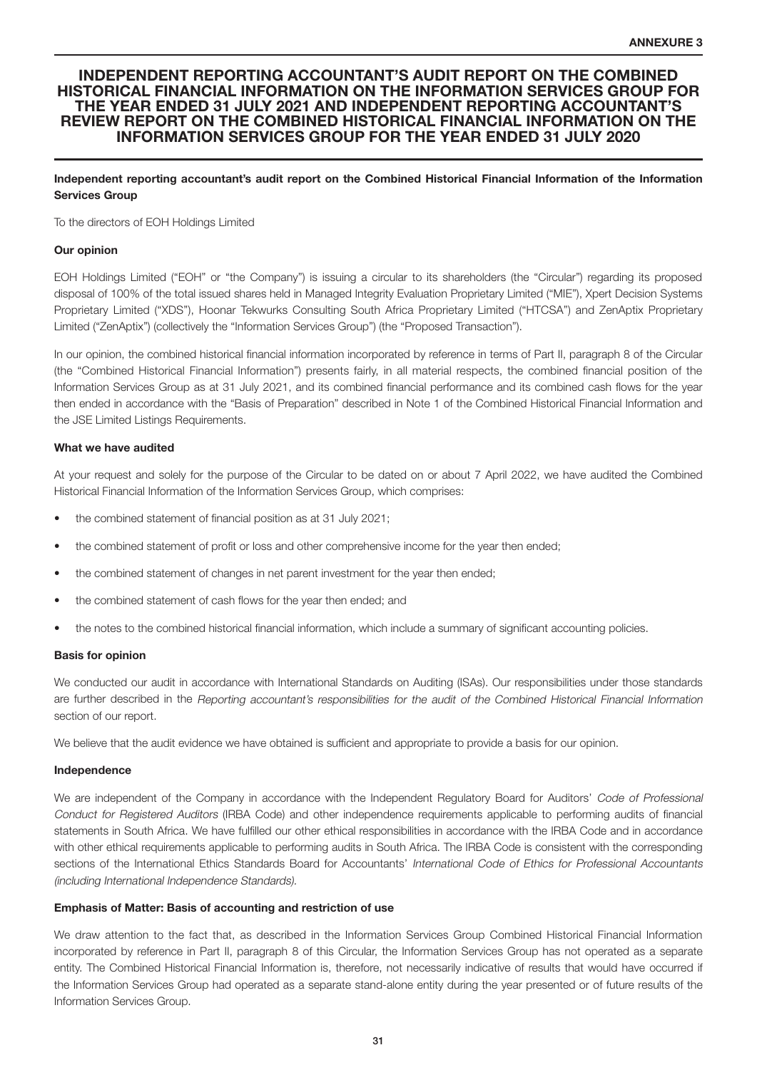ANNEXURE 3

# INDEPENDENT REPORTING ACCOUNTANT'S AUDIT REPORT ON THE COMBINED HISTORICAL FINANCIAL INFORMATION ON THE INFORMATION SERVICES GROUP FOR THE YEAR ENDED 31 JULY 2021 AND INDEPENDENT REPORTING ACCOUNTANT'S REVIEW REPORT ON THE COMBINED HISTORICAL FINANCIAL INFORMATION ON THE INFORMATION SERVICES GROUP FOR THE YEAR ENDED 31 JULY 2020

## Independent reporting accountant's audit report on the Combined Historical Financial Information of the Information Services Group

To the directors of EOH Holdings Limited

### Our opinion

EOH Holdings Limited ("EOH" or "the Company") is issuing a circular to its shareholders (the "Circular") regarding its proposed disposal of 100% of the total issued shares held in Managed Integrity Evaluation Proprietary Limited ("MIE"), Xpert Decision Systems Proprietary Limited ("XDS"), Hoonar Tekwurks Consulting South Africa Proprietary Limited ("HTCSA") and ZenAptix Proprietary Limited ("ZenAptix") (collectively the "Information Services Group") (the "Proposed Transaction").

In our opinion, the combined historical financial information incorporated by reference in terms of Part II, paragraph 8 of the Circular (the "Combined Historical Financial Information") presents fairly, in all material respects, the combined financial position of the Information Services Group as at 31 July 2021, and its combined financial performance and its combined cash flows for the year then ended in accordance with the "Basis of Preparation" described in Note 1 of the Combined Historical Financial Information and the JSE Limited Listings Requirements.

### What we have audited

At your request and solely for the purpose of the Circular to be dated on or about 7 April 2022, we have audited the Combined Historical Financial Information of the Information Services Group, which comprises:

- the combined statement of financial position as at 31 July 2021;
- the combined statement of profit or loss and other comprehensive income for the year then ended;
- the combined statement of changes in net parent investment for the year then ended;
- the combined statement of cash flows for the year then ended; and
- the notes to the combined historical financial information, which include a summary of significant accounting policies.

### Basis for opinion

We conducted our audit in accordance with International Standards on Auditing (ISAs). Our responsibilities under those standards are further described in the *Reporting accountant's responsibilities for the audit of the Combined Historical Financial Information* section of our report.

We believe that the audit evidence we have obtained is sufficient and appropriate to provide a basis for our opinion.

### Independence

We are independent of the Company in accordance with the Independent Regulatory Board for Auditors' *Code of Professional Conduct for Registered Auditors* (IRBA Code) and other independence requirements applicable to performing audits of financial statements in South Africa. We have fulfilled our other ethical responsibilities in accordance with the IRBA Code and in accordance with other ethical requirements applicable to performing audits in South Africa. The IRBA Code is consistent with the corresponding sections of the International Ethics Standards Board for Accountants' *International Code of Ethics for Professional Accountants (including International Independence Standards).*

### Emphasis of Matter: Basis of accounting and restriction of use

We draw attention to the fact that, as described in the Information Services Group Combined Historical Financial Information incorporated by reference in Part II, paragraph 8 of this Circular, the Information Services Group has not operated as a separate entity. The Combined Historical Financial Information is, therefore, not necessarily indicative of results that would have occurred if the Information Services Group had operated as a separate stand-alone entity during the year presented or of future results of the Information Services Group.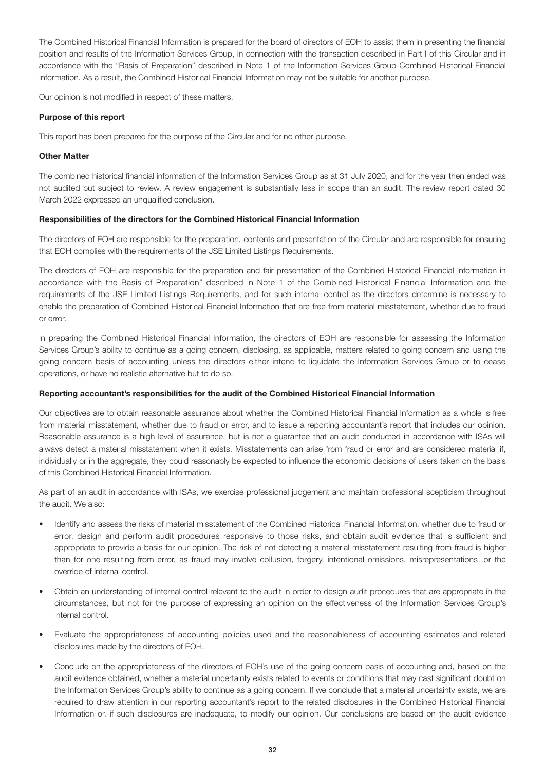The Combined Historical Financial Information is prepared for the board of directors of EOH to assist them in presenting the financial position and results of the Information Services Group, in connection with the transaction described in Part I of this Circular and in accordance with the "Basis of Preparation" described in Note 1 of the Information Services Group Combined Historical Financial Information. As a result, the Combined Historical Financial Information may not be suitable for another purpose.

Our opinion is not modified in respect of these matters.

**Purpose of this report**

This report has been prepared for the purpose of the Circular and for no other purpose.

**Other Matter**

The combined historical financial information of the Information Services Group as at 31 July 2020, and for the year then ended was not audited but subject to review. A review engagement is substantially less in scope than an audit. The review report dated 30 March 2022 expressed an unqualified conclusion.

**Responsibilities of the directors for the Combined Historical Financial Information**

The directors of EOH are responsible for the preparation, contents and presentation of the Circular and are responsible for ensuring that EOH complies with the requirements of the JSE Limited Listings Requirements.

The directors of EOH are responsible for the preparation and fair presentation of the Combined Historical Financial Information in accordance with the Basis of Preparation" described in Note 1 of the Combined Historical Financial Information and the requirements of the JSE Limited Listings Requirements, and for such internal control as the directors determine is necessary to enable the preparation of Combined Historical Financial Information that are free from material misstatement, whether due to fraud or error.

In preparing the Combined Historical Financial Information, the directors of EOH are responsible for assessing the Information Services Group's ability to continue as a going concern, disclosing, as applicable, matters related to going concern and using the going concern basis of accounting unless the directors either intend to liquidate the Information Services Group or to cease operations, or have no realistic alternative but to do so.

**Reporting accountant's responsibilities for the audit of the Combined Historical Financial Information**

Our objectives are to obtain reasonable assurance about whether the Combined Historical Financial Information as a whole is free from material misstatement, whether due to fraud or error, and to issue a reporting accountant's report that includes our opinion. Reasonable assurance is a high level of assurance, but is not a guarantee that an audit conducted in accordance with ISAs will always detect a material misstatement when it exists. Misstatements can arise from fraud or error and are considered material if, individually or in the aggregate, they could reasonably be expected to influence the economic decisions of users taken on the basis of this Combined Historical Financial Information.

As part of an audit in accordance with ISAs, we exercise professional judgement and maintain professional scepticism throughout the audit. We also:

- Identify and assess the risks of material misstatement of the Combined Historical Financial Information, whether due to fraud or error, design and perform audit procedures responsive to those risks, and obtain audit evidence that is sufficient and appropriate to provide a basis for our opinion. The risk of not detecting a material misstatement resulting from fraud is higher than for one resulting from error, as fraud may involve collusion, forgery, intentional omissions, misrepresentations, or the override of internal control.
- Obtain an understanding of internal control relevant to the audit in order to design audit procedures that are appropriate in the circumstances, but not for the purpose of expressing an opinion on the effectiveness of the Information Services Group's internal control.
- Evaluate the appropriateness of accounting policies used and the reasonableness of accounting estimates and related disclosures made by the directors of EOH.
- Conclude on the appropriateness of the directors of EOH's use of the going concern basis of accounting and, based on the audit evidence obtained, whether a material uncertainty exists related to events or conditions that may cast significant doubt on the Information Services Group's ability to continue as a going concern. If we conclude that a material uncertainty exists, we are required to draw attention in our reporting accountant's report to the related disclosures in the Combined Historical Financial Information or, if such disclosures are inadequate, to modify our opinion. Our conclusions are based on the audit evidence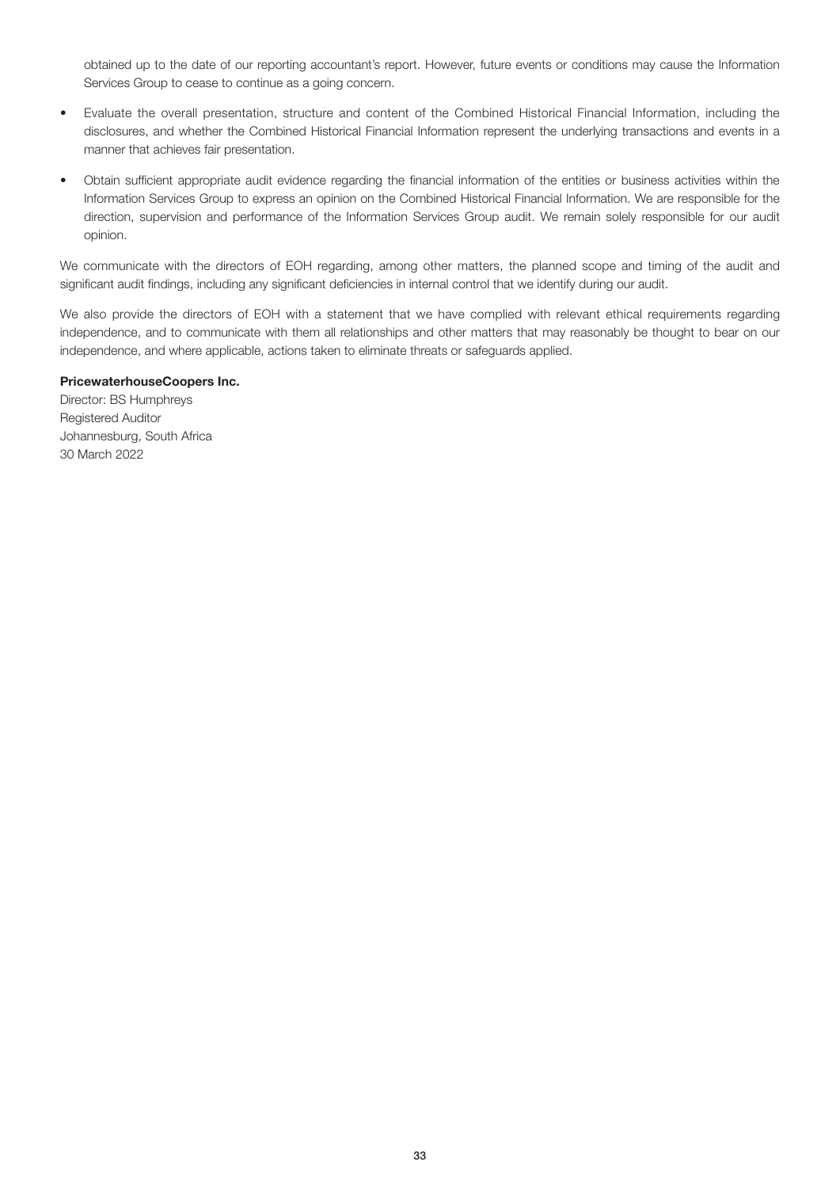obtained up to the date of our reporting accountant's report. However, future events or conditions may cause the Information Services Group to cease to continue as a going concern.

- Evaluate the overall presentation, structure and content of the Combined Historical Financial Information, including the disclosures, and whether the Combined Historical Financial Information represent the underlying transactions and events in a manner that achieves fair presentation.
- Obtain sufficient appropriate audit evidence regarding the financial information of the entities or business activities within the Information Services Group to express an opinion on the Combined Historical Financial Information. We are responsible for the direction, supervision and performance of the Information Services Group audit. We remain solely responsible for our audit opinion.

We communicate with the directors of EOH regarding, among other matters, the planned scope and timing of the audit and significant audit findings, including any significant deficiencies in internal control that we identify during our audit.

We also provide the directors of EOH with a statement that we have complied with relevant ethical requirements regarding independence, and to communicate with them all relationships and other matters that may reasonably be thought to bear on our independence, and where applicable, actions taken to eliminate threats or safeguards applied.

**PricewaterhouseCoopers Inc.**
Director: BS Humphreys
Registered Auditor
Johannesburg, South Africa
30 March 2022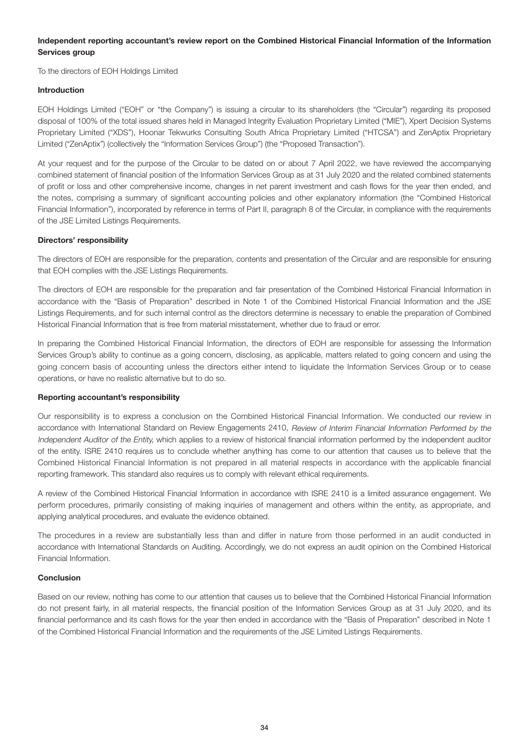**Independent reporting accountant's review report on the Combined Historical Financial Information of the Information Services group**

To the directors of EOH Holdings Limited

**Introduction**

EOH Holdings Limited ("EOH" or "the Company") is issuing a circular to its shareholders (the "Circular") regarding its proposed disposal of 100% of the total issued shares held in Managed Integrity Evaluation Proprietary Limited ("MIE"), Xpert Decision Systems Proprietary Limited ("XDS"), Hoonar Tekwurks Consulting South Africa Proprietary Limited ("HTCSA") and ZenAptix Proprietary Limited ("ZenAptix") (collectively the "Information Services Group") (the "Proposed Transaction").

At your request and for the purpose of the Circular to be dated on or about 7 April 2022, we have reviewed the accompanying combined statement of financial position of the Information Services Group as at 31 July 2020 and the related combined statements of profit or loss and other comprehensive income, changes in net parent investment and cash flows for the year then ended, and the notes, comprising a summary of significant accounting policies and other explanatory information (the "Combined Historical Financial Information"), incorporated by reference in terms of Part II, paragraph 8 of the Circular, in compliance with the requirements of the JSE Limited Listings Requirements.

**Directors' responsibility**

The directors of EOH are responsible for the preparation, contents and presentation of the Circular and are responsible for ensuring that EOH complies with the JSE Listings Requirements.

The directors of EOH are responsible for the preparation and fair presentation of the Combined Historical Financial Information in accordance with the "Basis of Preparation" described in Note 1 of the Combined Historical Financial Information and the JSE Listings Requirements, and for such internal control as the directors determine is necessary to enable the preparation of Combined Historical Financial Information that is free from material misstatement, whether due to fraud or error.

In preparing the Combined Historical Financial Information, the directors of EOH are responsible for assessing the Information Services Group's ability to continue as a going concern, disclosing, as applicable, matters related to going concern and using the going concern basis of accounting unless the directors either intend to liquidate the Information Services Group or to cease operations, or have no realistic alternative but to do so.

**Reporting accountant's responsibility**

Our responsibility is to express a conclusion on the Combined Historical Financial Information. We conducted our review in accordance with International Standard on Review Engagements 2410, *Review of Interim Financial Information Performed by the Independent Auditor of the Entity,* which applies to a review of historical financial information performed by the independent auditor of the entity. ISRE 2410 requires us to conclude whether anything has come to our attention that causes us to believe that the Combined Historical Financial Information is not prepared in all material respects in accordance with the applicable financial reporting framework. This standard also requires us to comply with relevant ethical requirements.

A review of the Combined Historical Financial Information in accordance with ISRE 2410 is a limited assurance engagement. We perform procedures, primarily consisting of making inquiries of management and others within the entity, as appropriate, and applying analytical procedures, and evaluate the evidence obtained.

The procedures in a review are substantially less than and differ in nature from those performed in an audit conducted in accordance with International Standards on Auditing. Accordingly, we do not express an audit opinion on the Combined Historical Financial Information.

**Conclusion**

Based on our review, nothing has come to our attention that causes us to believe that the Combined Historical Financial Information do not present fairly, in all material respects, the financial position of the Information Services Group as at 31 July 2020, and its financial performance and its cash flows for the year then ended in accordance with the "Basis of Preparation" described in Note 1 of the Combined Historical Financial Information and the requirements of the JSE Limited Listings Requirements.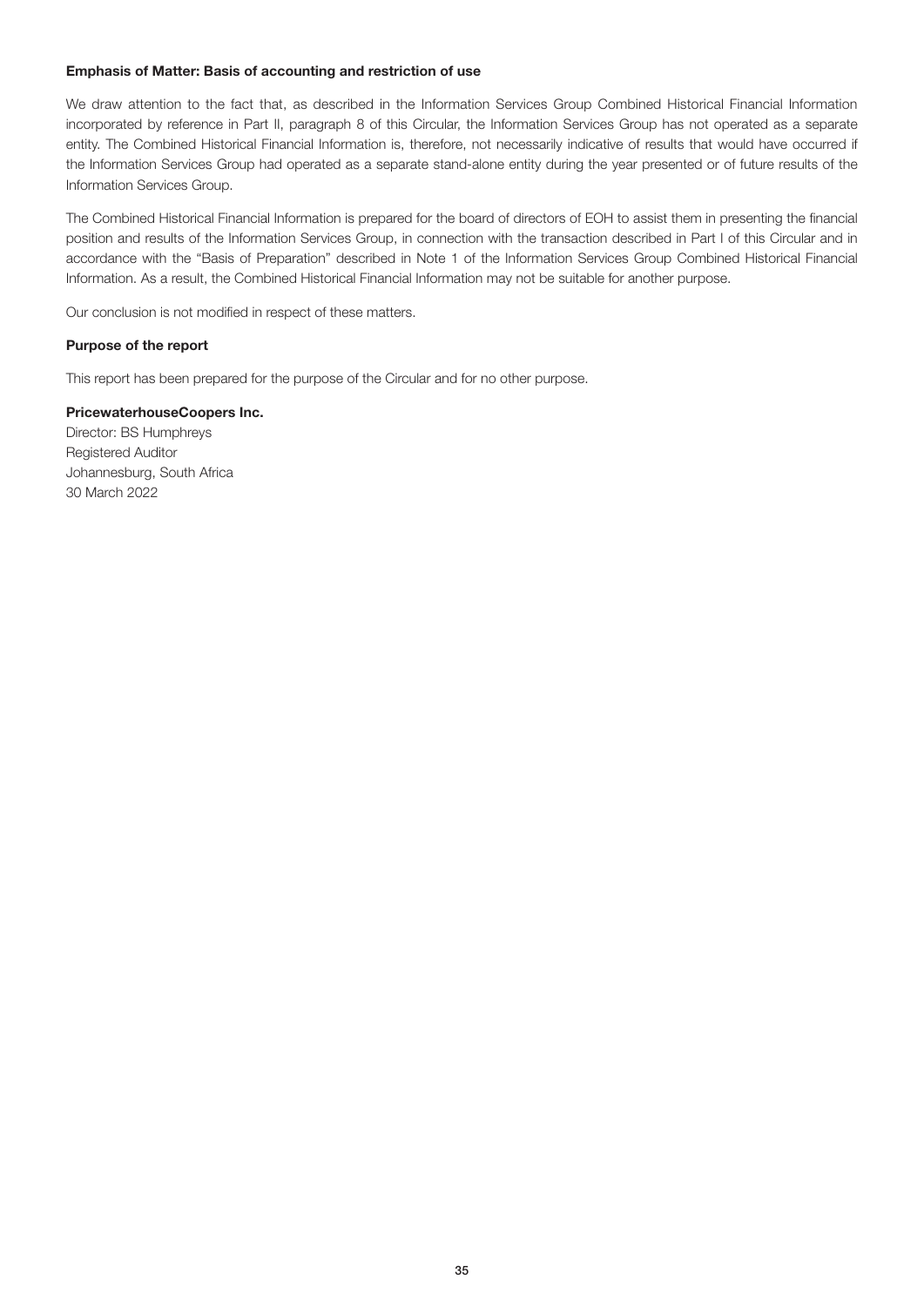**Emphasis of Matter: Basis of accounting and restriction of use**

We draw attention to the fact that, as described in the Information Services Group Combined Historical Financial Information incorporated by reference in Part II, paragraph 8 of this Circular, the Information Services Group has not operated as a separate entity. The Combined Historical Financial Information is, therefore, not necessarily indicative of results that would have occurred if the Information Services Group had operated as a separate stand-alone entity during the year presented or of future results of the Information Services Group.

The Combined Historical Financial Information is prepared for the board of directors of EOH to assist them in presenting the financial position and results of the Information Services Group, in connection with the transaction described in Part I of this Circular and in accordance with the "Basis of Preparation" described in Note 1 of the Information Services Group Combined Historical Financial Information. As a result, the Combined Historical Financial Information may not be suitable for another purpose.

Our conclusion is not modified in respect of these matters.

**Purpose of the report**

This report has been prepared for the purpose of the Circular and for no other purpose.

**PricewaterhouseCoopers Inc.**
Director: BS Humphreys
Registered Auditor
Johannesburg, South Africa
30 March 2022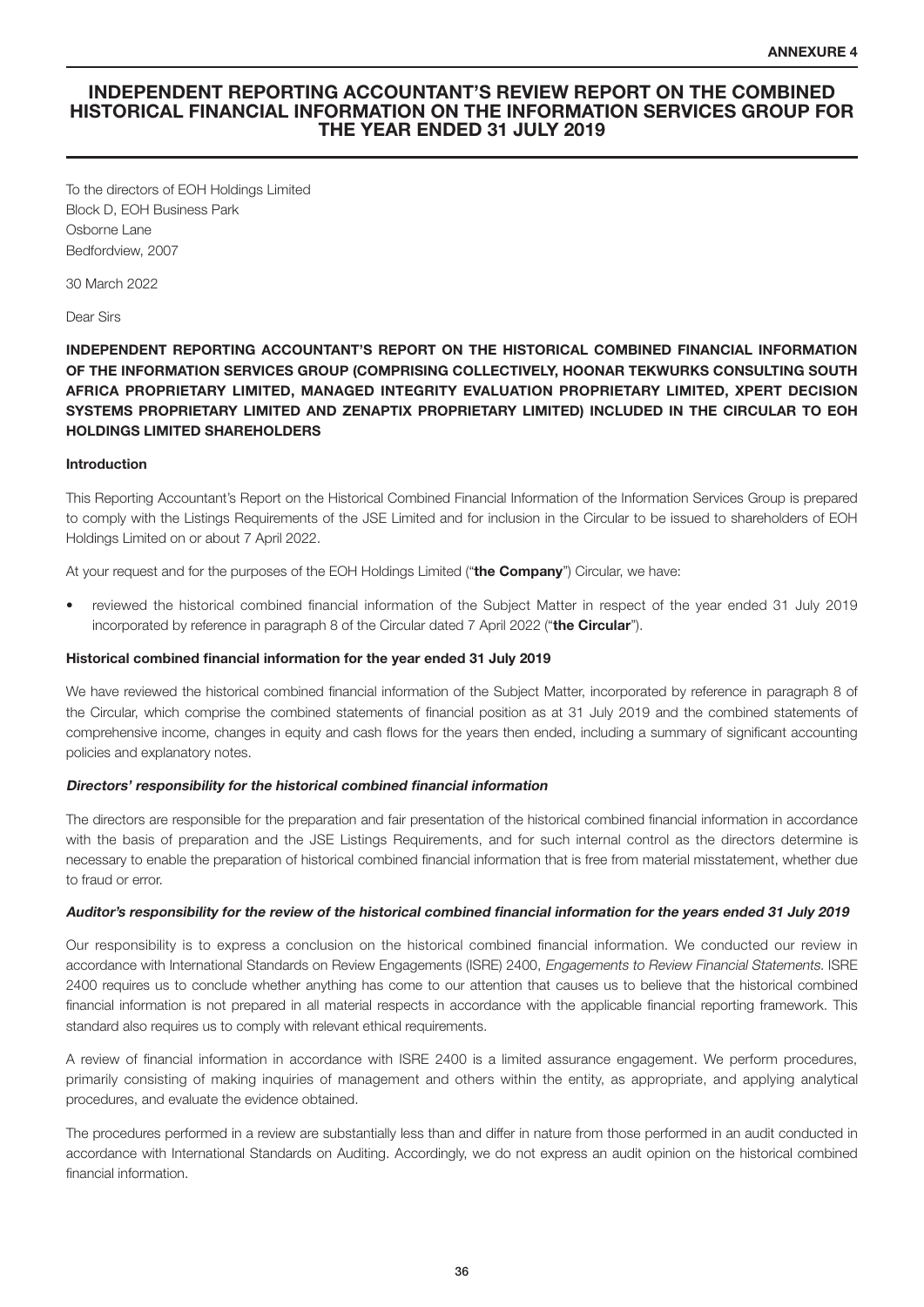**ANNEXURE 4**

# INDEPENDENT REPORTING ACCOUNTANT'S REVIEW REPORT ON THE COMBINED HISTORICAL FINANCIAL INFORMATION ON THE INFORMATION SERVICES GROUP FOR THE YEAR ENDED 31 JULY 2019

To the directors of EOH Holdings Limited
Block D, EOH Business Park
Osborne Lane
Bedfordview, 2007

30 March 2022

Dear Sirs

**INDEPENDENT REPORTING ACCOUNTANT'S REPORT ON THE HISTORICAL COMBINED FINANCIAL INFORMATION OF THE INFORMATION SERVICES GROUP (COMPRISING COLLECTIVELY, HOONAR TEKWURKS CONSULTING SOUTH AFRICA PROPRIETARY LIMITED, MANAGED INTEGRITY EVALUATION PROPRIETARY LIMITED, XPERT DECISION SYSTEMS PROPRIETARY LIMITED AND ZENAPTIX PROPRIETARY LIMITED) INCLUDED IN THE CIRCULAR TO EOH HOLDINGS LIMITED SHAREHOLDERS**

**Introduction**

This Reporting Accountant's Report on the Historical Combined Financial Information of the Information Services Group is prepared to comply with the Listings Requirements of the JSE Limited and for inclusion in the Circular to be issued to shareholders of EOH Holdings Limited on or about 7 April 2022.

At your request and for the purposes of the EOH Holdings Limited ("**the Company**") Circular, we have:

- reviewed the historical combined financial information of the Subject Matter in respect of the year ended 31 July 2019 incorporated by reference in paragraph 8 of the Circular dated 7 April 2022 ("**the Circular**").

**Historical combined financial information for the year ended 31 July 2019**

We have reviewed the historical combined financial information of the Subject Matter, incorporated by reference in paragraph 8 of the Circular, which comprise the combined statements of financial position as at 31 July 2019 and the combined statements of comprehensive income, changes in equity and cash flows for the years then ended, including a summary of significant accounting policies and explanatory notes.

***Directors' responsibility for the historical combined financial information***

The directors are responsible for the preparation and fair presentation of the historical combined financial information in accordance with the basis of preparation and the JSE Listings Requirements, and for such internal control as the directors determine is necessary to enable the preparation of historical combined financial information that is free from material misstatement, whether due to fraud or error.

***Auditor's responsibility for the review of the historical combined financial information for the years ended 31 July 2019***

Our responsibility is to express a conclusion on the historical combined financial information. We conducted our review in accordance with International Standards on Review Engagements (ISRE) 2400, *Engagements to Review Financial Statements*. ISRE 2400 requires us to conclude whether anything has come to our attention that causes us to believe that the historical combined financial information is not prepared in all material respects in accordance with the applicable financial reporting framework. This standard also requires us to comply with relevant ethical requirements.

A review of financial information in accordance with ISRE 2400 is a limited assurance engagement. We perform procedures, primarily consisting of making inquiries of management and others within the entity, as appropriate, and applying analytical procedures, and evaluate the evidence obtained.

The procedures performed in a review are substantially less than and differ in nature from those performed in an audit conducted in accordance with International Standards on Auditing. Accordingly, we do not express an audit opinion on the historical combined financial information.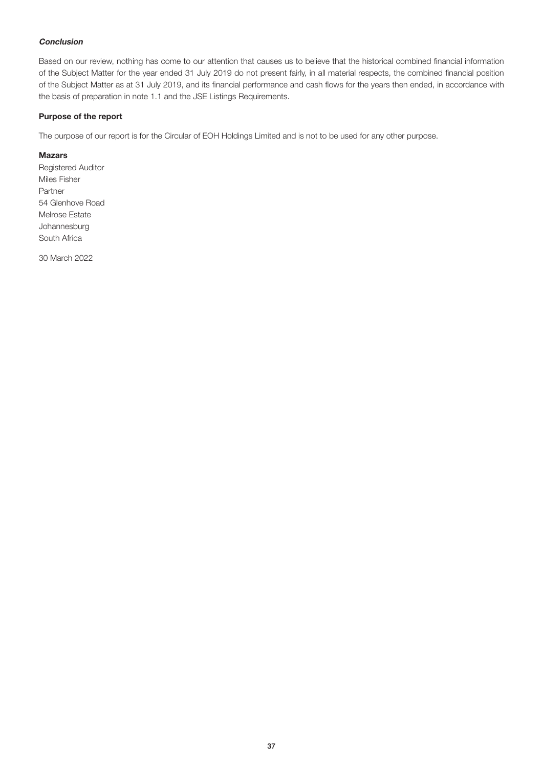***Conclusion***

Based on our review, nothing has come to our attention that causes us to believe that the historical combined financial information of the Subject Matter for the year ended 31 July 2019 do not present fairly, in all material respects, the combined financial position of the Subject Matter as at 31 July 2019, and its financial performance and cash flows for the years then ended, in accordance with the basis of preparation in note 1.1 and the JSE Listings Requirements.

**Purpose of the report**

The purpose of our report is for the Circular of EOH Holdings Limited and is not to be used for any other purpose.

**Mazars**

Registered Auditor
Miles Fisher
Partner
54 Glenhove Road
Melrose Estate
Johannesburg
South Africa

30 March 2022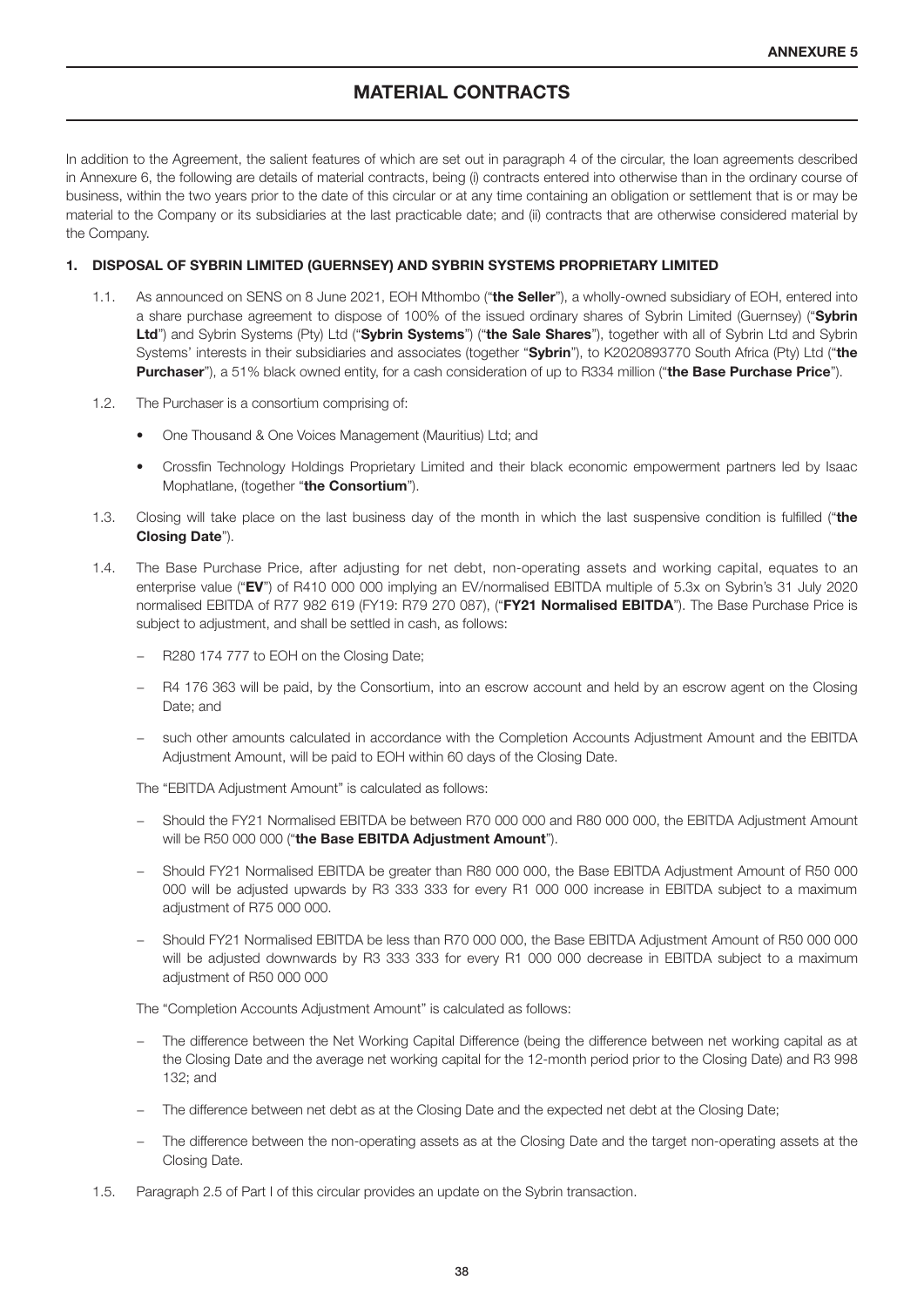**ANNEXURE 5**

# MATERIAL CONTRACTS

In addition to the Agreement, the salient features of which are set out in paragraph 4 of the circular, the loan agreements described in Annexure 6, the following are details of material contracts, being (i) contracts entered into otherwise than in the ordinary course of business, within the two years prior to the date of this circular or at any time containing an obligation or settlement that is or may be material to the Company or its subsidiaries at the last practicable date; and (ii) contracts that are otherwise considered material by the Company.

## 1. DISPOSAL OF SYBRIN LIMITED (GUERNSEY) AND SYBRIN SYSTEMS PROPRIETARY LIMITED

1.1. As announced on SENS on 8 June 2021, EOH Mthombo ("**the Seller**"), a wholly-owned subsidiary of EOH, entered into a share purchase agreement to dispose of 100% of the issued ordinary shares of Sybrin Limited (Guernsey) ("**Sybrin Ltd**") and Sybrin Systems (Pty) Ltd ("**Sybrin Systems**") ("**the Sale Shares**"), together with all of Sybrin Ltd and Sybrin Systems' interests in their subsidiaries and associates (together "**Sybrin**"), to K2020893770 South Africa (Pty) Ltd ("**the Purchaser**"), a 51% black owned entity, for a cash consideration of up to R334 million ("**the Base Purchase Price**").

1.2. The Purchaser is a consortium comprising of:

- One Thousand & One Voices Management (Mauritius) Ltd; and
- Crossfin Technology Holdings Proprietary Limited and their black economic empowerment partners led by Isaac Mophatlane, (together "**the Consortium**").

1.3. Closing will take place on the last business day of the month in which the last suspensive condition is fulfilled ("**the Closing Date**").

1.4. The Base Purchase Price, after adjusting for net debt, non-operating assets and working capital, equates to an enterprise value ("**EV**") of R410 000 000 implying an EV/normalised EBITDA multiple of 5.3x on Sybrin's 31 July 2020 normalised EBITDA of R77 982 619 (FY19: R79 270 087), ("**FY21 Normalised EBITDA**"). The Base Purchase Price is subject to adjustment, and shall be settled in cash, as follows:

- R280 174 777 to EOH on the Closing Date;
- R4 176 363 will be paid, by the Consortium, into an escrow account and held by an escrow agent on the Closing Date; and
- such other amounts calculated in accordance with the Completion Accounts Adjustment Amount and the EBITDA Adjustment Amount, will be paid to EOH within 60 days of the Closing Date.

The "EBITDA Adjustment Amount" is calculated as follows:

- Should the FY21 Normalised EBITDA be between R70 000 000 and R80 000 000, the EBITDA Adjustment Amount will be R50 000 000 ("**the Base EBITDA Adjustment Amount**").
- Should FY21 Normalised EBITDA be greater than R80 000 000, the Base EBITDA Adjustment Amount of R50 000 000 will be adjusted upwards by R3 333 333 for every R1 000 000 increase in EBITDA subject to a maximum adjustment of R75 000 000.
- Should FY21 Normalised EBITDA be less than R70 000 000, the Base EBITDA Adjustment Amount of R50 000 000 will be adjusted downwards by R3 333 333 for every R1 000 000 decrease in EBITDA subject to a maximum adjustment of R50 000 000

The "Completion Accounts Adjustment Amount" is calculated as follows:

- The difference between the Net Working Capital Difference (being the difference between net working capital as at the Closing Date and the average net working capital for the 12-month period prior to the Closing Date) and R3 998 132; and
- The difference between net debt as at the Closing Date and the expected net debt at the Closing Date;
- The difference between the non-operating assets as at the Closing Date and the target non-operating assets at the Closing Date.

1.5. Paragraph 2.5 of Part I of this circular provides an update on the Sybrin transaction.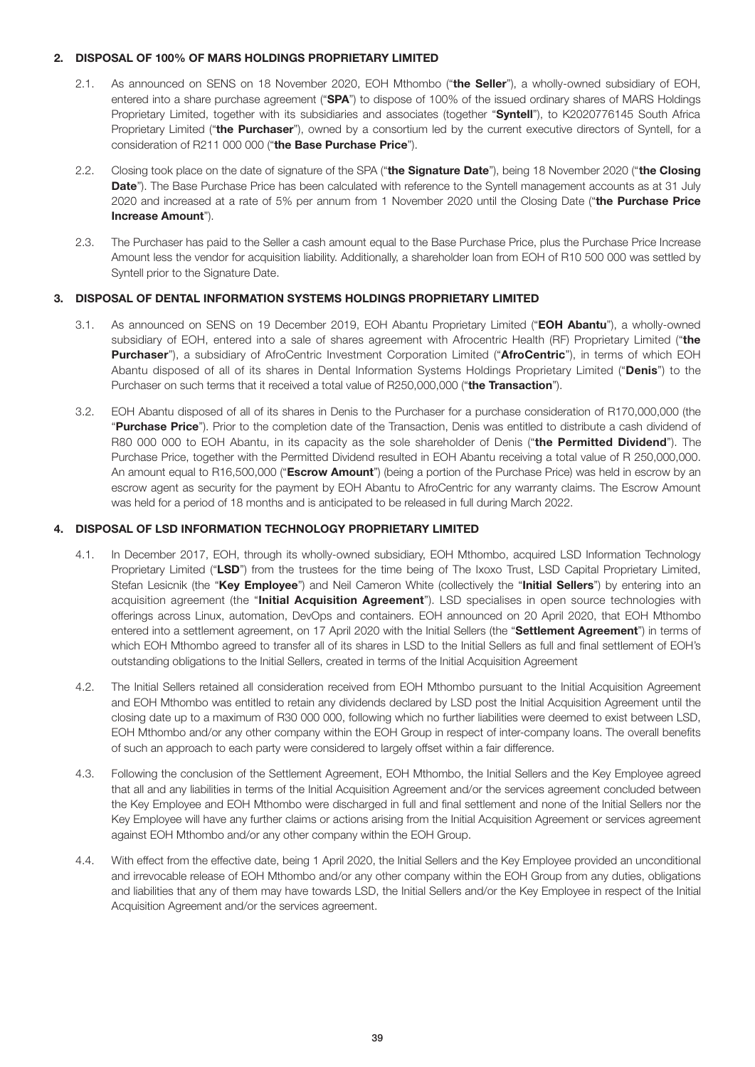## 2. DISPOSAL OF 100% OF MARS HOLDINGS PROPRIETARY LIMITED

2.1. As announced on SENS on 18 November 2020, EOH Mthombo ("**the Seller**"), a wholly-owned subsidiary of EOH, entered into a share purchase agreement ("**SPA**") to dispose of 100% of the issued ordinary shares of MARS Holdings Proprietary Limited, together with its subsidiaries and associates (together "**Syntell**"), to K2020776145 South Africa Proprietary Limited ("**the Purchaser**"), owned by a consortium led by the current executive directors of Syntell, for a consideration of R211 000 000 ("**the Base Purchase Price**").

2.2. Closing took place on the date of signature of the SPA ("**the Signature Date**"), being 18 November 2020 ("**the Closing Date**"). The Base Purchase Price has been calculated with reference to the Syntell management accounts as at 31 July 2020 and increased at a rate of 5% per annum from 1 November 2020 until the Closing Date ("**the Purchase Price Increase Amount**").

2.3. The Purchaser has paid to the Seller a cash amount equal to the Base Purchase Price, plus the Purchase Price Increase Amount less the vendor for acquisition liability. Additionally, a shareholder loan from EOH of R10 500 000 was settled by Syntell prior to the Signature Date.

## 3. DISPOSAL OF DENTAL INFORMATION SYSTEMS HOLDINGS PROPRIETARY LIMITED

3.1. As announced on SENS on 19 December 2019, EOH Abantu Proprietary Limited ("**EOH Abantu**"), a wholly-owned subsidiary of EOH, entered into a sale of shares agreement with Afrocentric Health (RF) Proprietary Limited ("**the Purchaser**"), a subsidiary of AfroCentric Investment Corporation Limited ("**AfroCentric**"), in terms of which EOH Abantu disposed of all of its shares in Dental Information Systems Holdings Proprietary Limited ("**Denis**") to the Purchaser on such terms that it received a total value of R250,000,000 ("**the Transaction**").

3.2. EOH Abantu disposed of all of its shares in Denis to the Purchaser for a purchase consideration of R170,000,000 (the "**Purchase Price**"). Prior to the completion date of the Transaction, Denis was entitled to distribute a cash dividend of R80 000 000 to EOH Abantu, in its capacity as the sole shareholder of Denis ("**the Permitted Dividend**"). The Purchase Price, together with the Permitted Dividend resulted in EOH Abantu receiving a total value of R 250,000,000. An amount equal to R16,500,000 ("**Escrow Amount**") (being a portion of the Purchase Price) was held in escrow by an escrow agent as security for the payment by EOH Abantu to AfroCentric for any warranty claims. The Escrow Amount was held for a period of 18 months and is anticipated to be released in full during March 2022.

## 4. DISPOSAL OF LSD INFORMATION TECHNOLOGY PROPRIETARY LIMITED

4.1. In December 2017, EOH, through its wholly-owned subsidiary, EOH Mthombo, acquired LSD Information Technology Proprietary Limited ("**LSD**") from the trustees for the time being of The Ixoxo Trust, LSD Capital Proprietary Limited, Stefan Lesicnik (the "**Key Employee**") and Neil Cameron White (collectively the "**Initial Sellers**") by entering into an acquisition agreement (the "**Initial Acquisition Agreement**"). LSD specialises in open source technologies with offerings across Linux, automation, DevOps and containers. EOH announced on 20 April 2020, that EOH Mthombo entered into a settlement agreement, on 17 April 2020 with the Initial Sellers (the "**Settlement Agreement**") in terms of which EOH Mthombo agreed to transfer all of its shares in LSD to the Initial Sellers as full and final settlement of EOH's outstanding obligations to the Initial Sellers, created in terms of the Initial Acquisition Agreement

4.2. The Initial Sellers retained all consideration received from EOH Mthombo pursuant to the Initial Acquisition Agreement and EOH Mthombo was entitled to retain any dividends declared by LSD post the Initial Acquisition Agreement until the closing date up to a maximum of R30 000 000, following which no further liabilities were deemed to exist between LSD, EOH Mthombo and/or any other company within the EOH Group in respect of inter-company loans. The overall benefits of such an approach to each party were considered to largely offset within a fair difference.

4.3. Following the conclusion of the Settlement Agreement, EOH Mthombo, the Initial Sellers and the Key Employee agreed that all and any liabilities in terms of the Initial Acquisition Agreement and/or the services agreement concluded between the Key Employee and EOH Mthombo were discharged in full and final settlement and none of the Initial Sellers nor the Key Employee will have any further claims or actions arising from the Initial Acquisition Agreement or services agreement against EOH Mthombo and/or any other company within the EOH Group.

4.4. With effect from the effective date, being 1 April 2020, the Initial Sellers and the Key Employee provided an unconditional and irrevocable release of EOH Mthombo and/or any other company within the EOH Group from any duties, obligations and liabilities that any of them may have towards LSD, the Initial Sellers and/or the Key Employee in respect of the Initial Acquisition Agreement and/or the services agreement.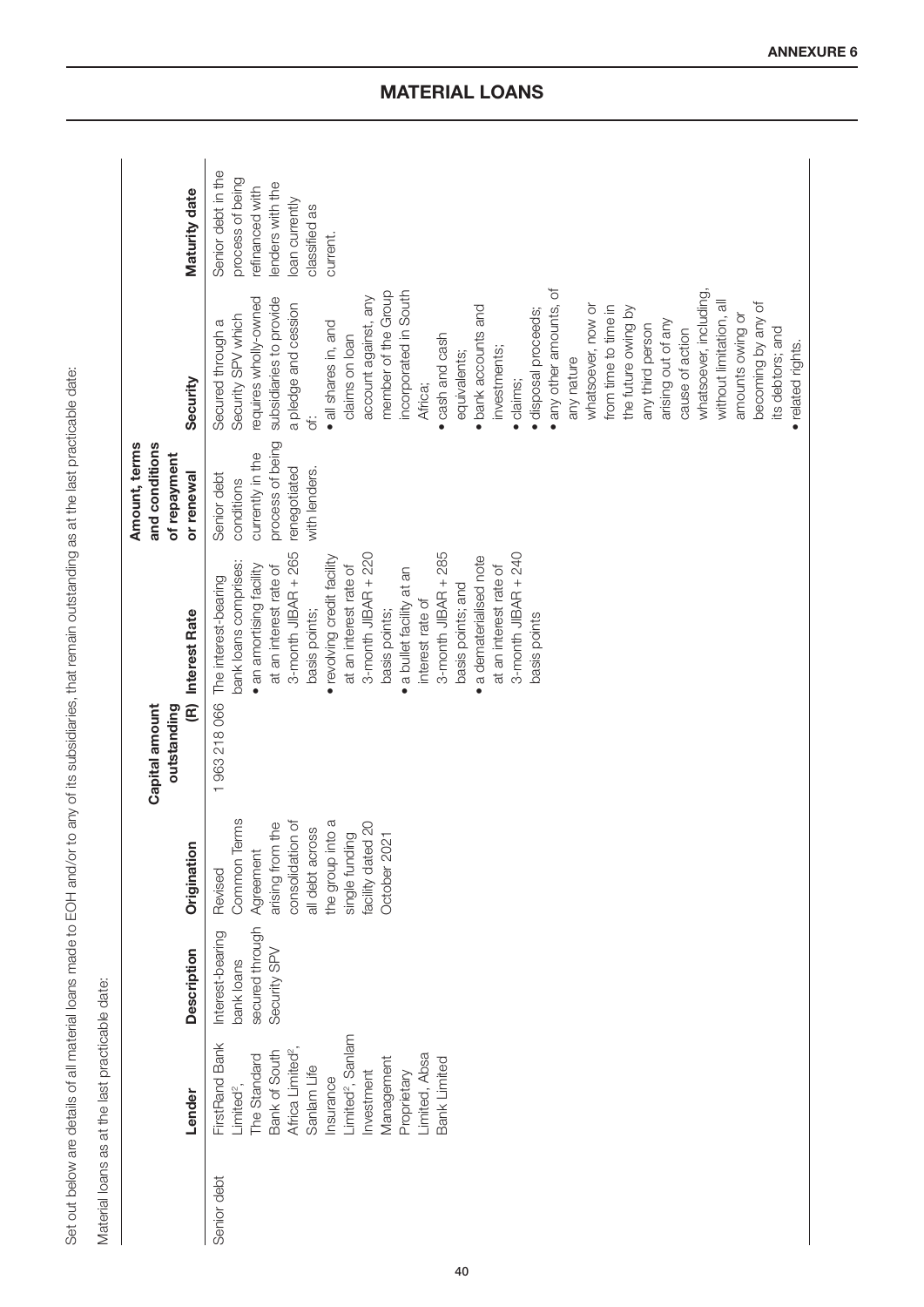# MATERIAL LOANS

Set out below are details of all material loans made to EOH and/or to any of its subsidiaries, that remain outstanding as at the last practicable date:

Material loans as at the last practicable date:

| | Lender | Description | Origination | Capital amount outstanding (R) | Interest Rate | Amount, terms and conditions of repayment or renewal | Security | Maturity date |
|---|---|---|---|---|---|---|---|---|
| Senior debt | FirstRand Bank Limited[2], The Standard Bank of South Africa Limited[2], Sanlam Life Insurance Limited[2], Sanlam Investment Management Proprietary Limited, Absa Bank Limited | Interest-bearing bank loans secured through Security SPV | Revised Common Terms Agreement arising from the consolidation of all debt across the group into a single funding facility dated 20 October 2021 | 1 963 218 066 | The interest-bearing bank loans comprises: • an amortising facility at an interest rate of 3-month JIBAR + 265 basis points; • revolving credit facility at an interest rate of 3-month JIBAR + 220 basis points; • a bullet facility at an interest rate of 3-month JIBAR + 285 basis points; and • a dematerialised note at an interest rate of 3-month JIBAR + 240 basis points | Senior debt conditions currently in the process of being renegotiated with lenders. | Secured through a Security SPV which requires wholly-owned subsidiaries to provide a pledge and cession of: • all shares in, and claims on loan account against, any member of the Group incorporated in South Africa; • cash and cash equivalents; • bank accounts and investments; • claims; • disposal proceeds; • any other amounts, of any nature whatsoever, now or from time to time in the future owing by any third person arising out of any cause of action whatsoever, including, without limitation, all amounts owing or becoming by any of its debtors; and • related rights. | Senior debt in the process of being refinanced with lenders with the loan currently classified as current. |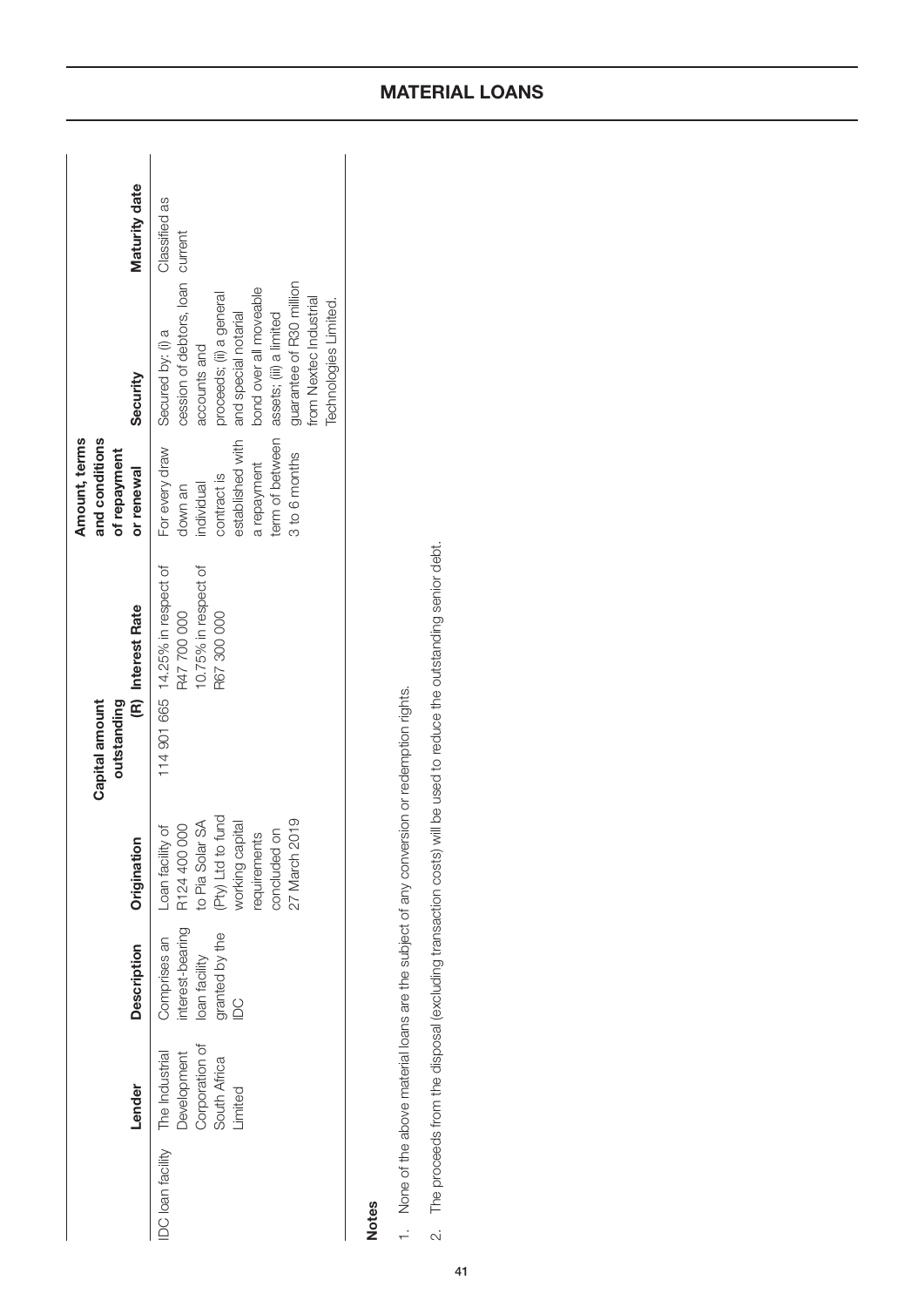## MATERIAL LOANS

| | Lender | Description | Origination | Capital amount outstanding (R) | Interest Rate | Amount, terms and conditions of repayment or renewal | Security | Maturity date |
|---|---|---|---|---|---|---|---|---|
| IDC loan facility | The Industrial Development Corporation of South Africa Limited | Comprises an interest-bearing loan facility granted by the IDC | Loan facility of R124 400 000 to Pia Solar SA (Pty) Ltd to fund working capital requirements concluded on 27 March 2019 | 114 901 665 | 14.25% in respect of R47 700 000<br>10.75% in respect of R67 300 000 | For every draw down an individual contract is established with a repayment term of between 3 to 6 months | Secured by: (i) a cession of debtors, loan accounts and proceeds; (ii) a general and special notarial bond over all moveable assets; (iii) a limited guarantee of R30 million from Nextec Industrial Technologies Limited. | Classified as current |

**Notes**

1. None of the above material loans are the subject of any conversion or redemption rights.
2. The proceeds from the disposal (excluding transaction costs) will be used to reduce the outstanding senior debt.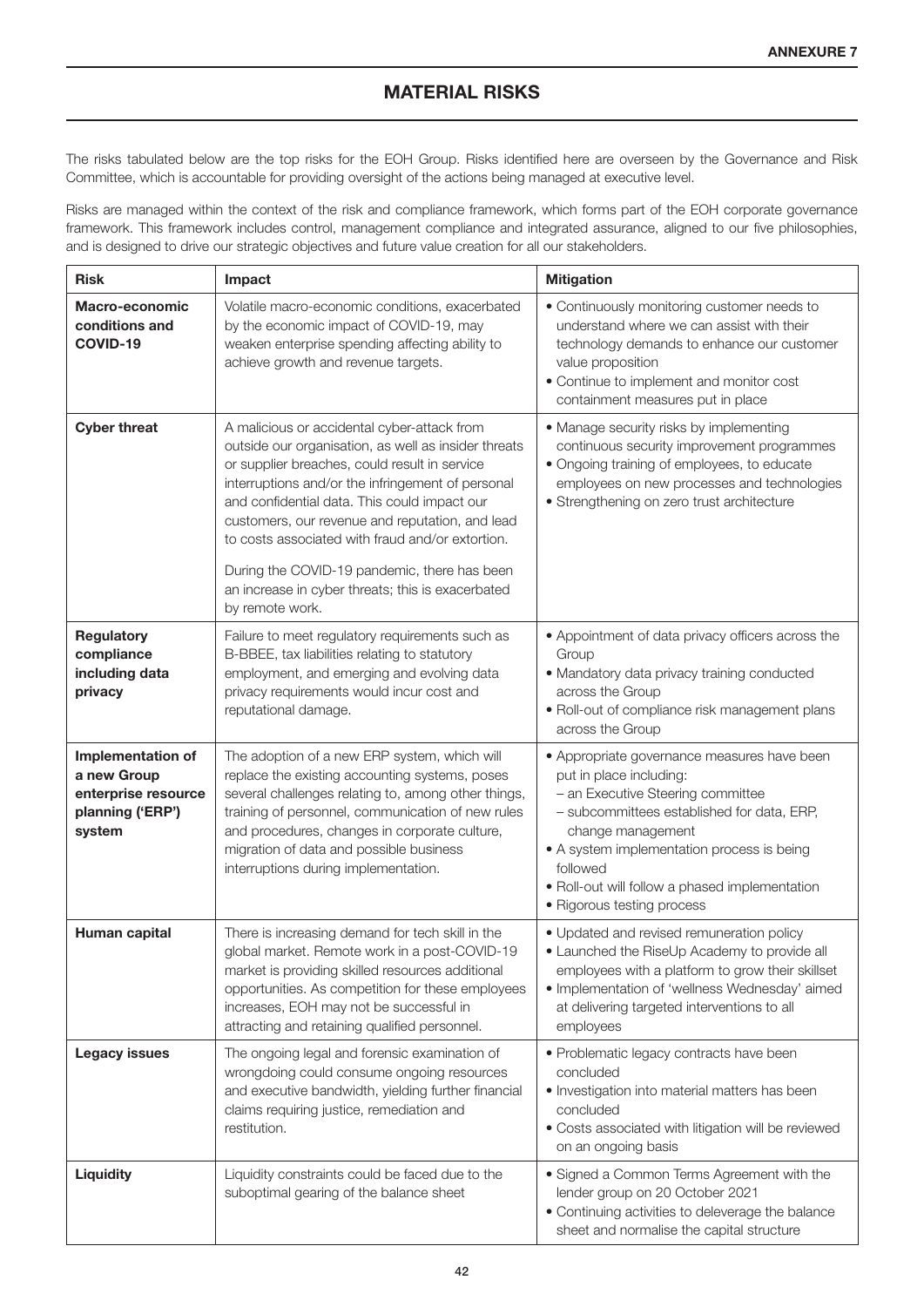ANNEXURE 7

# MATERIAL RISKS

The risks tabulated below are the top risks for the EOH Group. Risks identified here are overseen by the Governance and Risk Committee, which is accountable for providing oversight of the actions being managed at executive level.

Risks are managed within the context of the risk and compliance framework, which forms part of the EOH corporate governance framework. This framework includes control, management compliance and integrated assurance, aligned to our five philosophies, and is designed to drive our strategic objectives and future value creation for all our stakeholders.

| Risk | Impact | Mitigation |
|---|---|---|
| **Macro-economic conditions and COVID-19** | Volatile macro-economic conditions, exacerbated by the economic impact of COVID-19, may weaken enterprise spending affecting ability to achieve growth and revenue targets. | • Continuously monitoring customer needs to understand where we can assist with their technology demands to enhance our customer value proposition<br>• Continue to implement and monitor cost containment measures put in place |
| **Cyber threat** | A malicious or accidental cyber-attack from outside our organisation, as well as insider threats or supplier breaches, could result in service interruptions and/or the infringement of personal and confidential data. This could impact our customers, our revenue and reputation, and lead to costs associated with fraud and/or extortion.<br><br>During the COVID-19 pandemic, there has been an increase in cyber threats; this is exacerbated by remote work. | • Manage security risks by implementing continuous security improvement programmes<br>• Ongoing training of employees, to educate employees on new processes and technologies<br>• Strengthening on zero trust architecture |
| **Regulatory compliance including data privacy** | Failure to meet regulatory requirements such as B-BBEE, tax liabilities relating to statutory employment, and emerging and evolving data privacy requirements would incur cost and reputational damage. | • Appointment of data privacy officers across the Group<br>• Mandatory data privacy training conducted across the Group<br>• Roll-out of compliance risk management plans across the Group |
| **Implementation of a new Group enterprise resource planning ('ERP') system** | The adoption of a new ERP system, which will replace the existing accounting systems, poses several challenges relating to, among other things, training of personnel, communication of new rules and procedures, changes in corporate culture, migration of data and possible business interruptions during implementation. | • Appropriate governance measures have been put in place including:<br>– an Executive Steering committee<br>– subcommittees established for data, ERP, change management<br>• A system implementation process is being followed<br>• Roll-out will follow a phased implementation<br>• Rigorous testing process |
| **Human capital** | There is increasing demand for tech skill in the global market. Remote work in a post-COVID-19 market is providing skilled resources additional opportunities. As competition for these employees increases, EOH may not be successful in attracting and retaining qualified personnel. | • Updated and revised remuneration policy<br>• Launched the RiseUp Academy to provide all employees with a platform to grow their skillset<br>• Implementation of 'wellness Wednesday' aimed at delivering targeted interventions to all employees |
| **Legacy issues** | The ongoing legal and forensic examination of wrongdoing could consume ongoing resources and executive bandwidth, yielding further financial claims requiring justice, remediation and restitution. | • Problematic legacy contracts have been concluded<br>• Investigation into material matters has been concluded<br>• Costs associated with litigation will be reviewed on an ongoing basis |
| **Liquidity** | Liquidity constraints could be faced due to the suboptimal gearing of the balance sheet | • Signed a Common Terms Agreement with the lender group on 20 October 2021<br>• Continuing activities to deleverage the balance sheet and normalise the capital structure |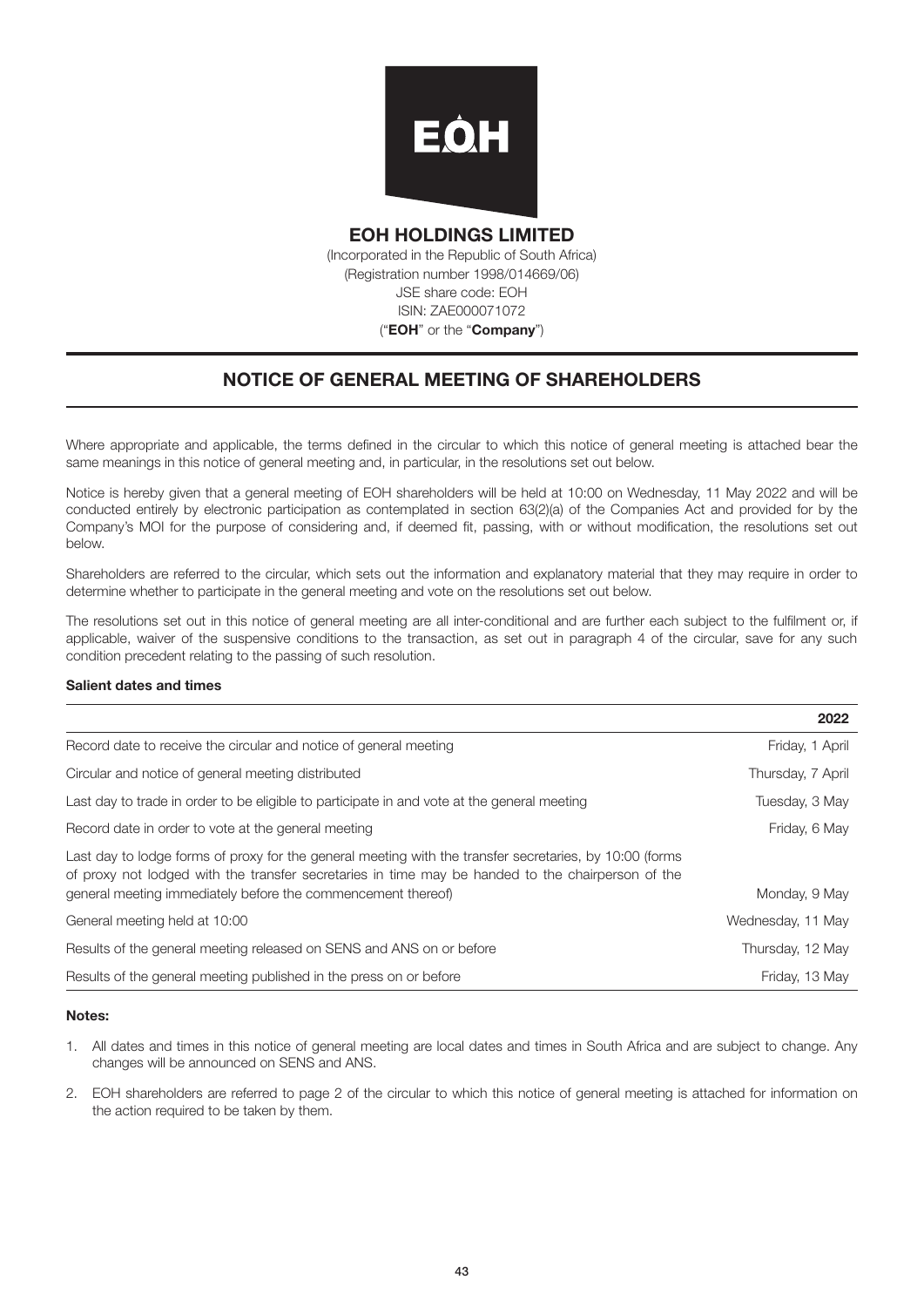# EOH HOLDINGS LIMITED

(Incorporated in the Republic of South Africa)
(Registration number 1998/014669/06)
JSE share code: EOH
ISIN: ZAE000071072
("**EOH**" or the "**Company**")

## NOTICE OF GENERAL MEETING OF SHAREHOLDERS

Where appropriate and applicable, the terms defined in the circular to which this notice of general meeting is attached bear the same meanings in this notice of general meeting and, in particular, in the resolutions set out below.

Notice is hereby given that a general meeting of EOH shareholders will be held at 10:00 on Wednesday, 11 May 2022 and will be conducted entirely by electronic participation as contemplated in section 63(2)(a) of the Companies Act and provided for by the Company's MOI for the purpose of considering and, if deemed fit, passing, with or without modification, the resolutions set out below.

Shareholders are referred to the circular, which sets out the information and explanatory material that they may require in order to determine whether to participate in the general meeting and vote on the resolutions set out below.

The resolutions set out in this notice of general meeting are all inter-conditional and are further each subject to the fulfilment or, if applicable, waiver of the suspensive conditions to the transaction, as set out in paragraph 4 of the circular, save for any such condition precedent relating to the passing of such resolution.

### Salient dates and times

| | 2022 |
|---|---|
| Record date to receive the circular and notice of general meeting | Friday, 1 April |
| Circular and notice of general meeting distributed | Thursday, 7 April |
| Last day to trade in order to be eligible to participate in and vote at the general meeting | Tuesday, 3 May |
| Record date in order to vote at the general meeting | Friday, 6 May |
| Last day to lodge forms of proxy for the general meeting with the transfer secretaries, by 10:00 (forms of proxy not lodged with the transfer secretaries in time may be handed to the chairperson of the general meeting immediately before the commencement thereof) | Monday, 9 May |
| General meeting held at 10:00 | Wednesday, 11 May |
| Results of the general meeting released on SENS and ANS on or before | Thursday, 12 May |
| Results of the general meeting published in the press on or before | Friday, 13 May |

**Notes:**

1. All dates and times in this notice of general meeting are local dates and times in South Africa and are subject to change. Any changes will be announced on SENS and ANS.
2. EOH shareholders are referred to page 2 of the circular to which this notice of general meeting is attached for information on the action required to be taken by them.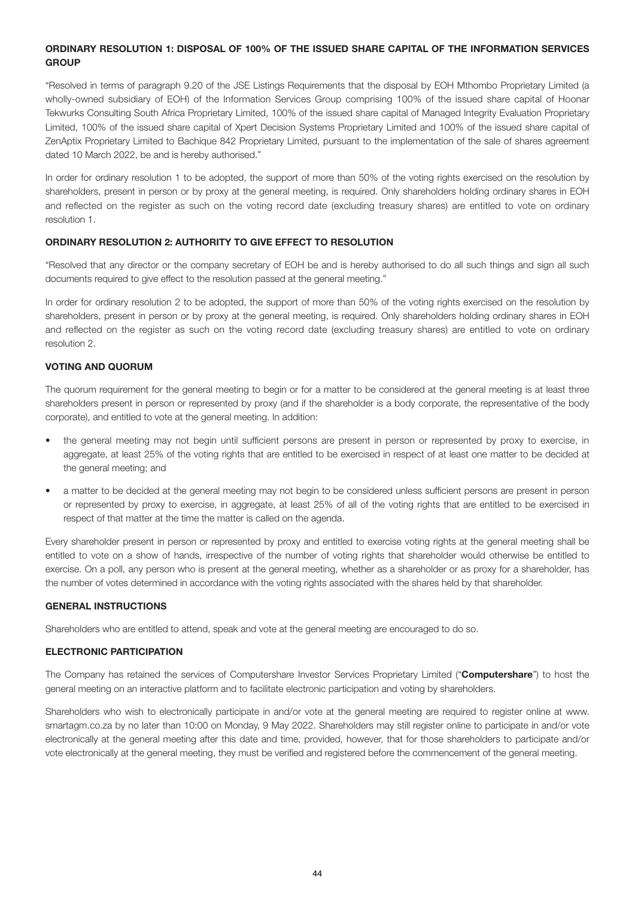### ORDINARY RESOLUTION 1: DISPOSAL OF 100% OF THE ISSUED SHARE CAPITAL OF THE INFORMATION SERVICES GROUP

"Resolved in terms of paragraph 9.20 of the JSE Listings Requirements that the disposal by EOH Mthombo Proprietary Limited (a wholly-owned subsidiary of EOH) of the Information Services Group comprising 100% of the issued share capital of Hoonar Tekwurks Consulting South Africa Proprietary Limited, 100% of the issued share capital of Managed Integrity Evaluation Proprietary Limited, 100% of the issued share capital of Xpert Decision Systems Proprietary Limited and 100% of the issued share capital of ZenAptix Proprietary Limited to Bachique 842 Proprietary Limited, pursuant to the implementation of the sale of shares agreement dated 10 March 2022, be and is hereby authorised."

In order for ordinary resolution 1 to be adopted, the support of more than 50% of the voting rights exercised on the resolution by shareholders, present in person or by proxy at the general meeting, is required. Only shareholders holding ordinary shares in EOH and reflected on the register as such on the voting record date (excluding treasury shares) are entitled to vote on ordinary resolution 1.

### ORDINARY RESOLUTION 2: AUTHORITY TO GIVE EFFECT TO RESOLUTION

"Resolved that any director or the company secretary of EOH be and is hereby authorised to do all such things and sign all such documents required to give effect to the resolution passed at the general meeting."

In order for ordinary resolution 2 to be adopted, the support of more than 50% of the voting rights exercised on the resolution by shareholders, present in person or by proxy at the general meeting, is required. Only shareholders holding ordinary shares in EOH and reflected on the register as such on the voting record date (excluding treasury shares) are entitled to vote on ordinary resolution 2.

### VOTING AND QUORUM

The quorum requirement for the general meeting to begin or for a matter to be considered at the general meeting is at least three shareholders present in person or represented by proxy (and if the shareholder is a body corporate, the representative of the body corporate), and entitled to vote at the general meeting. In addition:

- the general meeting may not begin until sufficient persons are present in person or represented by proxy to exercise, in aggregate, at least 25% of the voting rights that are entitled to be exercised in respect of at least one matter to be decided at the general meeting; and
- a matter to be decided at the general meeting may not begin to be considered unless sufficient persons are present in person or represented by proxy to exercise, in aggregate, at least 25% of all of the voting rights that are entitled to be exercised in respect of that matter at the time the matter is called on the agenda.

Every shareholder present in person or represented by proxy and entitled to exercise voting rights at the general meeting shall be entitled to vote on a show of hands, irrespective of the number of voting rights that shareholder would otherwise be entitled to exercise. On a poll, any person who is present at the general meeting, whether as a shareholder or as proxy for a shareholder, has the number of votes determined in accordance with the voting rights associated with the shares held by that shareholder.

### GENERAL INSTRUCTIONS

Shareholders who are entitled to attend, speak and vote at the general meeting are encouraged to do so.

### ELECTRONIC PARTICIPATION

The Company has retained the services of Computershare Investor Services Proprietary Limited ("**Computershare**") to host the general meeting on an interactive platform and to facilitate electronic participation and voting by shareholders.

Shareholders who wish to electronically participate in and/or vote at the general meeting are required to register online at www.smartagm.co.za by no later than 10:00 on Monday, 9 May 2022. Shareholders may still register online to participate in and/or vote electronically at the general meeting after this date and time, provided, however, that for those shareholders to participate and/or vote electronically at the general meeting, they must be verified and registered before the commencement of the general meeting.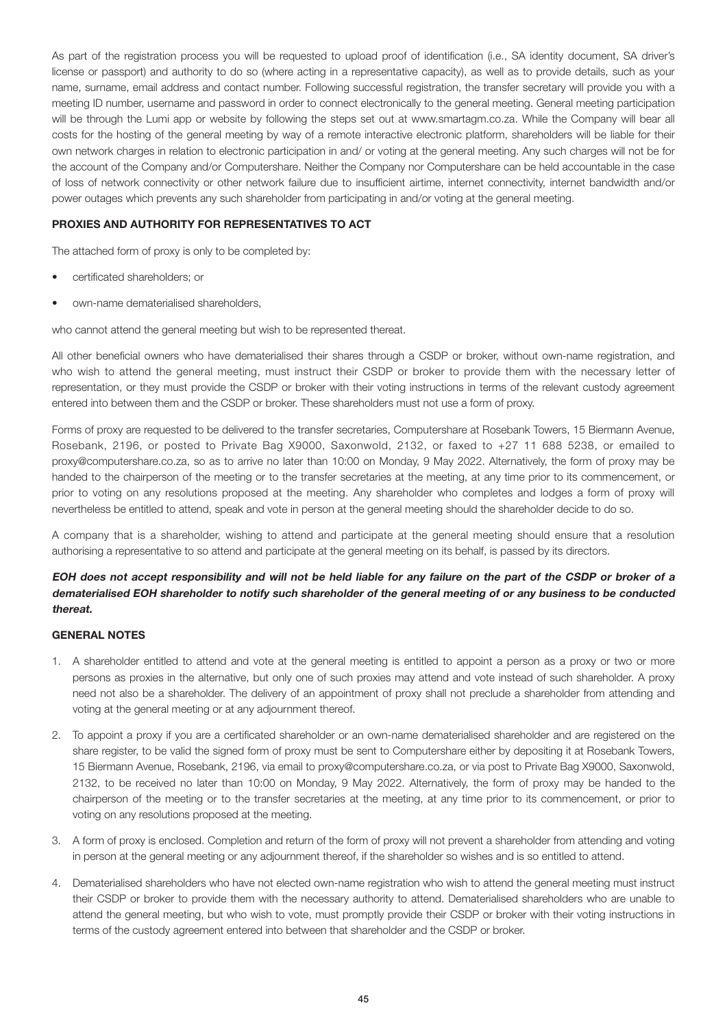As part of the registration process you will be requested to upload proof of identification (i.e., SA identity document, SA driver's license or passport) and authority to do so (where acting in a representative capacity), as well as to provide details, such as your name, surname, email address and contact number. Following successful registration, the transfer secretary will provide you with a meeting ID number, username and password in order to connect electronically to the general meeting. General meeting participation will be through the Lumi app or website by following the steps set out at www.smartagm.co.za. While the Company will bear all costs for the hosting of the general meeting by way of a remote interactive electronic platform, shareholders will be liable for their own network charges in relation to electronic participation in and/ or voting at the general meeting. Any such charges will not be for the account of the Company and/or Computershare. Neither the Company nor Computershare can be held accountable in the case of loss of network connectivity or other network failure due to insufficient airtime, internet connectivity, internet bandwidth and/or power outages which prevents any such shareholder from participating in and/or voting at the general meeting.

**PROXIES AND AUTHORITY FOR REPRESENTATIVES TO ACT**

The attached form of proxy is only to be completed by:

- certificated shareholders; or
- own-name dematerialised shareholders,

who cannot attend the general meeting but wish to be represented thereat.

All other beneficial owners who have dematerialised their shares through a CSDP or broker, without own-name registration, and who wish to attend the general meeting, must instruct their CSDP or broker to provide them with the necessary letter of representation, or they must provide the CSDP or broker with their voting instructions in terms of the relevant custody agreement entered into between them and the CSDP or broker. These shareholders must not use a form of proxy.

Forms of proxy are requested to be delivered to the transfer secretaries, Computershare at Rosebank Towers, 15 Biermann Avenue, Rosebank, 2196, or posted to Private Bag X9000, Saxonwold, 2132, or faxed to +27 11 688 5238, or emailed to proxy@computershare.co.za, so as to arrive no later than 10:00 on Monday, 9 May 2022. Alternatively, the form of proxy may be handed to the chairperson of the meeting or to the transfer secretaries at the meeting, at any time prior to its commencement, or prior to voting on any resolutions proposed at the meeting. Any shareholder who completes and lodges a form of proxy will nevertheless be entitled to attend, speak and vote in person at the general meeting should the shareholder decide to do so.

A company that is a shareholder, wishing to attend and participate at the general meeting should ensure that a resolution authorising a representative to so attend and participate at the general meeting on its behalf, is passed by its directors.

***EOH does not accept responsibility and will not be held liable for any failure on the part of the CSDP or broker of a dematerialised EOH shareholder to notify such shareholder of the general meeting of or any business to be conducted thereat.***

**GENERAL NOTES**

1. A shareholder entitled to attend and vote at the general meeting is entitled to appoint a person as a proxy or two or more persons as proxies in the alternative, but only one of such proxies may attend and vote instead of such shareholder. A proxy need not also be a shareholder. The delivery of an appointment of proxy shall not preclude a shareholder from attending and voting at the general meeting or at any adjournment thereof.
2. To appoint a proxy if you are a certificated shareholder or an own-name dematerialised shareholder and are registered on the share register, to be valid the signed form of proxy must be sent to Computershare either by depositing it at Rosebank Towers, 15 Biermann Avenue, Rosebank, 2196, via email to proxy@computershare.co.za, or via post to Private Bag X9000, Saxonwold, 2132, to be received no later than 10:00 on Monday, 9 May 2022. Alternatively, the form of proxy may be handed to the chairperson of the meeting or to the transfer secretaries at the meeting, at any time prior to its commencement, or prior to voting on any resolutions proposed at the meeting.
3. A form of proxy is enclosed. Completion and return of the form of proxy will not prevent a shareholder from attending and voting in person at the general meeting or any adjournment thereof, if the shareholder so wishes and is so entitled to attend.
4. Dematerialised shareholders who have not elected own-name registration who wish to attend the general meeting must instruct their CSDP or broker to provide them with the necessary authority to attend. Dematerialised shareholders who are unable to attend the general meeting, but who wish to vote, must promptly provide their CSDP or broker with their voting instructions in terms of the custody agreement entered into between that shareholder and the CSDP or broker.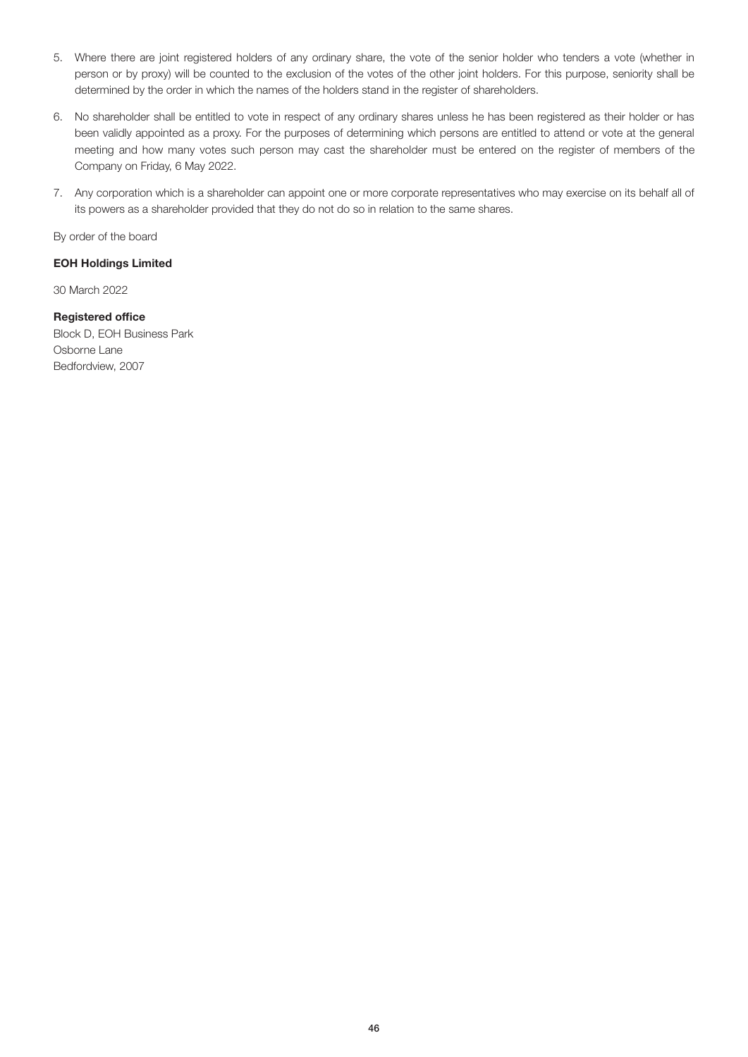5. Where there are joint registered holders of any ordinary share, the vote of the senior holder who tenders a vote (whether in person or by proxy) will be counted to the exclusion of the votes of the other joint holders. For this purpose, seniority shall be determined by the order in which the names of the holders stand in the register of shareholders.

6. No shareholder shall be entitled to vote in respect of any ordinary shares unless he has been registered as their holder or has been validly appointed as a proxy. For the purposes of determining which persons are entitled to attend or vote at the general meeting and how many votes such person may cast the shareholder must be entered on the register of members of the Company on Friday, 6 May 2022.

7. Any corporation which is a shareholder can appoint one or more corporate representatives who may exercise on its behalf all of its powers as a shareholder provided that they do not do so in relation to the same shares.

By order of the board

**EOH Holdings Limited**

30 March 2022

**Registered office**
Block D, EOH Business Park
Osborne Lane
Bedfordview, 2007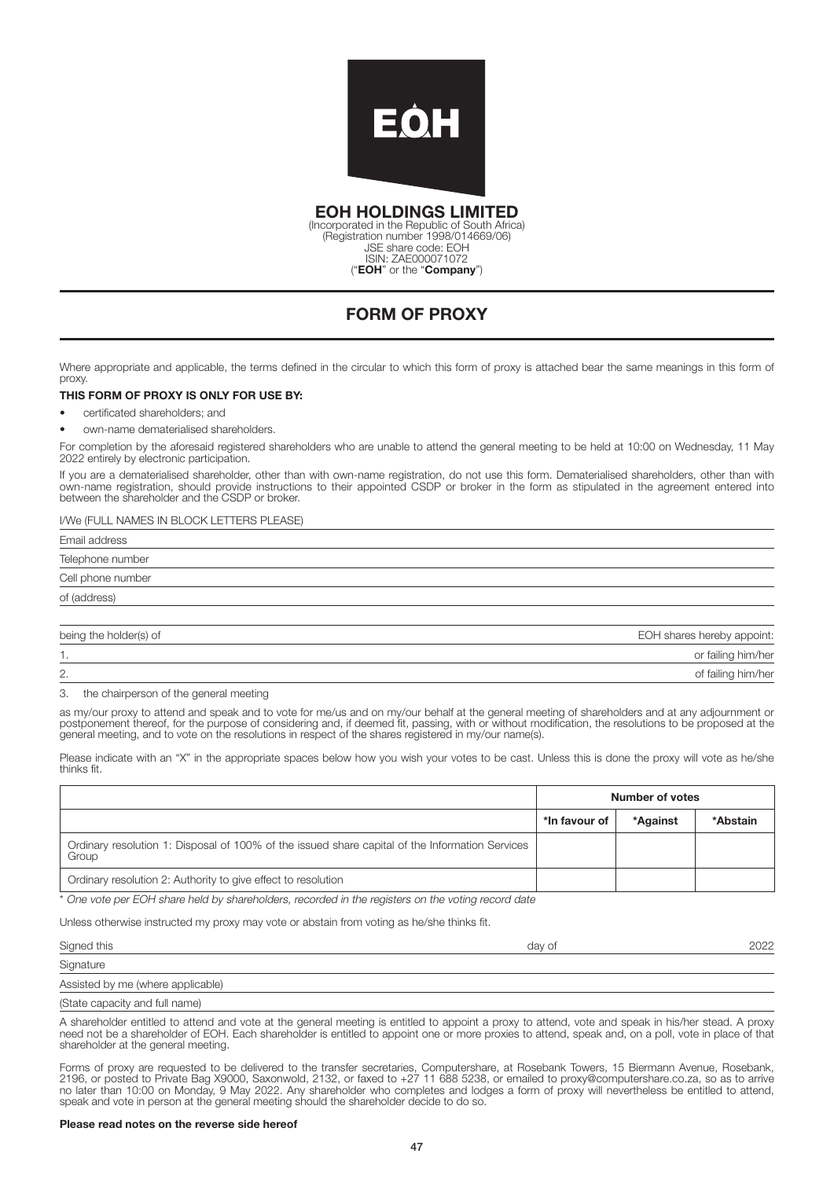# EOH HOLDINGS LIMITED

(Incorporated in the Republic of South Africa)
(Registration number 1998/014669/06)
JSE share code: EOH
ISIN: ZAE000071072
("**EOH**" or the "**Company**")

## FORM OF PROXY

Where appropriate and applicable, the terms defined in the circular to which this form of proxy is attached bear the same meanings in this form of proxy.

**THIS FORM OF PROXY IS ONLY FOR USE BY:**

- certificated shareholders; and
- own-name dematerialised shareholders.

For completion by the aforesaid registered shareholders who are unable to attend the general meeting to be held at 10:00 on Wednesday, 11 May 2022 entirely by electronic participation.

If you are a dematerialised shareholder, other than with own-name registration, do not use this form. Dematerialised shareholders, other than with own-name registration, should provide instructions to their appointed CSDP or broker in the form as stipulated in the agreement entered into between the shareholder and the CSDP or broker.

I/We (FULL NAMES IN BLOCK LETTERS PLEASE)

Email address

Telephone number

Cell phone number

of (address)

being the holder(s) of EOH shares hereby appoint:

1. or failing him/her
2. of failing him/her
3. the chairperson of the general meeting

as my/our proxy to attend and speak and to vote for me/us and on my/our behalf at the general meeting of shareholders and at any adjournment or postponement thereof, for the purpose of considering and, if deemed fit, passing, with or without modification, the resolutions to be proposed at the general meeting, and to vote on the resolutions in respect of the shares registered in my/our name(s).

Please indicate with an "X" in the appropriate spaces below how you wish your votes to be cast. Unless this is done the proxy will vote as he/she thinks fit.

| | Number of votes | | |
|---|---|---|---|
| | ***In favour of** | ***Against** | ***Abstain** |
| Ordinary resolution 1: Disposal of 100% of the issued share capital of the Information Services Group | | | |
| Ordinary resolution 2: Authority to give effect to resolution | | | |

\* *One vote per EOH share held by shareholders, recorded in the registers on the voting record date*

Unless otherwise instructed my proxy may vote or abstain from voting as he/she thinks fit.

Signed this day of 2022

Signature

Assisted by me (where applicable)

(State capacity and full name)

A shareholder entitled to attend and vote at the general meeting is entitled to appoint a proxy to attend, vote and speak in his/her stead. A proxy need not be a shareholder of EOH. Each shareholder is entitled to appoint one or more proxies to attend, speak and, on a poll, vote in place of that shareholder at the general meeting.

Forms of proxy are requested to be delivered to the transfer secretaries, Computershare, at Rosebank Towers, 15 Biermann Avenue, Rosebank, 2196, or posted to Private Bag X9000, Saxonwold, 2132, or faxed to +27 11 688 5238, or emailed to proxy@computershare.co.za, so as to arrive no later than 10:00 on Monday, 9 May 2022. Any shareholder who completes and lodges a form of proxy will nevertheless be entitled to attend, speak and vote in person at the general meeting should the shareholder decide to do so.

**Please read notes on the reverse side hereof**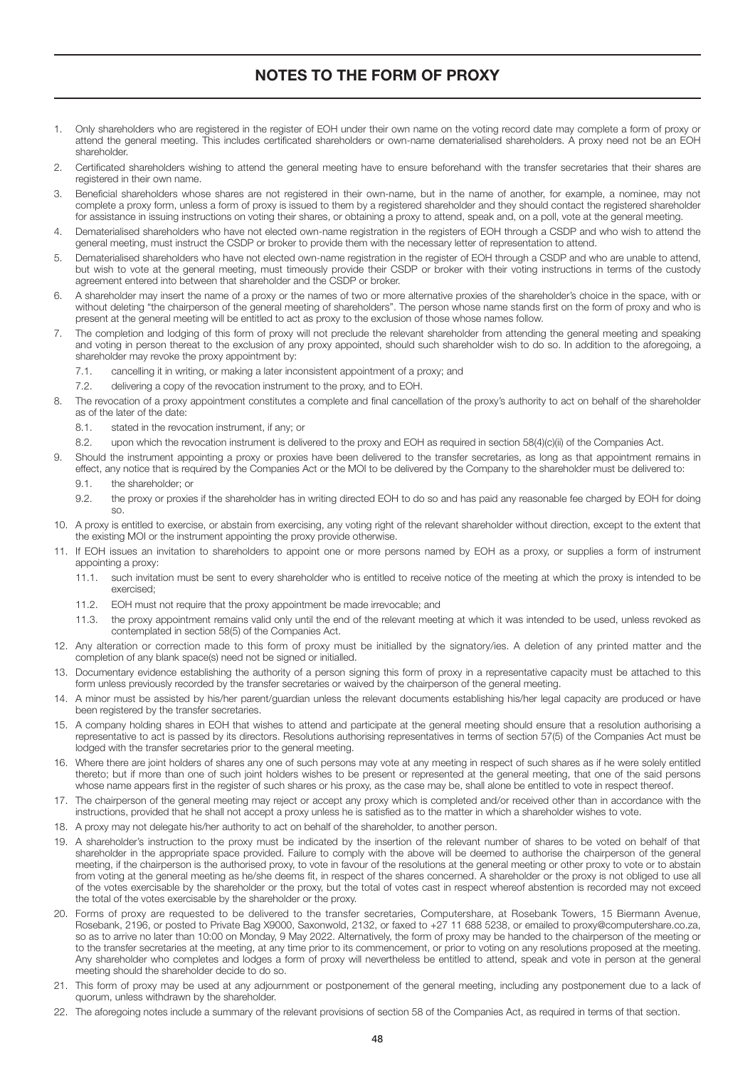# NOTES TO THE FORM OF PROXY

1. Only shareholders who are registered in the register of EOH under their own name on the voting record date may complete a form of proxy or attend the general meeting. This includes certificated shareholders or own-name dematerialised shareholders. A proxy need not be an EOH shareholder.
2. Certificated shareholders wishing to attend the general meeting have to ensure beforehand with the transfer secretaries that their shares are registered in their own name.
3. Beneficial shareholders whose shares are not registered in their own-name, but in the name of another, for example, a nominee, may not complete a proxy form, unless a form of proxy is issued to them by a registered shareholder and they should contact the registered shareholder for assistance in issuing instructions on voting their shares, or obtaining a proxy to attend, speak and, on a poll, vote at the general meeting.
4. Dematerialised shareholders who have not elected own-name registration in the registers of EOH through a CSDP and who wish to attend the general meeting, must instruct the CSDP or broker to provide them with the necessary letter of representation to attend.
5. Dematerialised shareholders who have not elected own-name registration in the register of EOH through a CSDP and who are unable to attend, but wish to vote at the general meeting, must timeously provide their CSDP or broker with their voting instructions in terms of the custody agreement entered into between that shareholder and the CSDP or broker.
6. A shareholder may insert the name of a proxy or the names of two or more alternative proxies of the shareholder's choice in the space, with or without deleting "the chairperson of the general meeting of shareholders". The person whose name stands first on the form of proxy and who is present at the general meeting will be entitled to act as proxy to the exclusion of those whose names follow.
7. The completion and lodging of this form of proxy will not preclude the relevant shareholder from attending the general meeting and speaking and voting in person thereat to the exclusion of any proxy appointed, should such shareholder wish to do so. In addition to the aforegoing, a shareholder may revoke the proxy appointment by:
   7.1. cancelling it in writing, or making a later inconsistent appointment of a proxy; and
   7.2. delivering a copy of the revocation instrument to the proxy, and to EOH.
8. The revocation of a proxy appointment constitutes a complete and final cancellation of the proxy's authority to act on behalf of the shareholder as of the later of the date:
   8.1. stated in the revocation instrument, if any; or
   8.2. upon which the revocation instrument is delivered to the proxy and EOH as required in section 58(4)(c)(ii) of the Companies Act.
9. Should the instrument appointing a proxy or proxies have been delivered to the transfer secretaries, as long as that appointment remains in effect, any notice that is required by the Companies Act or the MOI to be delivered by the Company to the shareholder must be delivered to:
   9.1. the shareholder; or
   9.2. the proxy or proxies if the shareholder has in writing directed EOH to do so and has paid any reasonable fee charged by EOH for doing so.
10. A proxy is entitled to exercise, or abstain from exercising, any voting right of the relevant shareholder without direction, except to the extent that the existing MOI or the instrument appointing the proxy provide otherwise.
11. If EOH issues an invitation to shareholders to appoint one or more persons named by EOH as a proxy, or supplies a form of instrument appointing a proxy:
    11.1. such invitation must be sent to every shareholder who is entitled to receive notice of the meeting at which the proxy is intended to be exercised;
    11.2. EOH must not require that the proxy appointment be made irrevocable; and
    11.3. the proxy appointment remains valid only until the end of the relevant meeting at which it was intended to be used, unless revoked as contemplated in section 58(5) of the Companies Act.
12. Any alteration or correction made to this form of proxy must be initialled by the signatory/ies. A deletion of any printed matter and the completion of any blank space(s) need not be signed or initialled.
13. Documentary evidence establishing the authority of a person signing this form of proxy in a representative capacity must be attached to this form unless previously recorded by the transfer secretaries or waived by the chairperson of the general meeting.
14. A minor must be assisted by his/her parent/guardian unless the relevant documents establishing his/her legal capacity are produced or have been registered by the transfer secretaries.
15. A company holding shares in EOH that wishes to attend and participate at the general meeting should ensure that a resolution authorising a representative to act is passed by its directors. Resolutions authorising representatives in terms of section 57(5) of the Companies Act must be lodged with the transfer secretaries prior to the general meeting.
16. Where there are joint holders of shares any one of such persons may vote at any meeting in respect of such shares as if he were solely entitled thereto; but if more than one of such joint holders wishes to be present or represented at the general meeting, that one of the said persons whose name appears first in the register of such shares or his proxy, as the case may be, shall alone be entitled to vote in respect thereof.
17. The chairperson of the general meeting may reject or accept any proxy which is completed and/or received other than in accordance with the instructions, provided that he shall not accept a proxy unless he is satisfied as to the matter in which a shareholder wishes to vote.
18. A proxy may not delegate his/her authority to act on behalf of the shareholder, to another person.
19. A shareholder's instruction to the proxy must be indicated by the insertion of the relevant number of shares to be voted on behalf of that shareholder in the appropriate space provided. Failure to comply with the above will be deemed to authorise the chairperson of the general meeting, if the chairperson is the authorised proxy, to vote in favour of the resolutions at the general meeting or other proxy to vote or to abstain from voting at the general meeting as he/she deems fit, in respect of the shares concerned. A shareholder or the proxy is not obliged to use all of the votes exercisable by the shareholder or the proxy, but the total of votes cast in respect whereof abstention is recorded may not exceed the total of the votes exercisable by the shareholder or the proxy.
20. Forms of proxy are requested to be delivered to the transfer secretaries, Computershare, at Rosebank Towers, 15 Biermann Avenue, Rosebank, 2196, or posted to Private Bag X9000, Saxonwold, 2132, or faxed to +27 11 688 5238, or emailed to proxy@computershare.co.za, so as to arrive no later than 10:00 on Monday, 9 May 2022. Alternatively, the form of proxy may be handed to the chairperson of the meeting or to the transfer secretaries at the meeting, at any time prior to its commencement, or prior to voting on any resolutions proposed at the meeting. Any shareholder who completes and lodges a form of proxy will nevertheless be entitled to attend, speak and vote in person at the general meeting should the shareholder decide to do so.
21. This form of proxy may be used at any adjournment or postponement of the general meeting, including any postponement due to a lack of quorum, unless withdrawn by the shareholder.
22. The aforegoing notes include a summary of the relevant provisions of section 58 of the Companies Act, as required in terms of that section.